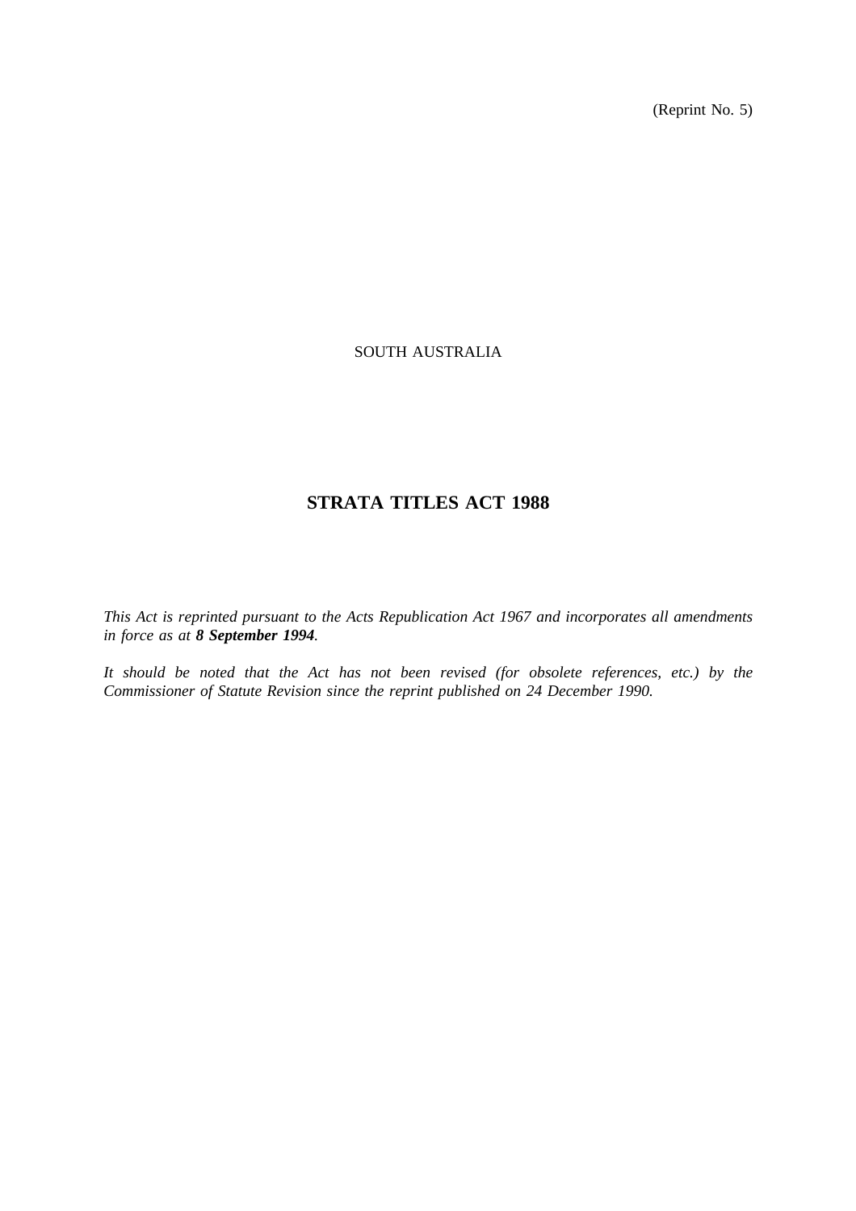(Reprint No. 5)

SOUTH AUSTRALIA

# STRATA TITLES ACT 1988

*This Act is reprinted pursuant to the Acts Republication Act 1967 and incorporates all amendments in force as at **8 September 1994**.*

*It should be noted that the Act has not been revised (for obsolete references, etc.) by the Commissioner of Statute Revision since the reprint published on 24 December 1990.*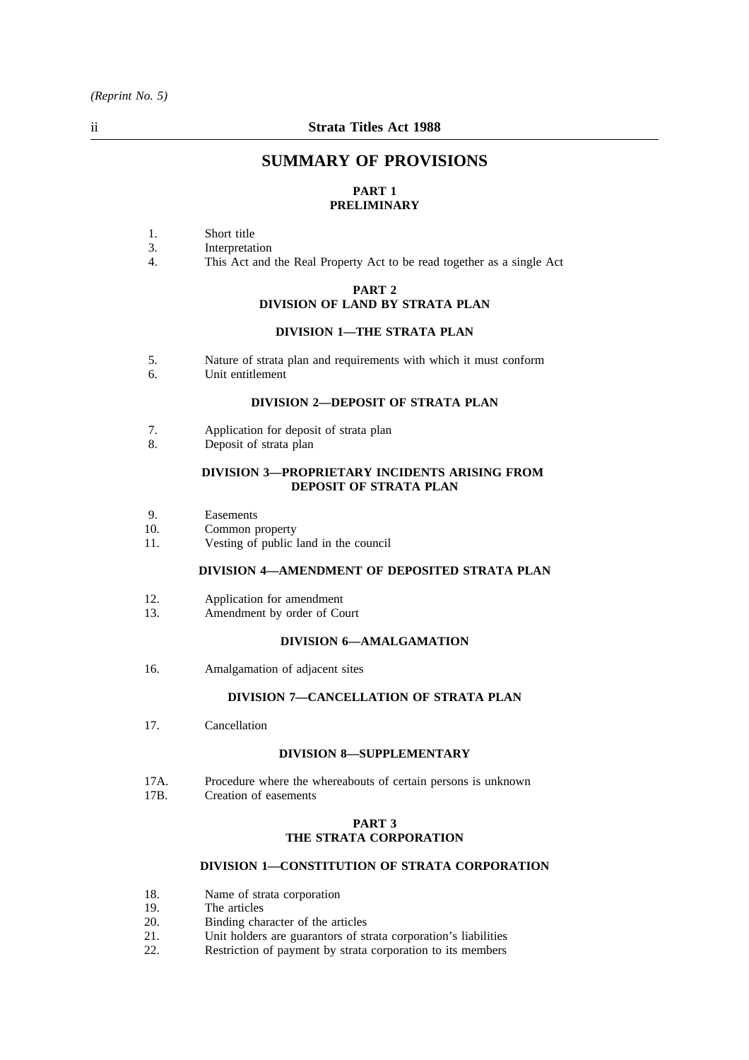*(Reprint No. 5)*

# SUMMARY OF PROVISIONS

## PART 1
## PRELIMINARY

1. Short title
3. Interpretation
4. This Act and the Real Property Act to be read together as a single Act

## PART 2
## DIVISION OF LAND BY STRATA PLAN

### DIVISION 1—THE STRATA PLAN

5. Nature of strata plan and requirements with which it must conform
6. Unit entitlement

### DIVISION 2—DEPOSIT OF STRATA PLAN

7. Application for deposit of strata plan
8. Deposit of strata plan

### DIVISION 3—PROPRIETARY INCIDENTS ARISING FROM DEPOSIT OF STRATA PLAN

9. Easements
10. Common property
11. Vesting of public land in the council

### DIVISION 4—AMENDMENT OF DEPOSITED STRATA PLAN

12. Application for amendment
13. Amendment by order of Court

### DIVISION 6—AMALGAMATION

16. Amalgamation of adjacent sites

### DIVISION 7—CANCELLATION OF STRATA PLAN

17. Cancellation

### DIVISION 8—SUPPLEMENTARY

17A. Procedure where the whereabouts of certain persons is unknown
17B. Creation of easements

## PART 3
## THE STRATA CORPORATION

### DIVISION 1—CONSTITUTION OF STRATA CORPORATION

18. Name of strata corporation
19. The articles
20. Binding character of the articles
21. Unit holders are guarantors of strata corporation's liabilities
22. Restriction of payment by strata corporation to its members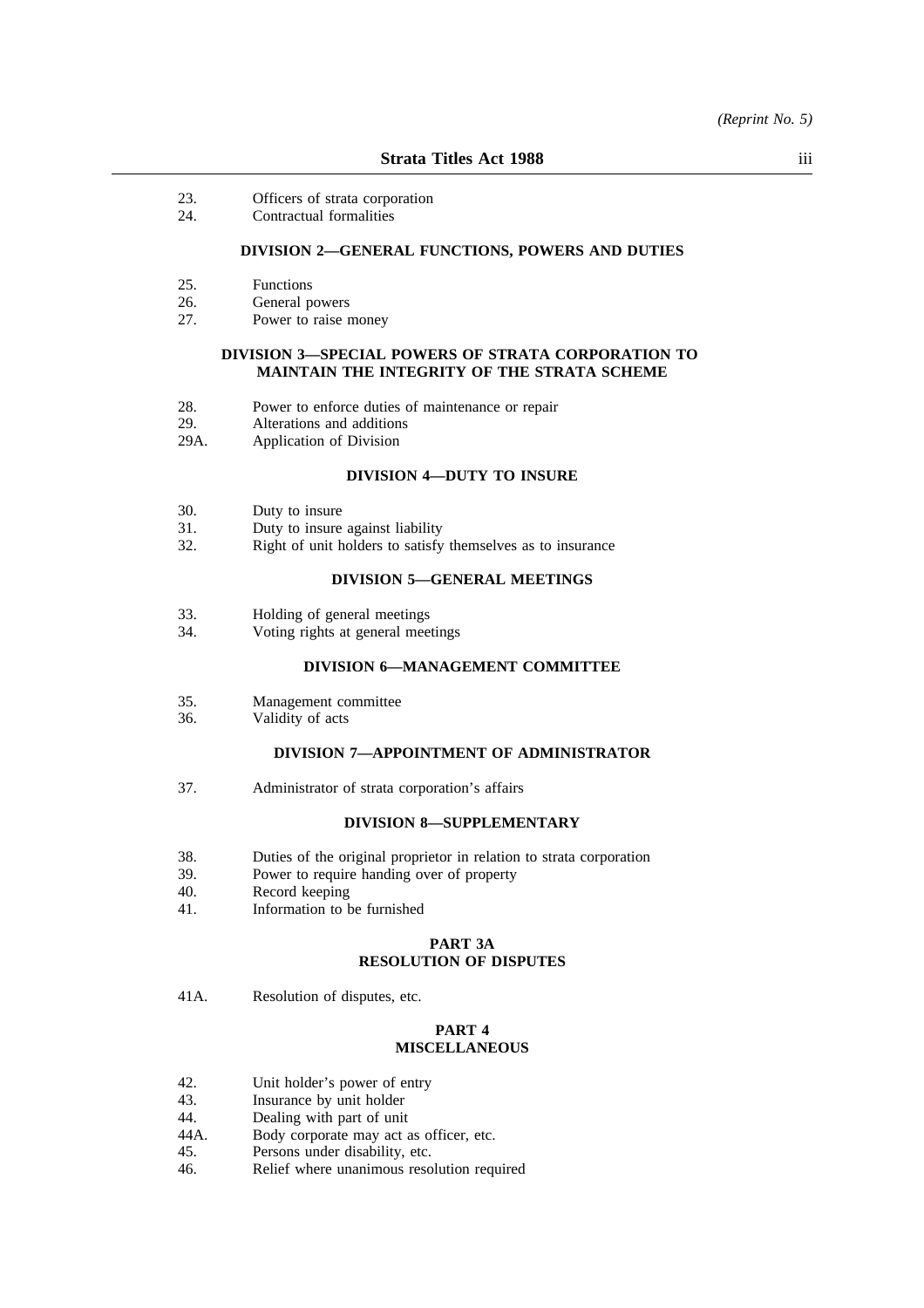23. Officers of strata corporation
24. Contractual formalities

### DIVISION 2—GENERAL FUNCTIONS, POWERS AND DUTIES

25. Functions
26. General powers
27. Power to raise money

### DIVISION 3—SPECIAL POWERS OF STRATA CORPORATION TO MAINTAIN THE INTEGRITY OF THE STRATA SCHEME

28. Power to enforce duties of maintenance or repair
29. Alterations and additions
29A. Application of Division

### DIVISION 4—DUTY TO INSURE

30. Duty to insure
31. Duty to insure against liability
32. Right of unit holders to satisfy themselves as to insurance

### DIVISION 5—GENERAL MEETINGS

33. Holding of general meetings
34. Voting rights at general meetings

### DIVISION 6—MANAGEMENT COMMITTEE

35. Management committee
36. Validity of acts

### DIVISION 7—APPOINTMENT OF ADMINISTRATOR

37. Administrator of strata corporation's affairs

### DIVISION 8—SUPPLEMENTARY

38. Duties of the original proprietor in relation to strata corporation
39. Power to require handing over of property
40. Record keeping
41. Information to be furnished

## PART 3A
## RESOLUTION OF DISPUTES

41A. Resolution of disputes, etc.

## PART 4
## MISCELLANEOUS

42. Unit holder's power of entry
43. Insurance by unit holder
44. Dealing with part of unit
44A. Body corporate may act as officer, etc.
45. Persons under disability, etc.
46. Relief where unanimous resolution required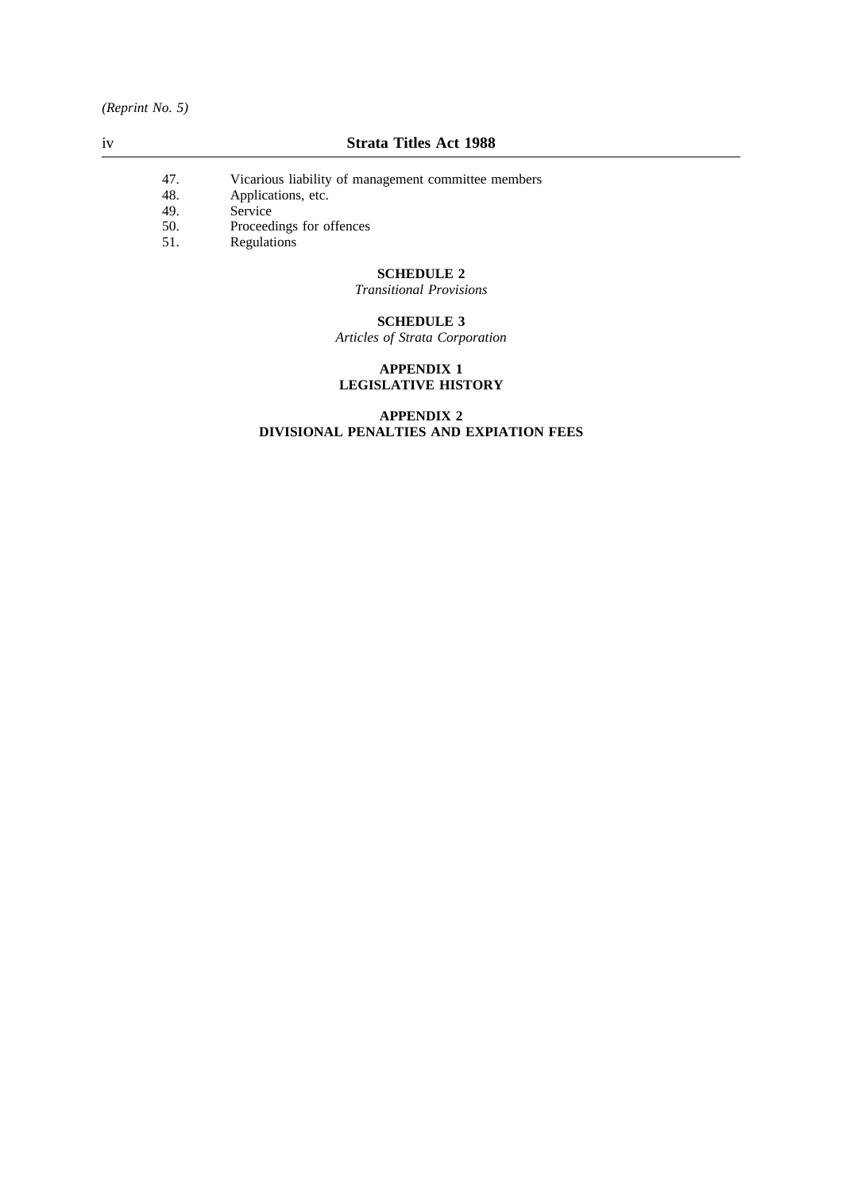47. Vicarious liability of management committee members
48. Applications, etc.
49. Service
50. Proceedings for offences
51. Regulations

**SCHEDULE 2**

*Transitional Provisions*

**SCHEDULE 3**

*Articles of Strata Corporation*

**APPENDIX 1**
**LEGISLATIVE HISTORY**

**APPENDIX 2**
**DIVISIONAL PENALTIES AND EXPIATION FEES**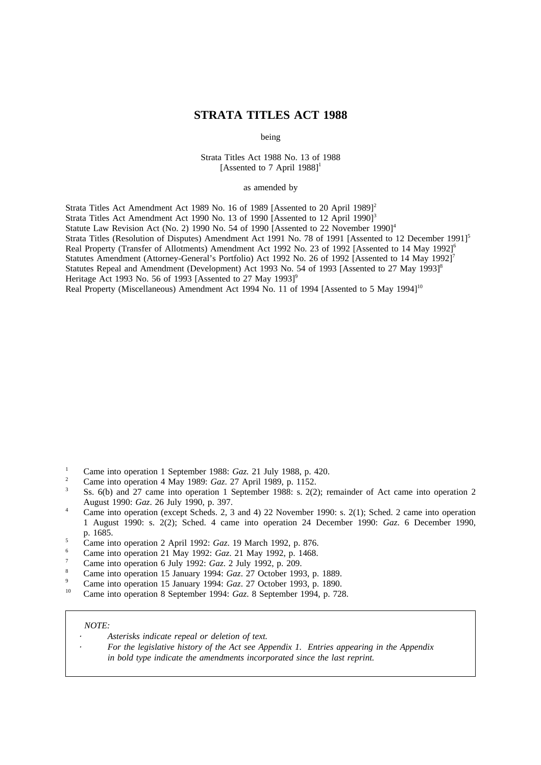# STRATA TITLES ACT 1988

being

Strata Titles Act 1988 No. 13 of 1988
[Assented to 7 April 1988][1]

as amended by

Strata Titles Act Amendment Act 1989 No. 16 of 1989 [Assented to 20 April 1989][2]
Strata Titles Act Amendment Act 1990 No. 13 of 1990 [Assented to 12 April 1990][3]
Statute Law Revision Act (No. 2) 1990 No. 54 of 1990 [Assented to 22 November 1990][4]
Strata Titles (Resolution of Disputes) Amendment Act 1991 No. 78 of 1991 [Assented to 12 December 1991][5]
Real Property (Transfer of Allotments) Amendment Act 1992 No. 23 of 1992 [Assented to 14 May 1992][6]
Statutes Amendment (Attorney-General's Portfolio) Act 1992 No. 26 of 1992 [Assented to 14 May 1992][7]
Statutes Repeal and Amendment (Development) Act 1993 No. 54 of 1993 [Assented to 27 May 1993][8]
Heritage Act 1993 No. 56 of 1993 [Assented to 27 May 1993][9]
Real Property (Miscellaneous) Amendment Act 1994 No. 11 of 1994 [Assented to 5 May 1994][10]

[1] Came into operation 1 September 1988: *Gaz.* 21 July 1988, p. 420.
[2] Came into operation 4 May 1989: *Gaz*. 27 April 1989, p. 1152.
[3] Ss. 6(b) and 27 came into operation 1 September 1988: s. 2(2); remainder of Act came into operation 2 August 1990: *Gaz*. 26 July 1990, p. 397.
[4] Came into operation (except Scheds. 2, 3 and 4) 22 November 1990: s. 2(1); Sched. 2 came into operation 1 August 1990: s. 2(2); Sched. 4 came into operation 24 December 1990: *Gaz*. 6 December 1990, p. 1685.
[5] Came into operation 2 April 1992: *Gaz*. 19 March 1992, p. 876.
[6] Came into operation 21 May 1992: *Gaz*. 21 May 1992, p. 1468.
[7] Came into operation 6 July 1992: *Gaz*. 2 July 1992, p. 209.
[8] Came into operation 15 January 1994: *Gaz*. 27 October 1993, p. 1889.
[9] Came into operation 15 January 1994: *Gaz*. 27 October 1993, p. 1890.
[10] Came into operation 8 September 1994: *Gaz*. 8 September 1994, p. 728.

*NOTE:*

- *Asterisks indicate repeal or deletion of text.*
- *For the legislative history of the Act see Appendix 1. Entries appearing in the Appendix in bold type indicate the amendments incorporated since the last reprint.*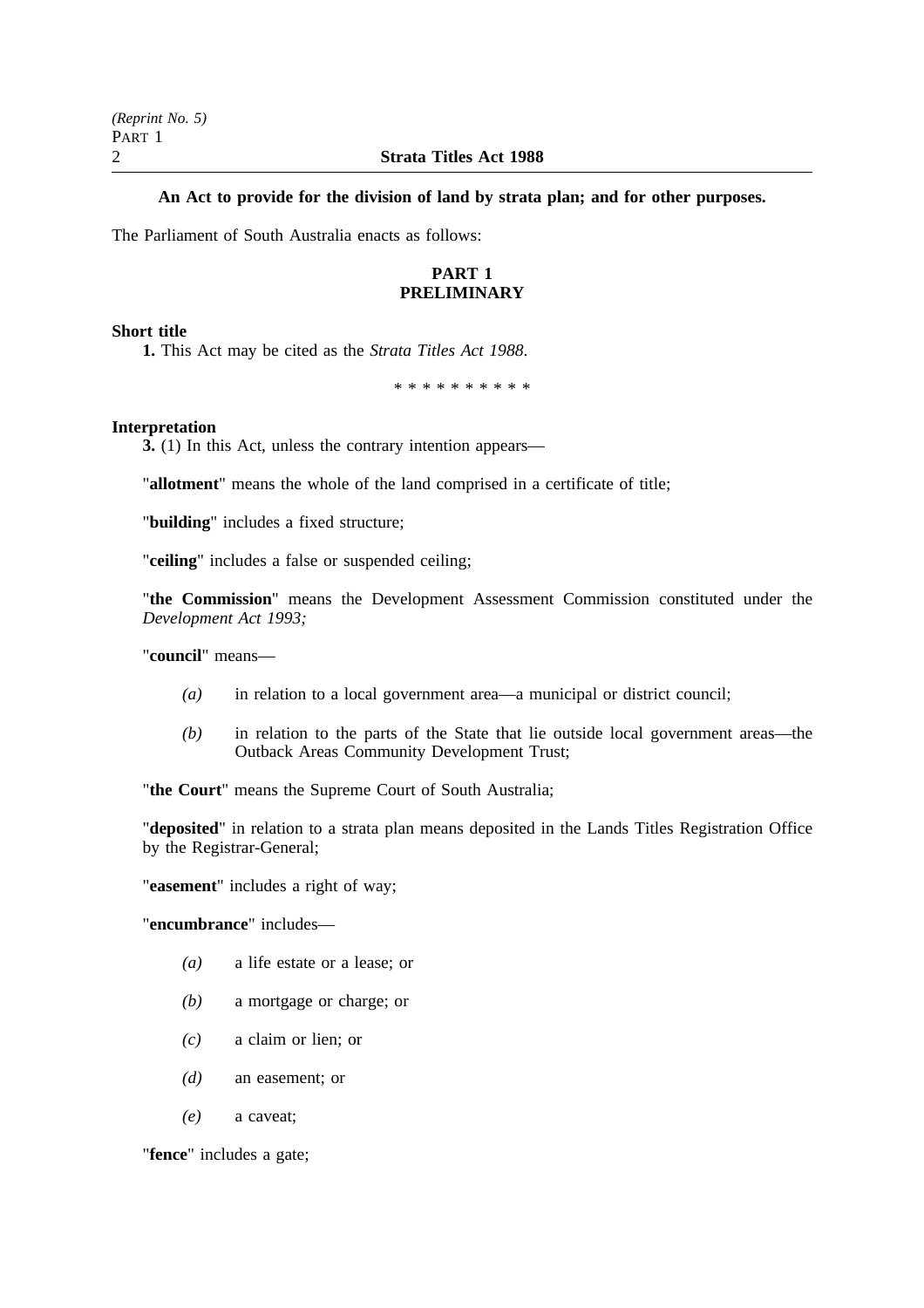**An Act to provide for the division of land by strata plan; and for other purposes.**

The Parliament of South Australia enacts as follows:

## PART 1
## PRELIMINARY

**Short title**

**1.** This Act may be cited as the *Strata Titles Act 1988*.

\* \* \* \* \* \* \* \* \* \*

**Interpretation**

**3.** (1) In this Act, unless the contrary intention appears—

"**allotment**" means the whole of the land comprised in a certificate of title;

"**building**" includes a fixed structure;

"**ceiling**" includes a false or suspended ceiling;

"**the Commission**" means the Development Assessment Commission constituted under the *Development Act 1993;*

"**council**" means—

*(a)* in relation to a local government area—a municipal or district council;

*(b)* in relation to the parts of the State that lie outside local government areas—the Outback Areas Community Development Trust;

"**the Court**" means the Supreme Court of South Australia;

"**deposited**" in relation to a strata plan means deposited in the Lands Titles Registration Office by the Registrar-General;

"**easement**" includes a right of way;

"**encumbrance**" includes—

*(a)* a life estate or a lease; or

*(b)* a mortgage or charge; or

*(c)* a claim or lien; or

*(d)* an easement; or

*(e)* a caveat;

"**fence**" includes a gate;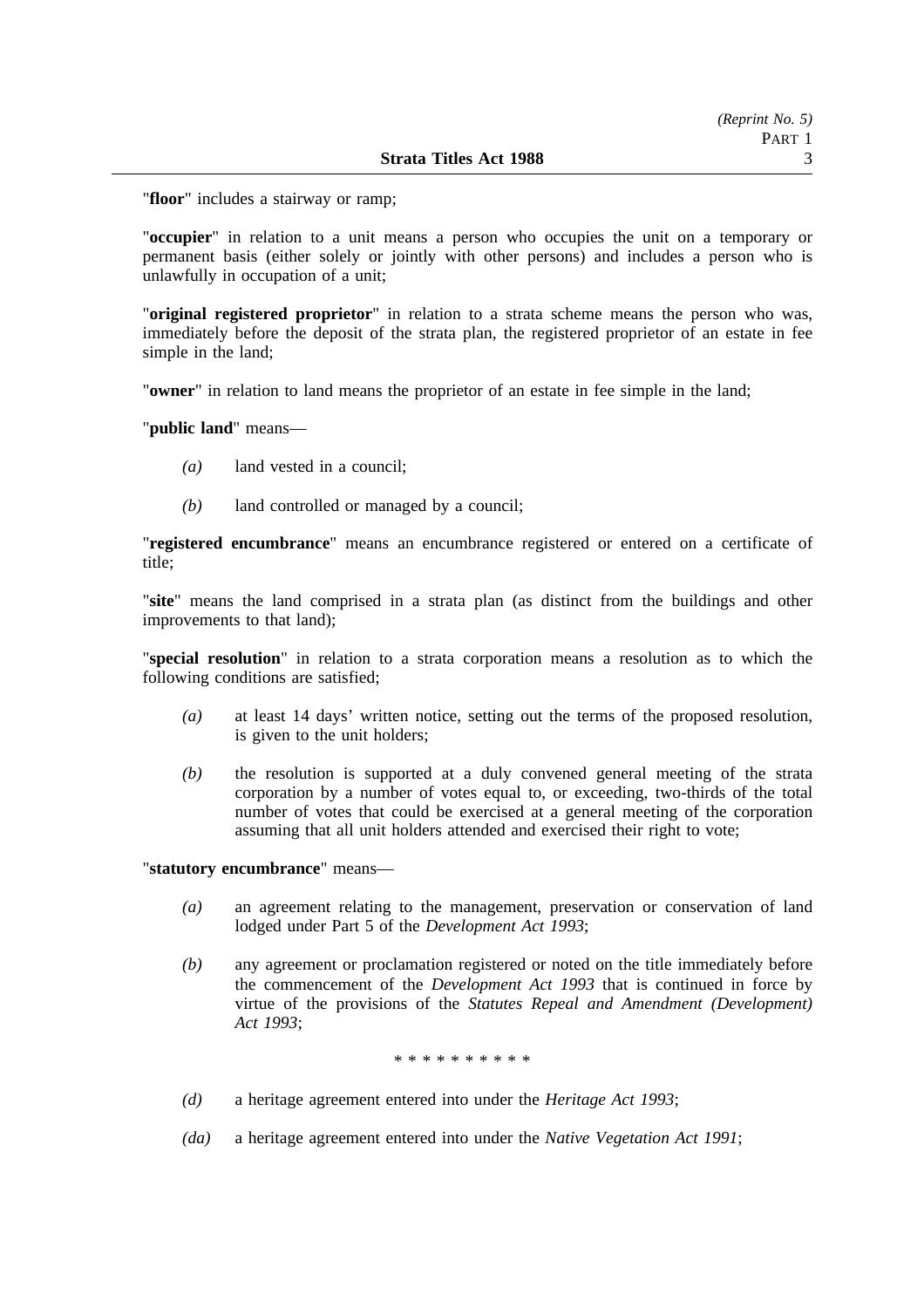"**floor**" includes a stairway or ramp;

"**occupier**" in relation to a unit means a person who occupies the unit on a temporary or permanent basis (either solely or jointly with other persons) and includes a person who is unlawfully in occupation of a unit;

"**original registered proprietor**" in relation to a strata scheme means the person who was, immediately before the deposit of the strata plan, the registered proprietor of an estate in fee simple in the land;

"**owner**" in relation to land means the proprietor of an estate in fee simple in the land;

"**public land**" means—

- *(a)* land vested in a council;
- *(b)* land controlled or managed by a council;

"**registered encumbrance**" means an encumbrance registered or entered on a certificate of title;

"**site**" means the land comprised in a strata plan (as distinct from the buildings and other improvements to that land);

"**special resolution**" in relation to a strata corporation means a resolution as to which the following conditions are satisfied;

- *(a)* at least 14 days' written notice, setting out the terms of the proposed resolution, is given to the unit holders;
- *(b)* the resolution is supported at a duly convened general meeting of the strata corporation by a number of votes equal to, or exceeding, two-thirds of the total number of votes that could be exercised at a general meeting of the corporation assuming that all unit holders attended and exercised their right to vote;

"**statutory encumbrance**" means—

- *(a)* an agreement relating to the management, preservation or conservation of land lodged under Part 5 of the *Development Act 1993*;
- *(b)* any agreement or proclamation registered or noted on the title immediately before the commencement of the *Development Act 1993* that is continued in force by virtue of the provisions of the *Statutes Repeal and Amendment (Development) Act 1993*;

\* \* \* \* \* \* \* \* \* \*

- *(d)* a heritage agreement entered into under the *Heritage Act 1993*;
- *(da)* a heritage agreement entered into under the *Native Vegetation Act 1991*;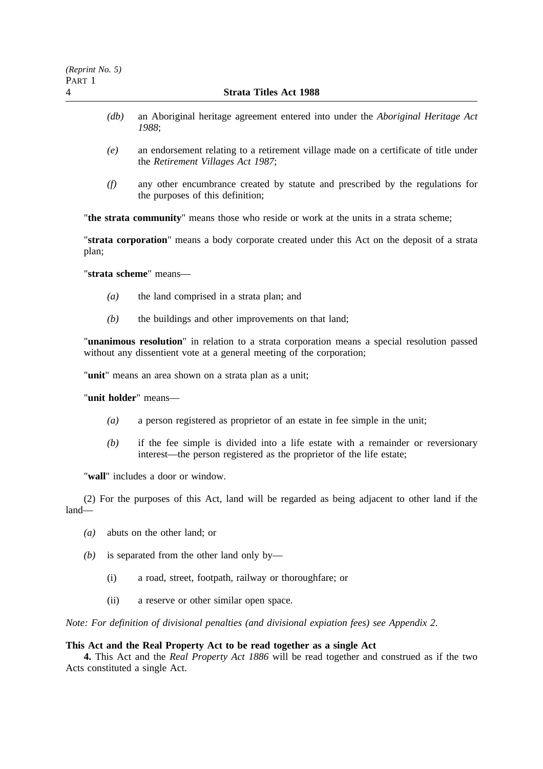*(db)* an Aboriginal heritage agreement entered into under the *Aboriginal Heritage Act 1988*;

*(e)* an endorsement relating to a retirement village made on a certificate of title under the *Retirement Villages Act 1987*;

*(f)* any other encumbrance created by statute and prescribed by the regulations for the purposes of this definition;

"**the strata community**" means those who reside or work at the units in a strata scheme;

"**strata corporation**" means a body corporate created under this Act on the deposit of a strata plan;

"**strata scheme**" means—

*(a)* the land comprised in a strata plan; and

*(b)* the buildings and other improvements on that land;

"**unanimous resolution**" in relation to a strata corporation means a special resolution passed without any dissentient vote at a general meeting of the corporation;

"**unit**" means an area shown on a strata plan as a unit;

"**unit holder**" means—

*(a)* a person registered as proprietor of an estate in fee simple in the unit;

*(b)* if the fee simple is divided into a life estate with a remainder or reversionary interest—the person registered as the proprietor of the life estate;

"**wall**" includes a door or window.

(2) For the purposes of this Act, land will be regarded as being adjacent to other land if the land—

*(a)* abuts on the other land; or

*(b)* is separated from the other land only by—

(i) a road, street, footpath, railway or thoroughfare; or

(ii) a reserve or other similar open space.

*Note: For definition of divisional penalties (and divisional expiation fees) see Appendix 2.*

**This Act and the Real Property Act to be read together as a single Act**

**4.** This Act and the *Real Property Act 1886* will be read together and construed as if the two Acts constituted a single Act.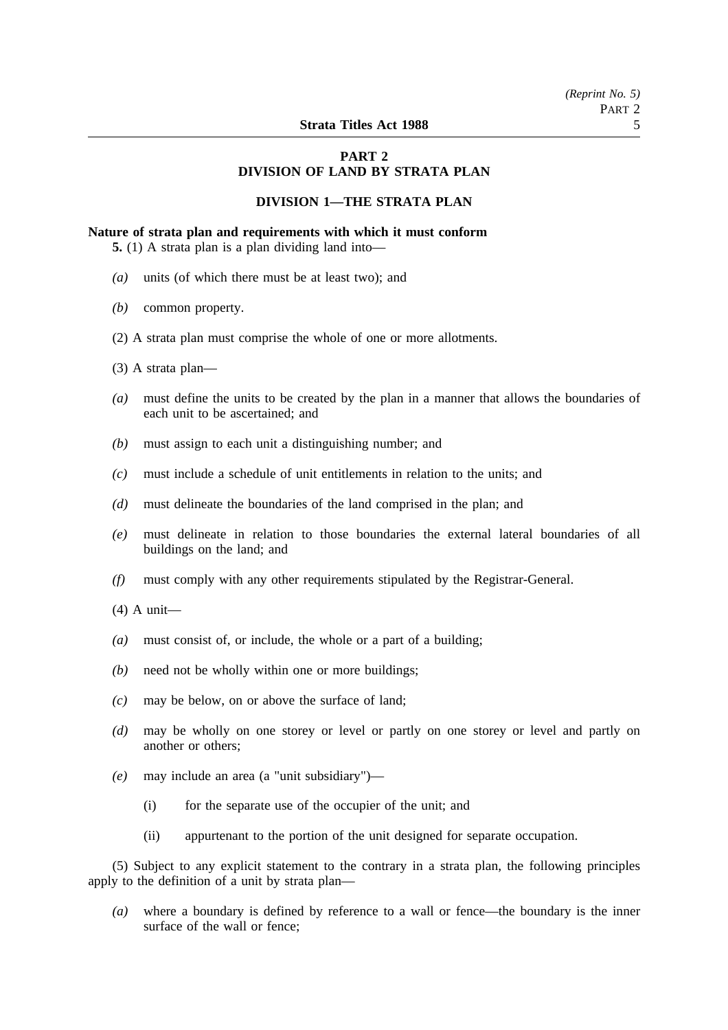## PART 2
## DIVISION OF LAND BY STRATA PLAN

### DIVISION 1—THE STRATA PLAN

**Nature of strata plan and requirements with which it must conform**

**5.** (1) A strata plan is a plan dividing land into—

*(a)* units (of which there must be at least two); and

*(b)* common property.

(2) A strata plan must comprise the whole of one or more allotments.

(3) A strata plan—

*(a)* must define the units to be created by the plan in a manner that allows the boundaries of each unit to be ascertained; and

*(b)* must assign to each unit a distinguishing number; and

*(c)* must include a schedule of unit entitlements in relation to the units; and

*(d)* must delineate the boundaries of the land comprised in the plan; and

*(e)* must delineate in relation to those boundaries the external lateral boundaries of all buildings on the land; and

*(f)* must comply with any other requirements stipulated by the Registrar-General.

(4) A unit—

*(a)* must consist of, or include, the whole or a part of a building;

*(b)* need not be wholly within one or more buildings;

*(c)* may be below, on or above the surface of land;

*(d)* may be wholly on one storey or level or partly on one storey or level and partly on another or others;

*(e)* may include an area (a "unit subsidiary")—

(i) for the separate use of the occupier of the unit; and

(ii) appurtenant to the portion of the unit designed for separate occupation.

(5) Subject to any explicit statement to the contrary in a strata plan, the following principles apply to the definition of a unit by strata plan—

*(a)* where a boundary is defined by reference to a wall or fence—the boundary is the inner surface of the wall or fence;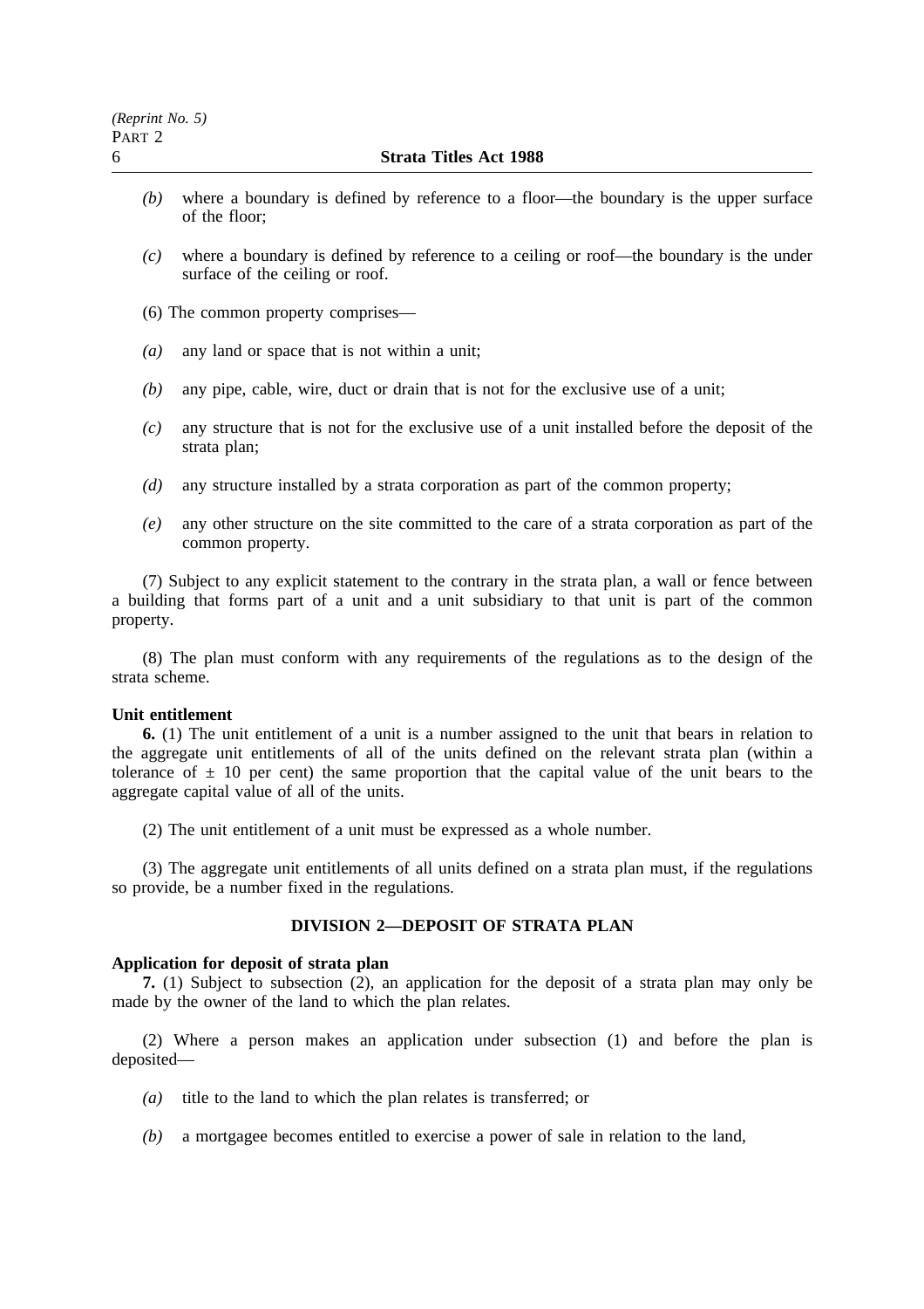*(b)* where a boundary is defined by reference to a floor—the boundary is the upper surface of the floor;

*(c)* where a boundary is defined by reference to a ceiling or roof—the boundary is the under surface of the ceiling or roof.

(6) The common property comprises—

*(a)* any land or space that is not within a unit;

*(b)* any pipe, cable, wire, duct or drain that is not for the exclusive use of a unit;

*(c)* any structure that is not for the exclusive use of a unit installed before the deposit of the strata plan;

*(d)* any structure installed by a strata corporation as part of the common property;

*(e)* any other structure on the site committed to the care of a strata corporation as part of the common property.

(7) Subject to any explicit statement to the contrary in the strata plan, a wall or fence between a building that forms part of a unit and a unit subsidiary to that unit is part of the common property.

(8) The plan must conform with any requirements of the regulations as to the design of the strata scheme.

**Unit entitlement**

**6.** (1) The unit entitlement of a unit is a number assigned to the unit that bears in relation to the aggregate unit entitlements of all of the units defined on the relevant strata plan (within a tolerance of $\pm$ 10 per cent) the same proportion that the capital value of the unit bears to the aggregate capital value of all of the units.

(2) The unit entitlement of a unit must be expressed as a whole number.

(3) The aggregate unit entitlements of all units defined on a strata plan must, if the regulations so provide, be a number fixed in the regulations.

## DIVISION 2—DEPOSIT OF STRATA PLAN

**Application for deposit of strata plan**

**7.** (1) Subject to subsection (2), an application for the deposit of a strata plan may only be made by the owner of the land to which the plan relates.

(2) Where a person makes an application under subsection (1) and before the plan is deposited—

*(a)* title to the land to which the plan relates is transferred; or

*(b)* a mortgagee becomes entitled to exercise a power of sale in relation to the land,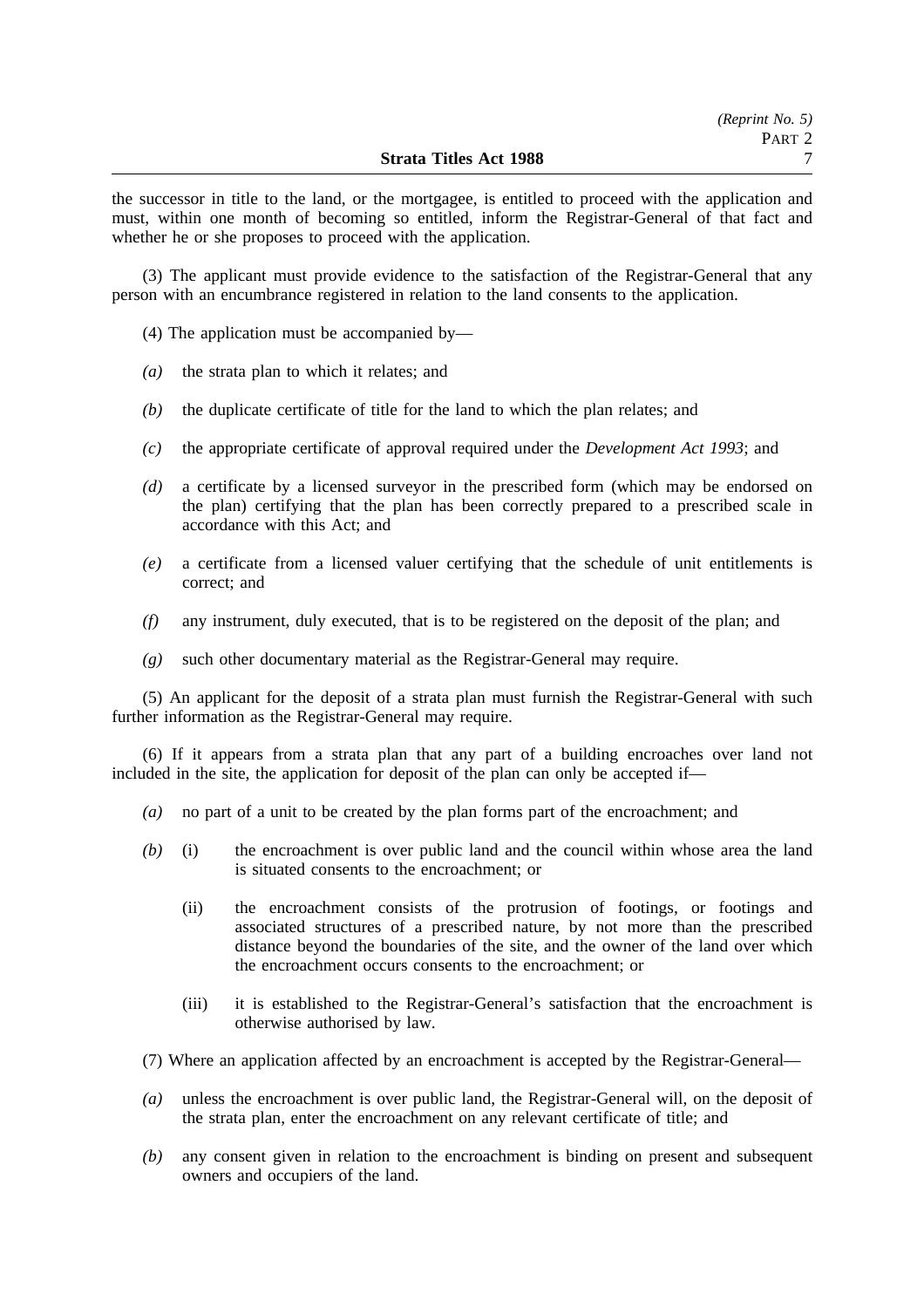the successor in title to the land, or the mortgagee, is entitled to proceed with the application and must, within one month of becoming so entitled, inform the Registrar-General of that fact and whether he or she proposes to proceed with the application.

(3) The applicant must provide evidence to the satisfaction of the Registrar-General that any person with an encumbrance registered in relation to the land consents to the application.

(4) The application must be accompanied by—

*(a)* the strata plan to which it relates; and

*(b)* the duplicate certificate of title for the land to which the plan relates; and

*(c)* the appropriate certificate of approval required under the *Development Act 1993*; and

*(d)* a certificate by a licensed surveyor in the prescribed form (which may be endorsed on the plan) certifying that the plan has been correctly prepared to a prescribed scale in accordance with this Act; and

*(e)* a certificate from a licensed valuer certifying that the schedule of unit entitlements is correct; and

*(f)* any instrument, duly executed, that is to be registered on the deposit of the plan; and

*(g)* such other documentary material as the Registrar-General may require.

(5) An applicant for the deposit of a strata plan must furnish the Registrar-General with such further information as the Registrar-General may require.

(6) If it appears from a strata plan that any part of a building encroaches over land not included in the site, the application for deposit of the plan can only be accepted if—

*(a)* no part of a unit to be created by the plan forms part of the encroachment; and

*(b)* (i) the encroachment is over public land and the council within whose area the land is situated consents to the encroachment; or

(ii) the encroachment consists of the protrusion of footings, or footings and associated structures of a prescribed nature, by not more than the prescribed distance beyond the boundaries of the site, and the owner of the land over which the encroachment occurs consents to the encroachment; or

(iii) it is established to the Registrar-General's satisfaction that the encroachment is otherwise authorised by law.

(7) Where an application affected by an encroachment is accepted by the Registrar-General—

*(a)* unless the encroachment is over public land, the Registrar-General will, on the deposit of the strata plan, enter the encroachment on any relevant certificate of title; and

*(b)* any consent given in relation to the encroachment is binding on present and subsequent owners and occupiers of the land.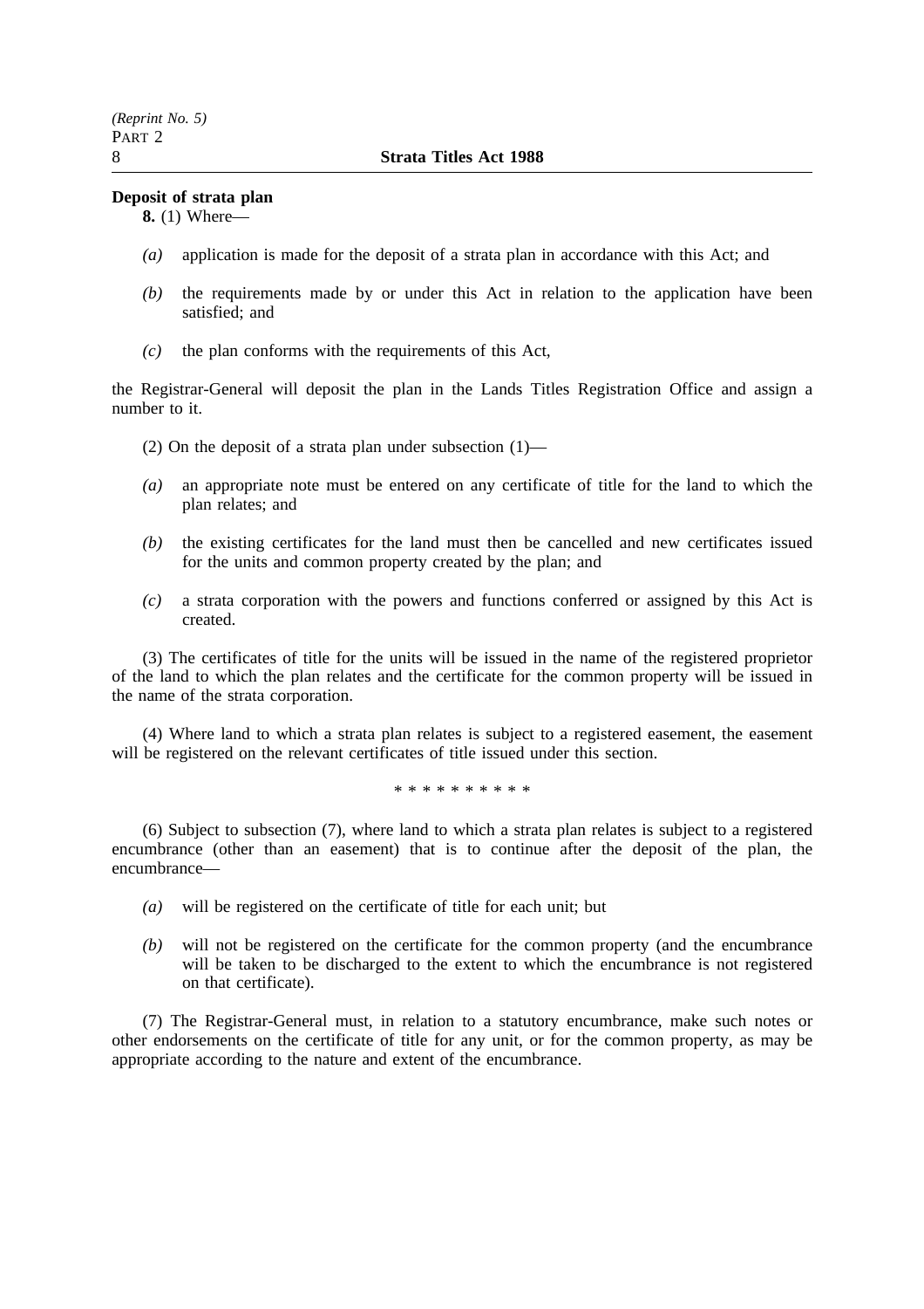**Deposit of strata plan**

**8.** (1) Where—

*(a)* application is made for the deposit of a strata plan in accordance with this Act; and

*(b)* the requirements made by or under this Act in relation to the application have been satisfied; and

*(c)* the plan conforms with the requirements of this Act,

the Registrar-General will deposit the plan in the Lands Titles Registration Office and assign a number to it.

(2) On the deposit of a strata plan under subsection (1)—

*(a)* an appropriate note must be entered on any certificate of title for the land to which the plan relates; and

*(b)* the existing certificates for the land must then be cancelled and new certificates issued for the units and common property created by the plan; and

*(c)* a strata corporation with the powers and functions conferred or assigned by this Act is created.

(3) The certificates of title for the units will be issued in the name of the registered proprietor of the land to which the plan relates and the certificate for the common property will be issued in the name of the strata corporation.

(4) Where land to which a strata plan relates is subject to a registered easement, the easement will be registered on the relevant certificates of title issued under this section.

\* \* \* \* \* \* \* \* \* \*

(6) Subject to subsection (7), where land to which a strata plan relates is subject to a registered encumbrance (other than an easement) that is to continue after the deposit of the plan, the encumbrance—

*(a)* will be registered on the certificate of title for each unit; but

*(b)* will not be registered on the certificate for the common property (and the encumbrance will be taken to be discharged to the extent to which the encumbrance is not registered on that certificate).

(7) The Registrar-General must, in relation to a statutory encumbrance, make such notes or other endorsements on the certificate of title for any unit, or for the common property, as may be appropriate according to the nature and extent of the encumbrance.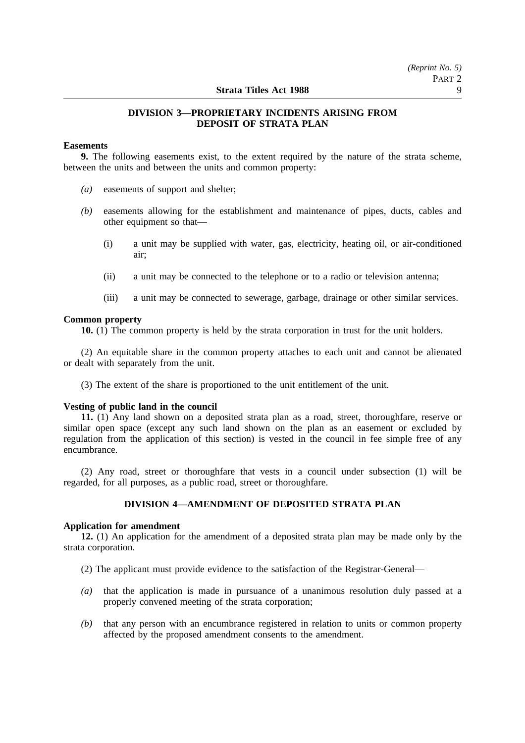## DIVISION 3—PROPRIETARY INCIDENTS ARISING FROM DEPOSIT OF STRATA PLAN

**Easements**

**9.** The following easements exist, to the extent required by the nature of the strata scheme, between the units and between the units and common property:

*(a)* easements of support and shelter;

*(b)* easements allowing for the establishment and maintenance of pipes, ducts, cables and other equipment so that—

(i) a unit may be supplied with water, gas, electricity, heating oil, or air-conditioned air;

(ii) a unit may be connected to the telephone or to a radio or television antenna;

(iii) a unit may be connected to sewerage, garbage, drainage or other similar services.

**Common property**

**10.** (1) The common property is held by the strata corporation in trust for the unit holders.

(2) An equitable share in the common property attaches to each unit and cannot be alienated or dealt with separately from the unit.

(3) The extent of the share is proportioned to the unit entitlement of the unit.

**Vesting of public land in the council**

**11.** (1) Any land shown on a deposited strata plan as a road, street, thoroughfare, reserve or similar open space (except any such land shown on the plan as an easement or excluded by regulation from the application of this section) is vested in the council in fee simple free of any encumbrance.

(2) Any road, street or thoroughfare that vests in a council under subsection (1) will be regarded, for all purposes, as a public road, street or thoroughfare.

## DIVISION 4—AMENDMENT OF DEPOSITED STRATA PLAN

**Application for amendment**

**12.** (1) An application for the amendment of a deposited strata plan may be made only by the strata corporation.

(2) The applicant must provide evidence to the satisfaction of the Registrar-General—

*(a)* that the application is made in pursuance of a unanimous resolution duly passed at a properly convened meeting of the strata corporation;

*(b)* that any person with an encumbrance registered in relation to units or common property affected by the proposed amendment consents to the amendment.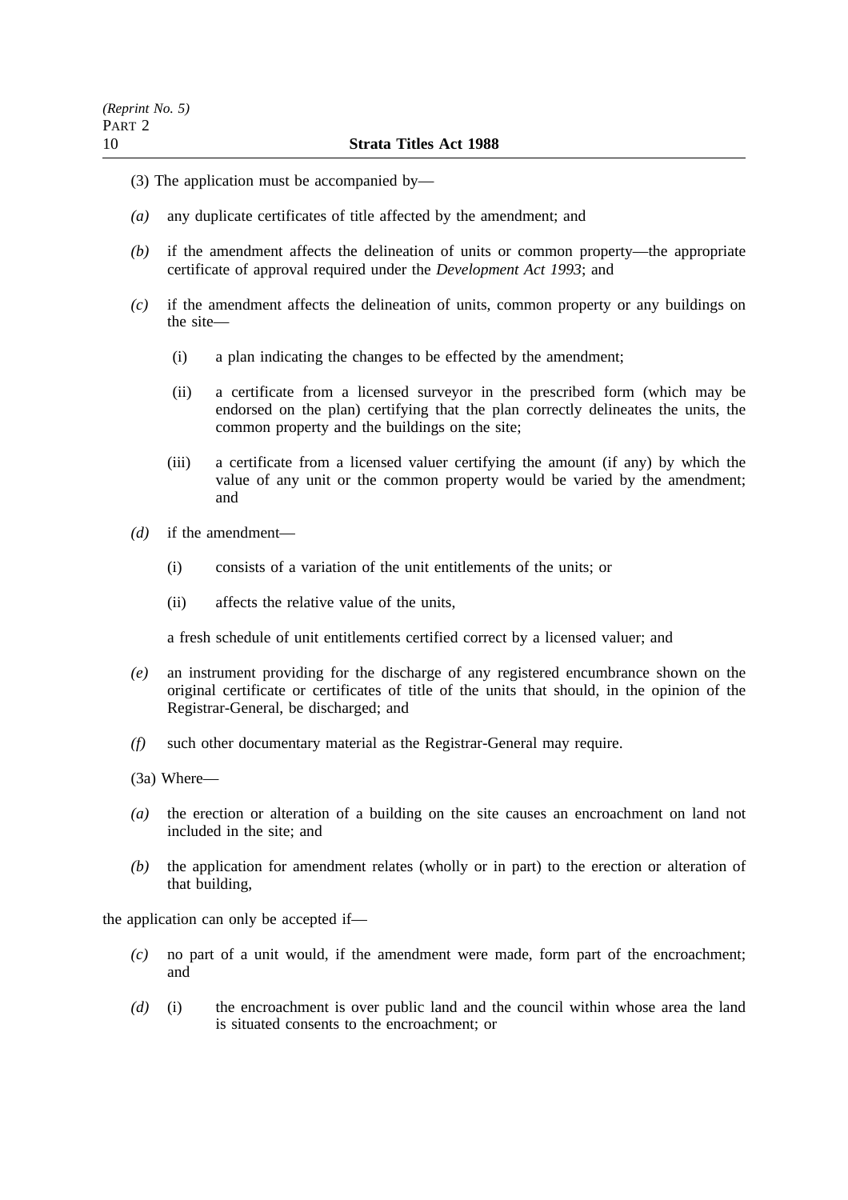(3) The application must be accompanied by—

*(a)* any duplicate certificates of title affected by the amendment; and

*(b)* if the amendment affects the delineation of units or common property—the appropriate certificate of approval required under the *Development Act 1993*; and

*(c)* if the amendment affects the delineation of units, common property or any buildings on the site—

 (i) a plan indicating the changes to be effected by the amendment;

 (ii) a certificate from a licensed surveyor in the prescribed form (which may be endorsed on the plan) certifying that the plan correctly delineates the units, the common property and the buildings on the site;

 (iii) a certificate from a licensed valuer certifying the amount (if any) by which the value of any unit or the common property would be varied by the amendment; and

*(d)* if the amendment—

 (i) consists of a variation of the unit entitlements of the units; or

 (ii) affects the relative value of the units,

 a fresh schedule of unit entitlements certified correct by a licensed valuer; and

*(e)* an instrument providing for the discharge of any registered encumbrance shown on the original certificate or certificates of title of the units that should, in the opinion of the Registrar-General, be discharged; and

*(f)* such other documentary material as the Registrar-General may require.

(3a) Where—

*(a)* the erection or alteration of a building on the site causes an encroachment on land not included in the site; and

*(b)* the application for amendment relates (wholly or in part) to the erection or alteration of that building,

the application can only be accepted if—

*(c)* no part of a unit would, if the amendment were made, form part of the encroachment; and

*(d)* (i) the encroachment is over public land and the council within whose area the land is situated consents to the encroachment; or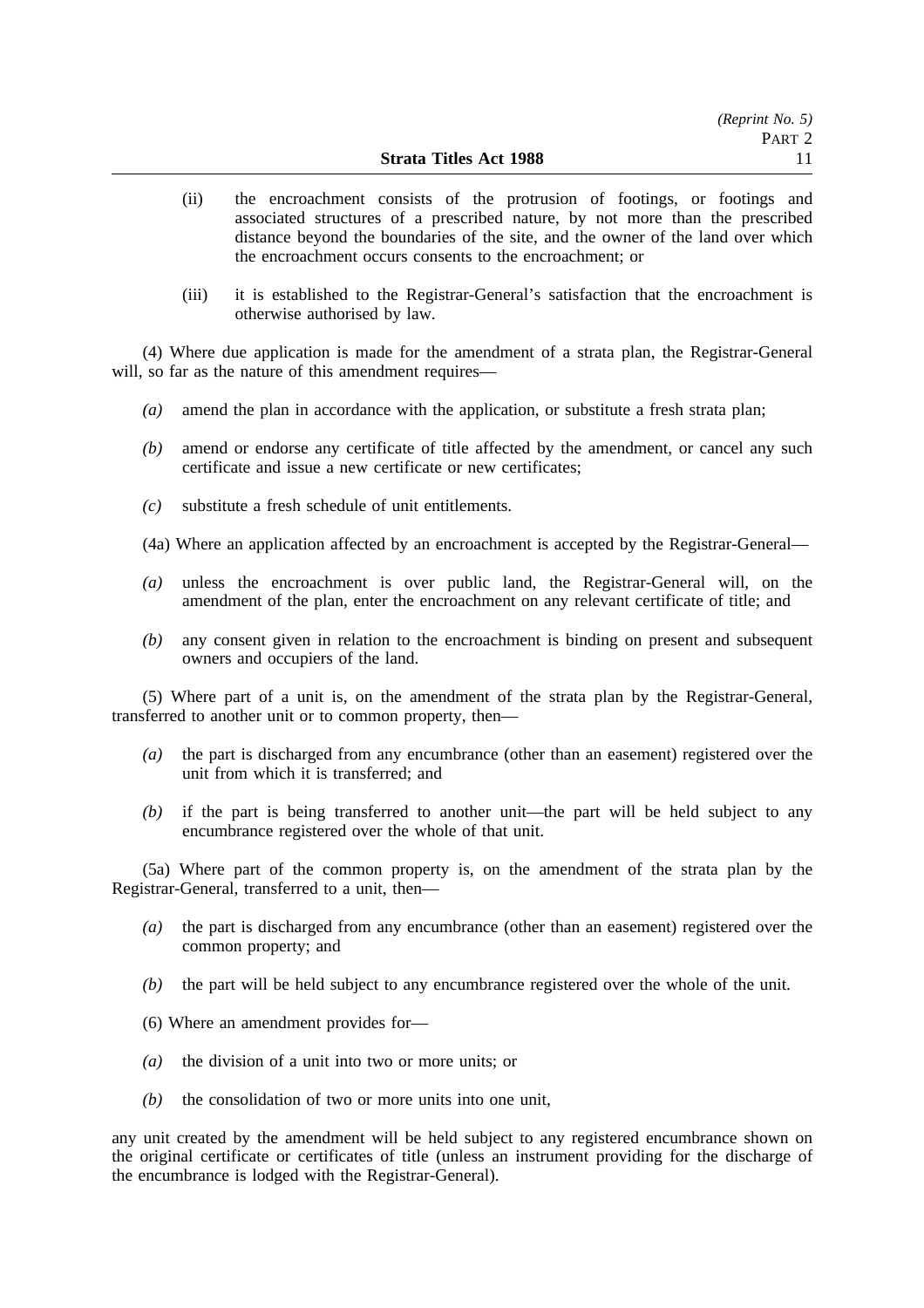(ii) the encroachment consists of the protrusion of footings, or footings and associated structures of a prescribed nature, by not more than the prescribed distance beyond the boundaries of the site, and the owner of the land over which the encroachment occurs consents to the encroachment; or

(iii) it is established to the Registrar-General's satisfaction that the encroachment is otherwise authorised by law.

(4) Where due application is made for the amendment of a strata plan, the Registrar-General will, so far as the nature of this amendment requires—

*(a)* amend the plan in accordance with the application, or substitute a fresh strata plan;

*(b)* amend or endorse any certificate of title affected by the amendment, or cancel any such certificate and issue a new certificate or new certificates;

*(c)* substitute a fresh schedule of unit entitlements.

(4a) Where an application affected by an encroachment is accepted by the Registrar-General—

*(a)* unless the encroachment is over public land, the Registrar-General will, on the amendment of the plan, enter the encroachment on any relevant certificate of title; and

*(b)* any consent given in relation to the encroachment is binding on present and subsequent owners and occupiers of the land.

(5) Where part of a unit is, on the amendment of the strata plan by the Registrar-General, transferred to another unit or to common property, then—

*(a)* the part is discharged from any encumbrance (other than an easement) registered over the unit from which it is transferred; and

*(b)* if the part is being transferred to another unit—the part will be held subject to any encumbrance registered over the whole of that unit.

(5a) Where part of the common property is, on the amendment of the strata plan by the Registrar-General, transferred to a unit, then—

*(a)* the part is discharged from any encumbrance (other than an easement) registered over the common property; and

*(b)* the part will be held subject to any encumbrance registered over the whole of the unit.

(6) Where an amendment provides for—

*(a)* the division of a unit into two or more units; or

*(b)* the consolidation of two or more units into one unit,

any unit created by the amendment will be held subject to any registered encumbrance shown on the original certificate or certificates of title (unless an instrument providing for the discharge of the encumbrance is lodged with the Registrar-General).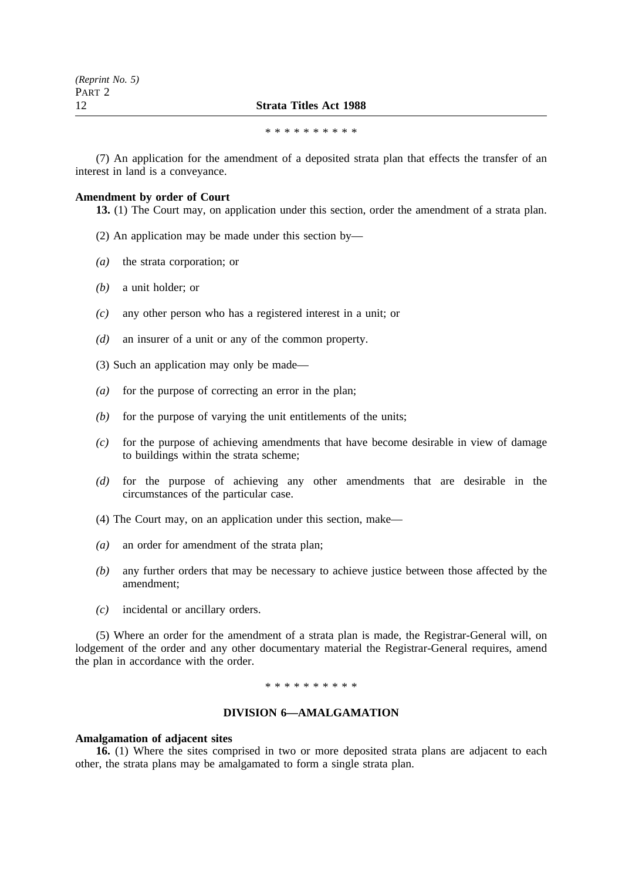\* \* \* \* \* \* \* \* \* \*

(7) An application for the amendment of a deposited strata plan that effects the transfer of an interest in land is a conveyance.

**Amendment by order of Court**

**13.** (1) The Court may, on application under this section, order the amendment of a strata plan.

(2) An application may be made under this section by—

*(a)* the strata corporation; or

*(b)* a unit holder; or

*(c)* any other person who has a registered interest in a unit; or

*(d)* an insurer of a unit or any of the common property.

(3) Such an application may only be made—

*(a)* for the purpose of correcting an error in the plan;

*(b)* for the purpose of varying the unit entitlements of the units;

*(c)* for the purpose of achieving amendments that have become desirable in view of damage to buildings within the strata scheme;

*(d)* for the purpose of achieving any other amendments that are desirable in the circumstances of the particular case.

(4) The Court may, on an application under this section, make—

*(a)* an order for amendment of the strata plan;

*(b)* any further orders that may be necessary to achieve justice between those affected by the amendment;

*(c)* incidental or ancillary orders.

(5) Where an order for the amendment of a strata plan is made, the Registrar-General will, on lodgement of the order and any other documentary material the Registrar-General requires, amend the plan in accordance with the order.

\* \* \* \* \* \* \* \* \* \*

## DIVISION 6—AMALGAMATION

**Amalgamation of adjacent sites**

**16.** (1) Where the sites comprised in two or more deposited strata plans are adjacent to each other, the strata plans may be amalgamated to form a single strata plan.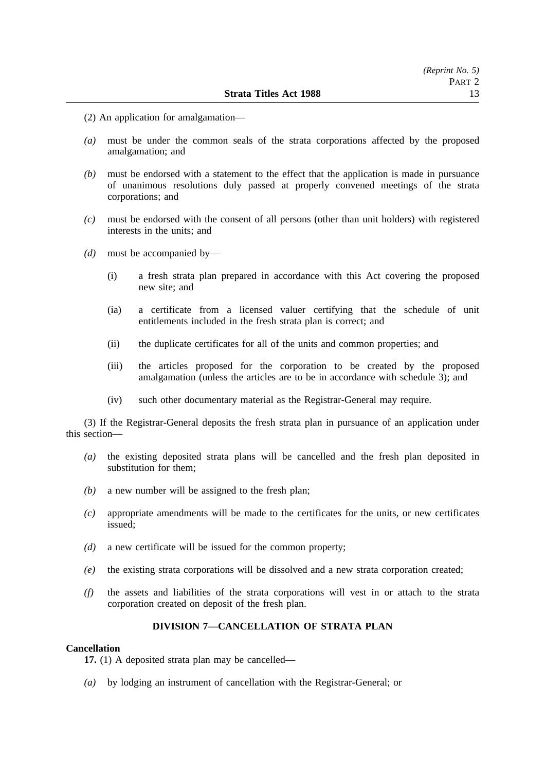(2) An application for amalgamation—

*(a)* must be under the common seals of the strata corporations affected by the proposed amalgamation; and

*(b)* must be endorsed with a statement to the effect that the application is made in pursuance of unanimous resolutions duly passed at properly convened meetings of the strata corporations; and

*(c)* must be endorsed with the consent of all persons (other than unit holders) with registered interests in the units; and

*(d)* must be accompanied by—

(i) a fresh strata plan prepared in accordance with this Act covering the proposed new site; and

(ia) a certificate from a licensed valuer certifying that the schedule of unit entitlements included in the fresh strata plan is correct; and

(ii) the duplicate certificates for all of the units and common properties; and

(iii) the articles proposed for the corporation to be created by the proposed amalgamation (unless the articles are to be in accordance with schedule 3); and

(iv) such other documentary material as the Registrar-General may require.

(3) If the Registrar-General deposits the fresh strata plan in pursuance of an application under this section—

*(a)* the existing deposited strata plans will be cancelled and the fresh plan deposited in substitution for them;

*(b)* a new number will be assigned to the fresh plan;

*(c)* appropriate amendments will be made to the certificates for the units, or new certificates issued;

*(d)* a new certificate will be issued for the common property;

*(e)* the existing strata corporations will be dissolved and a new strata corporation created;

*(f)* the assets and liabilities of the strata corporations will vest in or attach to the strata corporation created on deposit of the fresh plan.

## DIVISION 7—CANCELLATION OF STRATA PLAN

**Cancellation**

**17.** (1) A deposited strata plan may be cancelled—

*(a)* by lodging an instrument of cancellation with the Registrar-General; or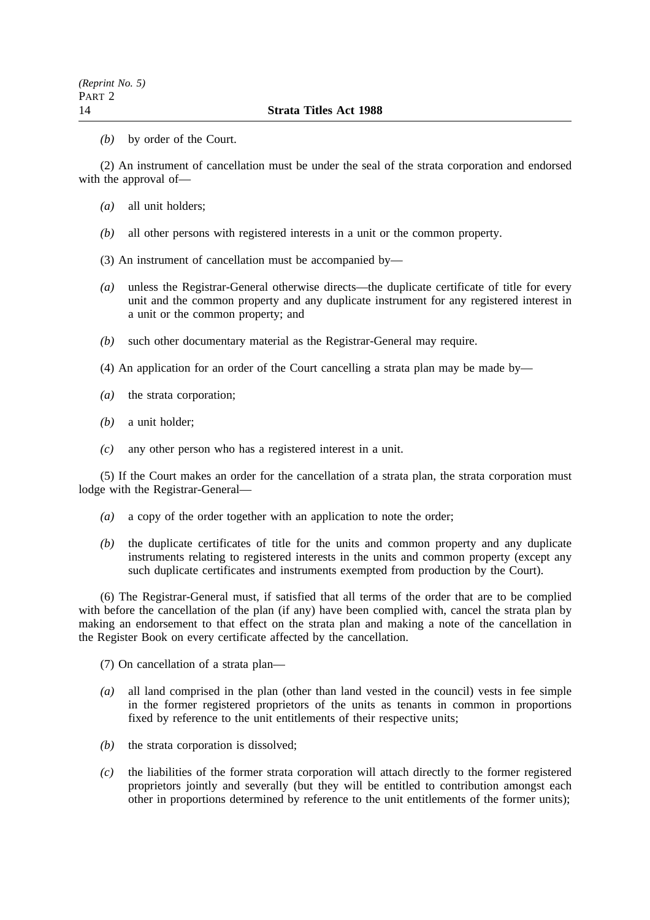*(b)* by order of the Court.

(2) An instrument of cancellation must be under the seal of the strata corporation and endorsed with the approval of—

*(a)* all unit holders;

*(b)* all other persons with registered interests in a unit or the common property.

(3) An instrument of cancellation must be accompanied by—

*(a)* unless the Registrar-General otherwise directs—the duplicate certificate of title for every unit and the common property and any duplicate instrument for any registered interest in a unit or the common property; and

*(b)* such other documentary material as the Registrar-General may require.

(4) An application for an order of the Court cancelling a strata plan may be made by—

*(a)* the strata corporation;

*(b)* a unit holder;

*(c)* any other person who has a registered interest in a unit.

(5) If the Court makes an order for the cancellation of a strata plan, the strata corporation must lodge with the Registrar-General—

*(a)* a copy of the order together with an application to note the order;

*(b)* the duplicate certificates of title for the units and common property and any duplicate instruments relating to registered interests in the units and common property (except any such duplicate certificates and instruments exempted from production by the Court).

(6) The Registrar-General must, if satisfied that all terms of the order that are to be complied with before the cancellation of the plan (if any) have been complied with, cancel the strata plan by making an endorsement to that effect on the strata plan and making a note of the cancellation in the Register Book on every certificate affected by the cancellation.

(7) On cancellation of a strata plan—

*(a)* all land comprised in the plan (other than land vested in the council) vests in fee simple in the former registered proprietors of the units as tenants in common in proportions fixed by reference to the unit entitlements of their respective units;

*(b)* the strata corporation is dissolved;

*(c)* the liabilities of the former strata corporation will attach directly to the former registered proprietors jointly and severally (but they will be entitled to contribution amongst each other in proportions determined by reference to the unit entitlements of the former units);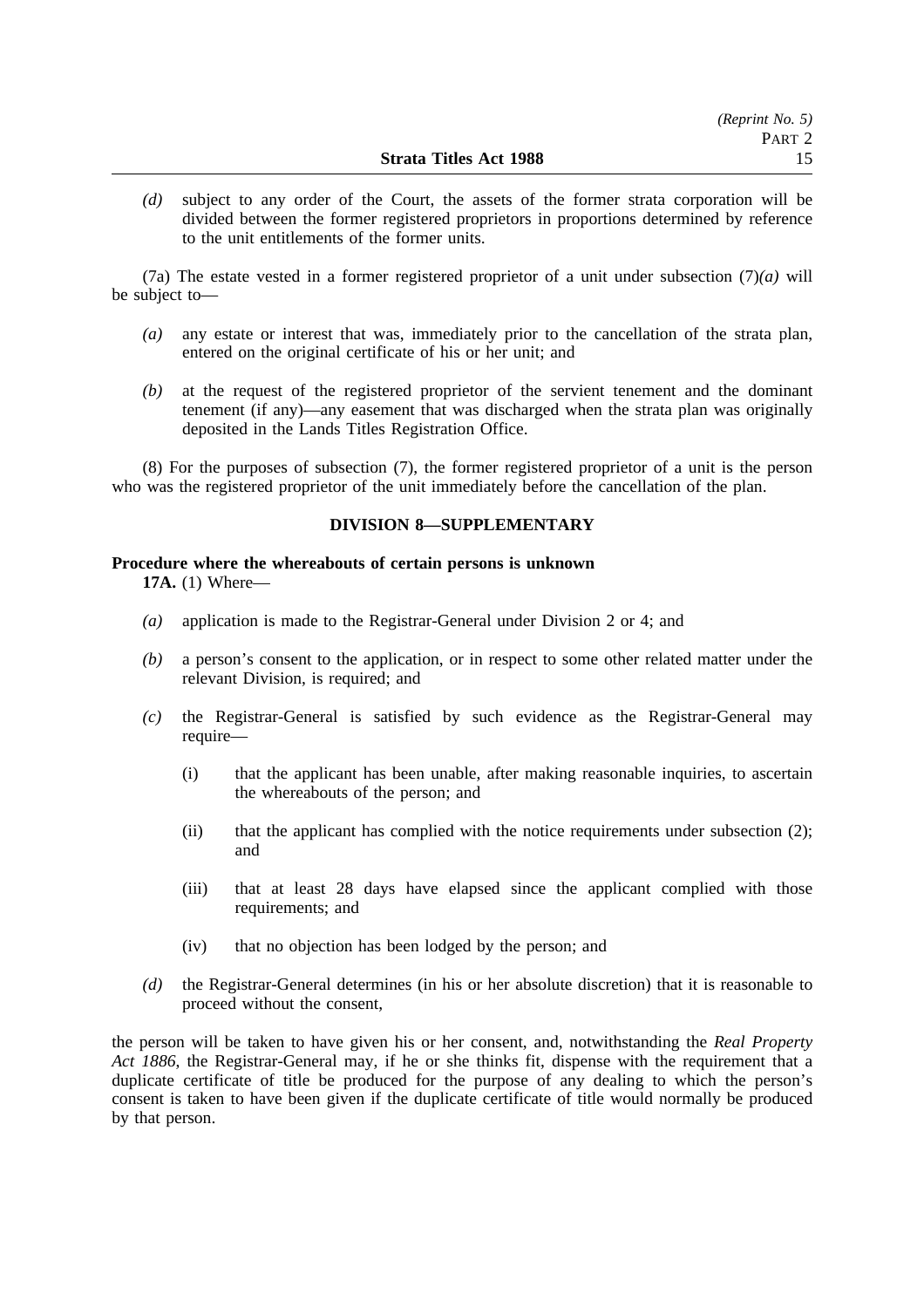*(d)* subject to any order of the Court, the assets of the former strata corporation will be divided between the former registered proprietors in proportions determined by reference to the unit entitlements of the former units.

(7a) The estate vested in a former registered proprietor of a unit under subsection (7)*(a)* will be subject to—

*(a)* any estate or interest that was, immediately prior to the cancellation of the strata plan, entered on the original certificate of his or her unit; and

*(b)* at the request of the registered proprietor of the servient tenement and the dominant tenement (if any)—any easement that was discharged when the strata plan was originally deposited in the Lands Titles Registration Office.

(8) For the purposes of subsection (7), the former registered proprietor of a unit is the person who was the registered proprietor of the unit immediately before the cancellation of the plan.

## DIVISION 8—SUPPLEMENTARY

**Procedure where the whereabouts of certain persons is unknown**

**17A.** (1) Where—

*(a)* application is made to the Registrar-General under Division 2 or 4; and

*(b)* a person's consent to the application, or in respect to some other related matter under the relevant Division, is required; and

*(c)* the Registrar-General is satisfied by such evidence as the Registrar-General may require—

(i) that the applicant has been unable, after making reasonable inquiries, to ascertain the whereabouts of the person; and

(ii) that the applicant has complied with the notice requirements under subsection (2); and

(iii) that at least 28 days have elapsed since the applicant complied with those requirements; and

(iv) that no objection has been lodged by the person; and

*(d)* the Registrar-General determines (in his or her absolute discretion) that it is reasonable to proceed without the consent,

the person will be taken to have given his or her consent, and, notwithstanding the *Real Property Act 1886*, the Registrar-General may, if he or she thinks fit, dispense with the requirement that a duplicate certificate of title be produced for the purpose of any dealing to which the person's consent is taken to have been given if the duplicate certificate of title would normally be produced by that person.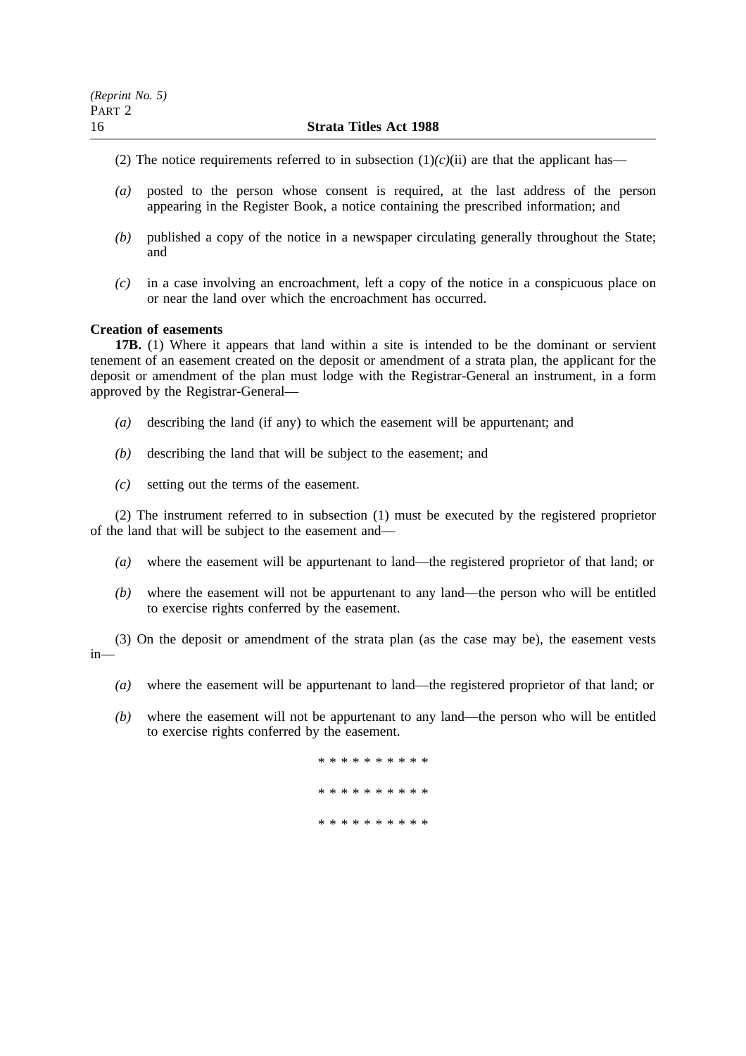(2) The notice requirements referred to in subsection (1)*(c)*(ii) are that the applicant has—

*(a)* posted to the person whose consent is required, at the last address of the person appearing in the Register Book, a notice containing the prescribed information; and

*(b)* published a copy of the notice in a newspaper circulating generally throughout the State; and

*(c)* in a case involving an encroachment, left a copy of the notice in a conspicuous place on or near the land over which the encroachment has occurred.

**Creation of easements**

**17B.** (1) Where it appears that land within a site is intended to be the dominant or servient tenement of an easement created on the deposit or amendment of a strata plan, the applicant for the deposit or amendment of the plan must lodge with the Registrar-General an instrument, in a form approved by the Registrar-General—

*(a)* describing the land (if any) to which the easement will be appurtenant; and

*(b)* describing the land that will be subject to the easement; and

*(c)* setting out the terms of the easement.

(2) The instrument referred to in subsection (1) must be executed by the registered proprietor of the land that will be subject to the easement and—

*(a)* where the easement will be appurtenant to land—the registered proprietor of that land; or

*(b)* where the easement will not be appurtenant to any land—the person who will be entitled to exercise rights conferred by the easement.

(3) On the deposit or amendment of the strata plan (as the case may be), the easement vests in—

*(a)* where the easement will be appurtenant to land—the registered proprietor of that land; or

*(b)* where the easement will not be appurtenant to any land—the person who will be entitled to exercise rights conferred by the easement.

* * * * * * * * * *

* * * * * * * * * *

* * * * * * * * * *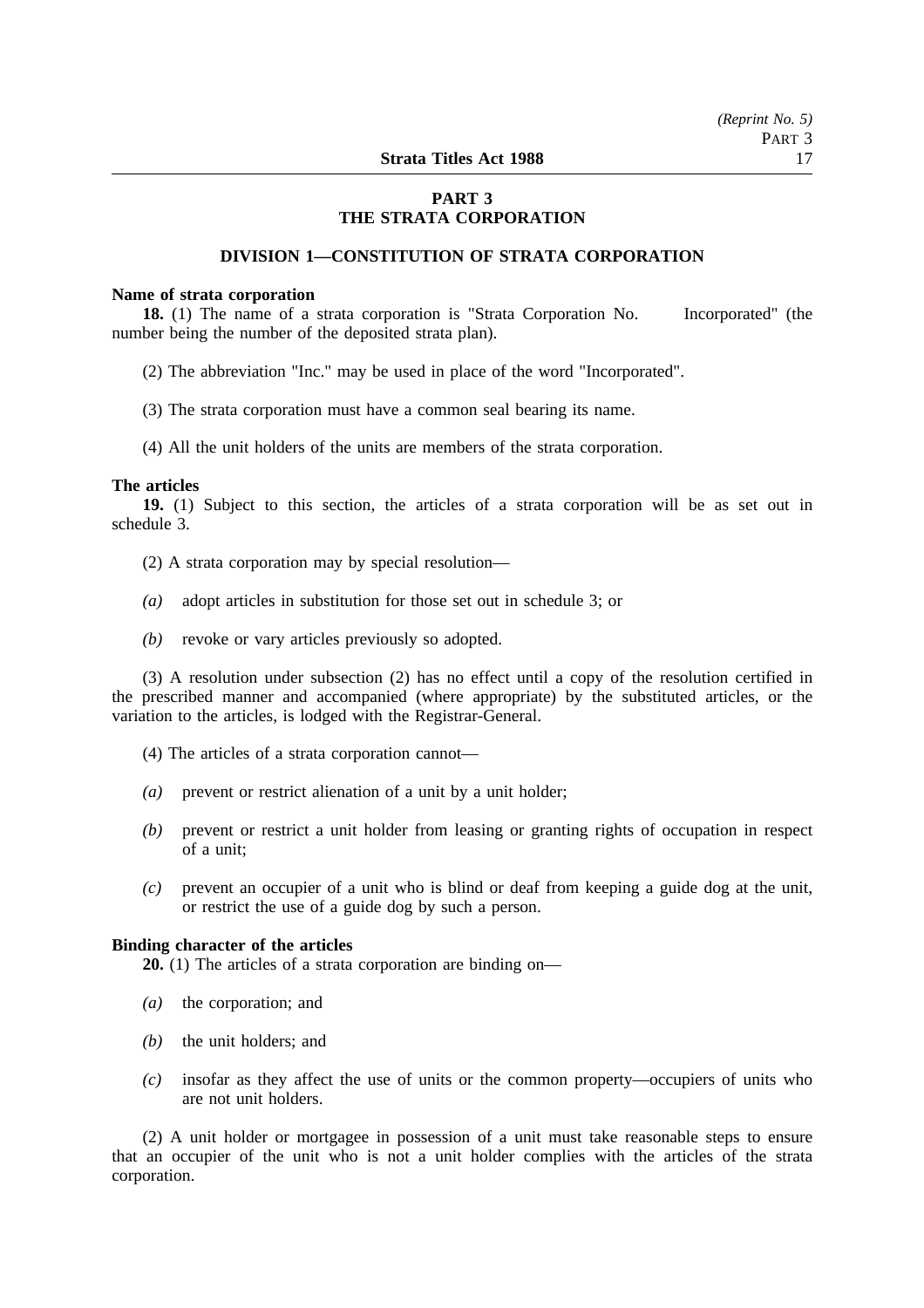## PART 3
## THE STRATA CORPORATION

### DIVISION 1—CONSTITUTION OF STRATA CORPORATION

**Name of strata corporation**

**18.** (1) The name of a strata corporation is "Strata Corporation No.      Incorporated" (the number being the number of the deposited strata plan).

(2) The abbreviation "Inc." may be used in place of the word "Incorporated".

(3) The strata corporation must have a common seal bearing its name.

(4) All the unit holders of the units are members of the strata corporation.

**The articles**

**19.** (1) Subject to this section, the articles of a strata corporation will be as set out in schedule 3.

(2) A strata corporation may by special resolution—

*(a)* adopt articles in substitution for those set out in schedule 3; or

*(b)* revoke or vary articles previously so adopted.

(3) A resolution under subsection (2) has no effect until a copy of the resolution certified in the prescribed manner and accompanied (where appropriate) by the substituted articles, or the variation to the articles, is lodged with the Registrar-General.

(4) The articles of a strata corporation cannot—

*(a)* prevent or restrict alienation of a unit by a unit holder;

*(b)* prevent or restrict a unit holder from leasing or granting rights of occupation in respect of a unit;

*(c)* prevent an occupier of a unit who is blind or deaf from keeping a guide dog at the unit, or restrict the use of a guide dog by such a person.

**Binding character of the articles**

**20.** (1) The articles of a strata corporation are binding on—

*(a)* the corporation; and

*(b)* the unit holders; and

*(c)* insofar as they affect the use of units or the common property—occupiers of units who are not unit holders.

(2) A unit holder or mortgagee in possession of a unit must take reasonable steps to ensure that an occupier of the unit who is not a unit holder complies with the articles of the strata corporation.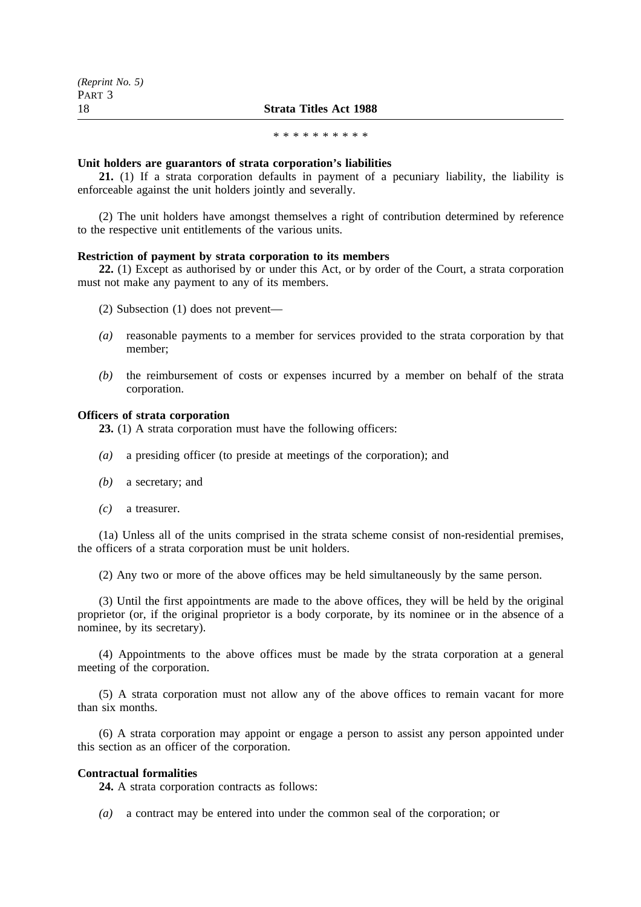\* \* \* \* \* \* \* \* \* \*

**Unit holders are guarantors of strata corporation's liabilities**

**21.** (1) If a strata corporation defaults in payment of a pecuniary liability, the liability is enforceable against the unit holders jointly and severally.

(2) The unit holders have amongst themselves a right of contribution determined by reference to the respective unit entitlements of the various units.

**Restriction of payment by strata corporation to its members**

**22.** (1) Except as authorised by or under this Act, or by order of the Court, a strata corporation must not make any payment to any of its members.

(2) Subsection (1) does not prevent—

*(a)* reasonable payments to a member for services provided to the strata corporation by that member;

*(b)* the reimbursement of costs or expenses incurred by a member on behalf of the strata corporation.

**Officers of strata corporation**

**23.** (1) A strata corporation must have the following officers:

*(a)* a presiding officer (to preside at meetings of the corporation); and

*(b)* a secretary; and

*(c)* a treasurer.

(1a) Unless all of the units comprised in the strata scheme consist of non-residential premises, the officers of a strata corporation must be unit holders.

(2) Any two or more of the above offices may be held simultaneously by the same person.

(3) Until the first appointments are made to the above offices, they will be held by the original proprietor (or, if the original proprietor is a body corporate, by its nominee or in the absence of a nominee, by its secretary).

(4) Appointments to the above offices must be made by the strata corporation at a general meeting of the corporation.

(5) A strata corporation must not allow any of the above offices to remain vacant for more than six months.

(6) A strata corporation may appoint or engage a person to assist any person appointed under this section as an officer of the corporation.

**Contractual formalities**

**24.** A strata corporation contracts as follows:

*(a)* a contract may be entered into under the common seal of the corporation; or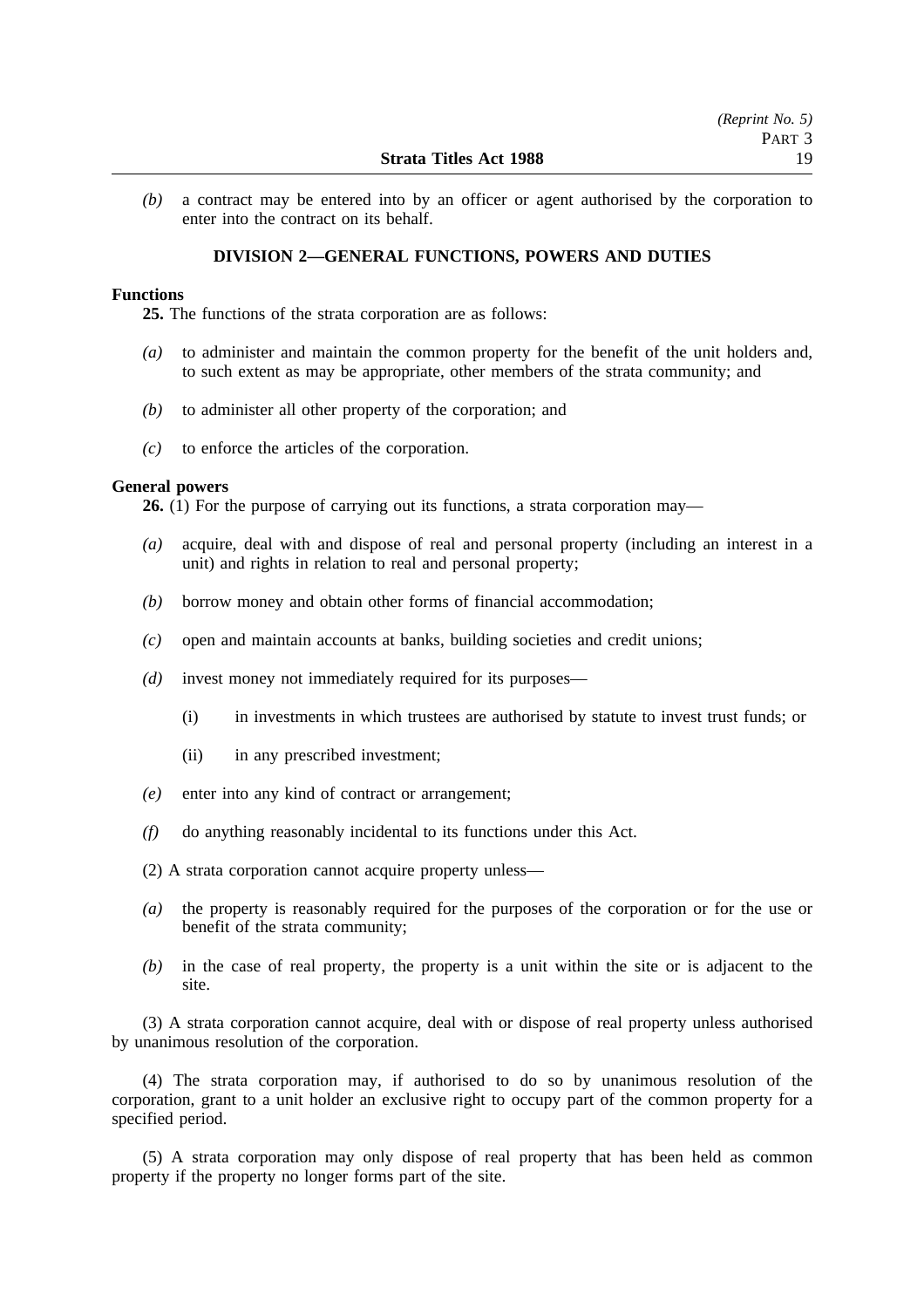*(b)* a contract may be entered into by an officer or agent authorised by the corporation to enter into the contract on its behalf.

## DIVISION 2—GENERAL FUNCTIONS, POWERS AND DUTIES

**Functions**

**25.** The functions of the strata corporation are as follows:

*(a)* to administer and maintain the common property for the benefit of the unit holders and, to such extent as may be appropriate, other members of the strata community; and

*(b)* to administer all other property of the corporation; and

*(c)* to enforce the articles of the corporation.

**General powers**

**26.** (1) For the purpose of carrying out its functions, a strata corporation may—

*(a)* acquire, deal with and dispose of real and personal property (including an interest in a unit) and rights in relation to real and personal property;

*(b)* borrow money and obtain other forms of financial accommodation;

*(c)* open and maintain accounts at banks, building societies and credit unions;

*(d)* invest money not immediately required for its purposes—

(i) in investments in which trustees are authorised by statute to invest trust funds; or

(ii) in any prescribed investment;

*(e)* enter into any kind of contract or arrangement;

*(f)* do anything reasonably incidental to its functions under this Act.

(2) A strata corporation cannot acquire property unless—

*(a)* the property is reasonably required for the purposes of the corporation or for the use or benefit of the strata community;

*(b)* in the case of real property, the property is a unit within the site or is adjacent to the site.

(3) A strata corporation cannot acquire, deal with or dispose of real property unless authorised by unanimous resolution of the corporation.

(4) The strata corporation may, if authorised to do so by unanimous resolution of the corporation, grant to a unit holder an exclusive right to occupy part of the common property for a specified period.

(5) A strata corporation may only dispose of real property that has been held as common property if the property no longer forms part of the site.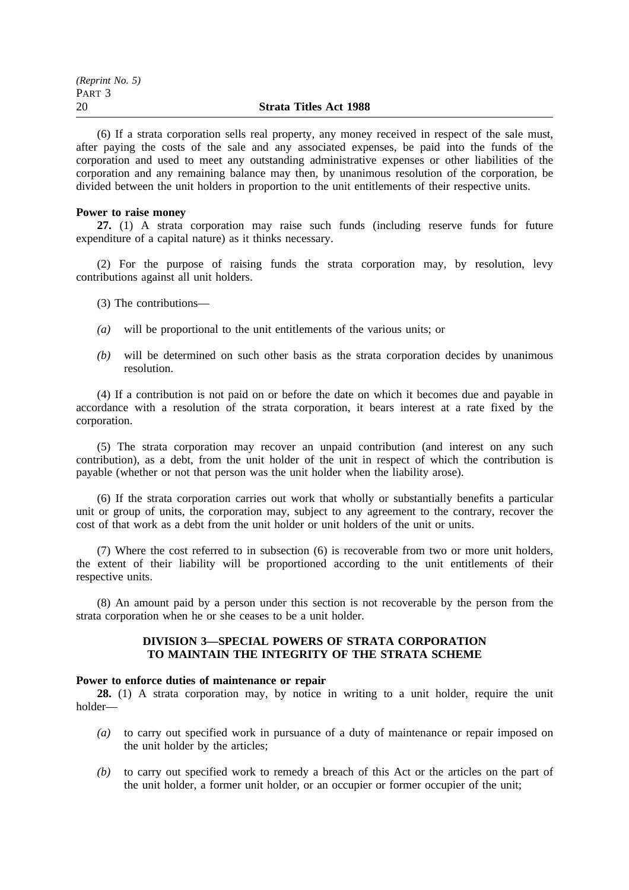(6) If a strata corporation sells real property, any money received in respect of the sale must, after paying the costs of the sale and any associated expenses, be paid into the funds of the corporation and used to meet any outstanding administrative expenses or other liabilities of the corporation and any remaining balance may then, by unanimous resolution of the corporation, be divided between the unit holders in proportion to the unit entitlements of their respective units.

**Power to raise money**

**27.** (1) A strata corporation may raise such funds (including reserve funds for future expenditure of a capital nature) as it thinks necessary.

(2) For the purpose of raising funds the strata corporation may, by resolution, levy contributions against all unit holders.

(3) The contributions—

*(a)* will be proportional to the unit entitlements of the various units; or

*(b)* will be determined on such other basis as the strata corporation decides by unanimous resolution.

(4) If a contribution is not paid on or before the date on which it becomes due and payable in accordance with a resolution of the strata corporation, it bears interest at a rate fixed by the corporation.

(5) The strata corporation may recover an unpaid contribution (and interest on any such contribution), as a debt, from the unit holder of the unit in respect of which the contribution is payable (whether or not that person was the unit holder when the liability arose).

(6) If the strata corporation carries out work that wholly or substantially benefits a particular unit or group of units, the corporation may, subject to any agreement to the contrary, recover the cost of that work as a debt from the unit holder or unit holders of the unit or units.

(7) Where the cost referred to in subsection (6) is recoverable from two or more unit holders, the extent of their liability will be proportioned according to the unit entitlements of their respective units.

(8) An amount paid by a person under this section is not recoverable by the person from the strata corporation when he or she ceases to be a unit holder.

## DIVISION 3—SPECIAL POWERS OF STRATA CORPORATION TO MAINTAIN THE INTEGRITY OF THE STRATA SCHEME

**Power to enforce duties of maintenance or repair**

**28.** (1) A strata corporation may, by notice in writing to a unit holder, require the unit holder—

*(a)* to carry out specified work in pursuance of a duty of maintenance or repair imposed on the unit holder by the articles;

*(b)* to carry out specified work to remedy a breach of this Act or the articles on the part of the unit holder, a former unit holder, or an occupier or former occupier of the unit;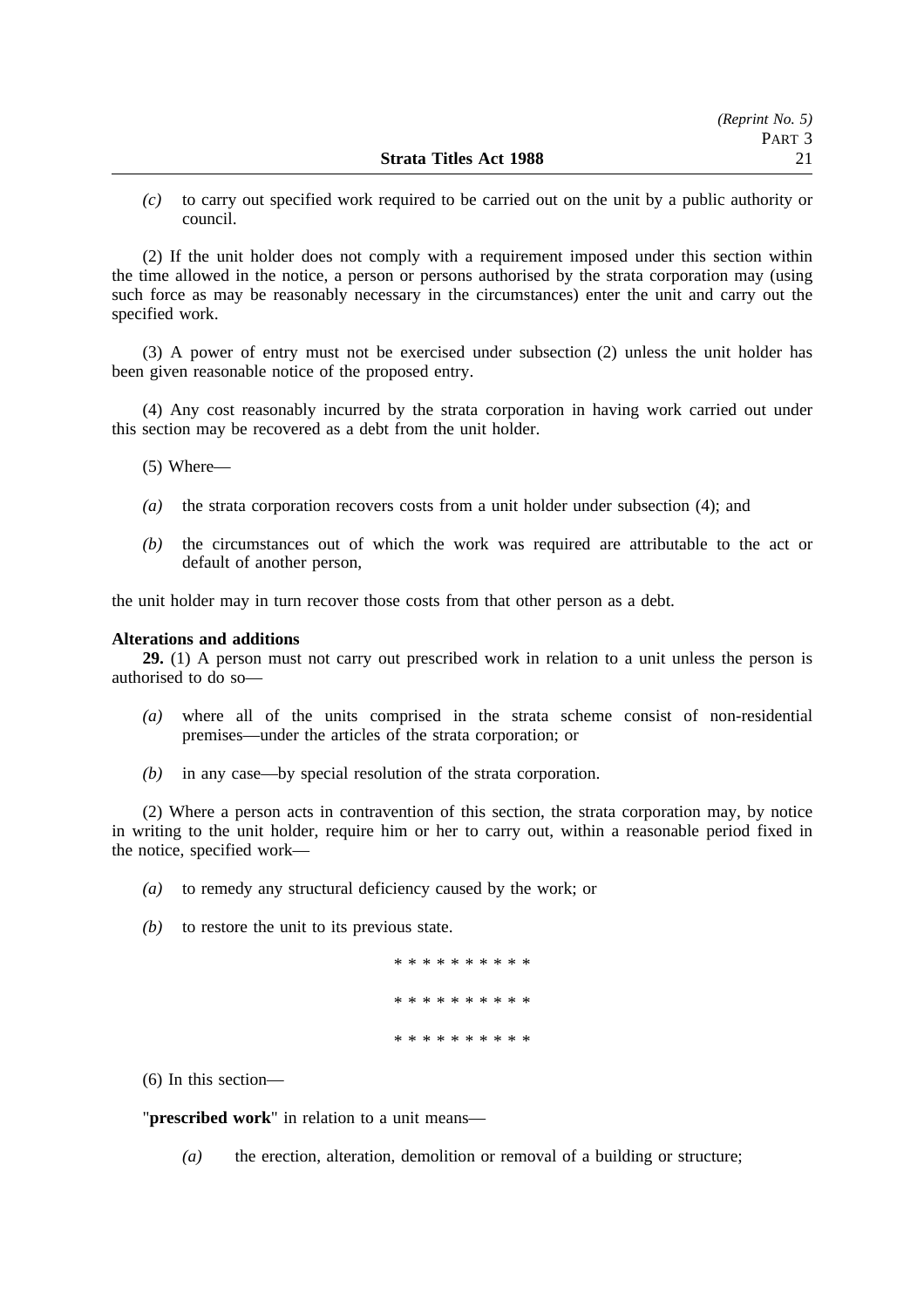*(c)* to carry out specified work required to be carried out on the unit by a public authority or council.

(2) If the unit holder does not comply with a requirement imposed under this section within the time allowed in the notice, a person or persons authorised by the strata corporation may (using such force as may be reasonably necessary in the circumstances) enter the unit and carry out the specified work.

(3) A power of entry must not be exercised under subsection (2) unless the unit holder has been given reasonable notice of the proposed entry.

(4) Any cost reasonably incurred by the strata corporation in having work carried out under this section may be recovered as a debt from the unit holder.

(5) Where—

*(a)* the strata corporation recovers costs from a unit holder under subsection (4); and

*(b)* the circumstances out of which the work was required are attributable to the act or default of another person,

the unit holder may in turn recover those costs from that other person as a debt.

**Alterations and additions**

**29.** (1) A person must not carry out prescribed work in relation to a unit unless the person is authorised to do so—

*(a)* where all of the units comprised in the strata scheme consist of non-residential premises—under the articles of the strata corporation; or

*(b)* in any case—by special resolution of the strata corporation.

(2) Where a person acts in contravention of this section, the strata corporation may, by notice in writing to the unit holder, require him or her to carry out, within a reasonable period fixed in the notice, specified work—

*(a)* to remedy any structural deficiency caused by the work; or

*(b)* to restore the unit to its previous state.

\* \* \* \* \* \* \* \* \* \*

\* \* \* \* \* \* \* \* \* \*

\* \* \* \* \* \* \* \* \* \*

(6) In this section—

"**prescribed work**" in relation to a unit means—

*(a)* the erection, alteration, demolition or removal of a building or structure;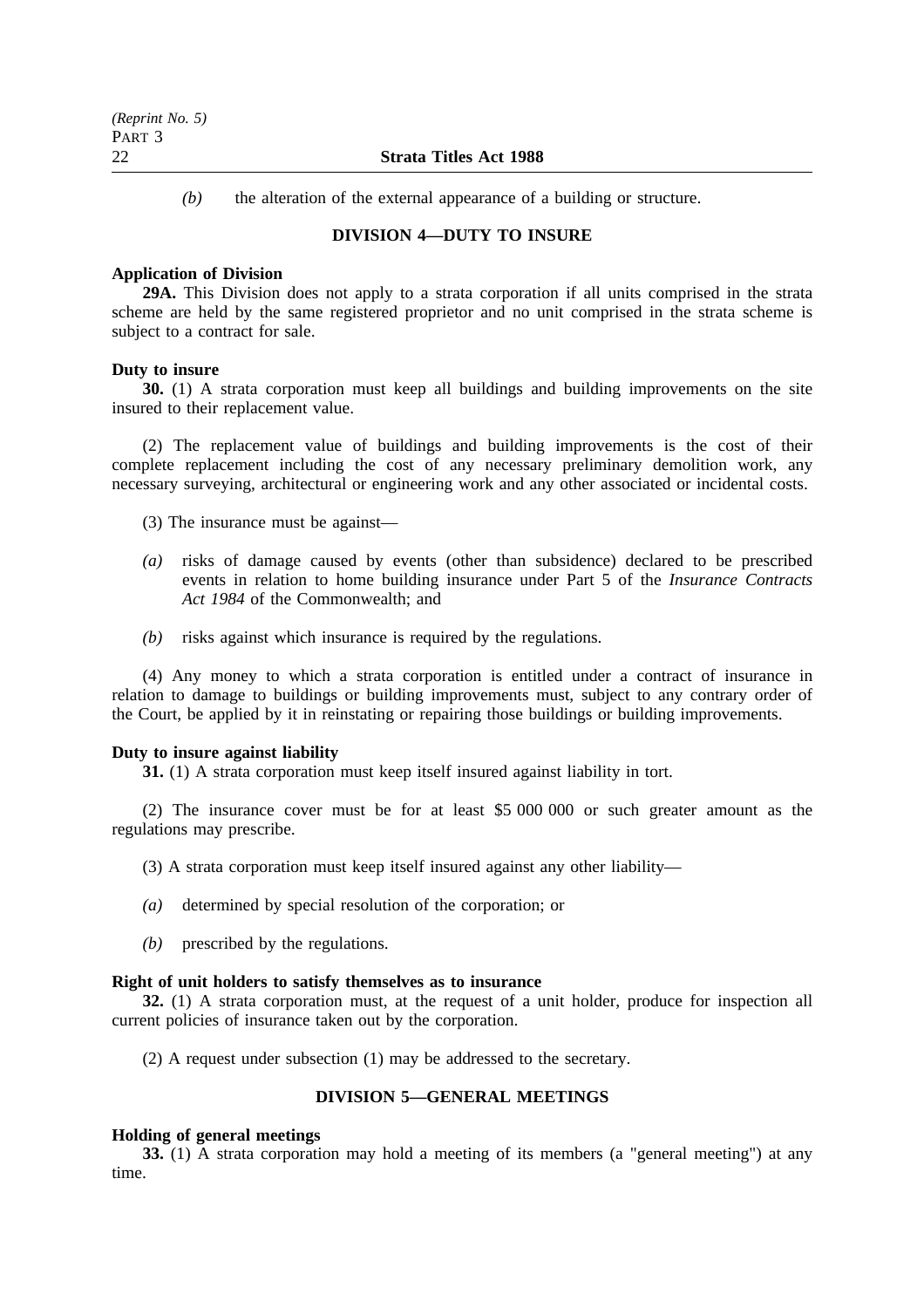*(b)* the alteration of the external appearance of a building or structure.

## DIVISION 4—DUTY TO INSURE

**Application of Division**

**29A.** This Division does not apply to a strata corporation if all units comprised in the strata scheme are held by the same registered proprietor and no unit comprised in the strata scheme is subject to a contract for sale.

**Duty to insure**

**30.** (1) A strata corporation must keep all buildings and building improvements on the site insured to their replacement value.

(2) The replacement value of buildings and building improvements is the cost of their complete replacement including the cost of any necessary preliminary demolition work, any necessary surveying, architectural or engineering work and any other associated or incidental costs.

(3) The insurance must be against—

*(a)* risks of damage caused by events (other than subsidence) declared to be prescribed events in relation to home building insurance under Part 5 of the *Insurance Contracts Act 1984* of the Commonwealth; and

*(b)* risks against which insurance is required by the regulations.

(4) Any money to which a strata corporation is entitled under a contract of insurance in relation to damage to buildings or building improvements must, subject to any contrary order of the Court, be applied by it in reinstating or repairing those buildings or building improvements.

**Duty to insure against liability**

**31.** (1) A strata corporation must keep itself insured against liability in tort.

(2) The insurance cover must be for at least $5 000 000 or such greater amount as the regulations may prescribe.

(3) A strata corporation must keep itself insured against any other liability—

*(a)* determined by special resolution of the corporation; or

*(b)* prescribed by the regulations.

**Right of unit holders to satisfy themselves as to insurance**

**32.** (1) A strata corporation must, at the request of a unit holder, produce for inspection all current policies of insurance taken out by the corporation.

(2) A request under subsection (1) may be addressed to the secretary.

## DIVISION 5—GENERAL MEETINGS

**Holding of general meetings**

**33.** (1) A strata corporation may hold a meeting of its members (a "general meeting") at any time.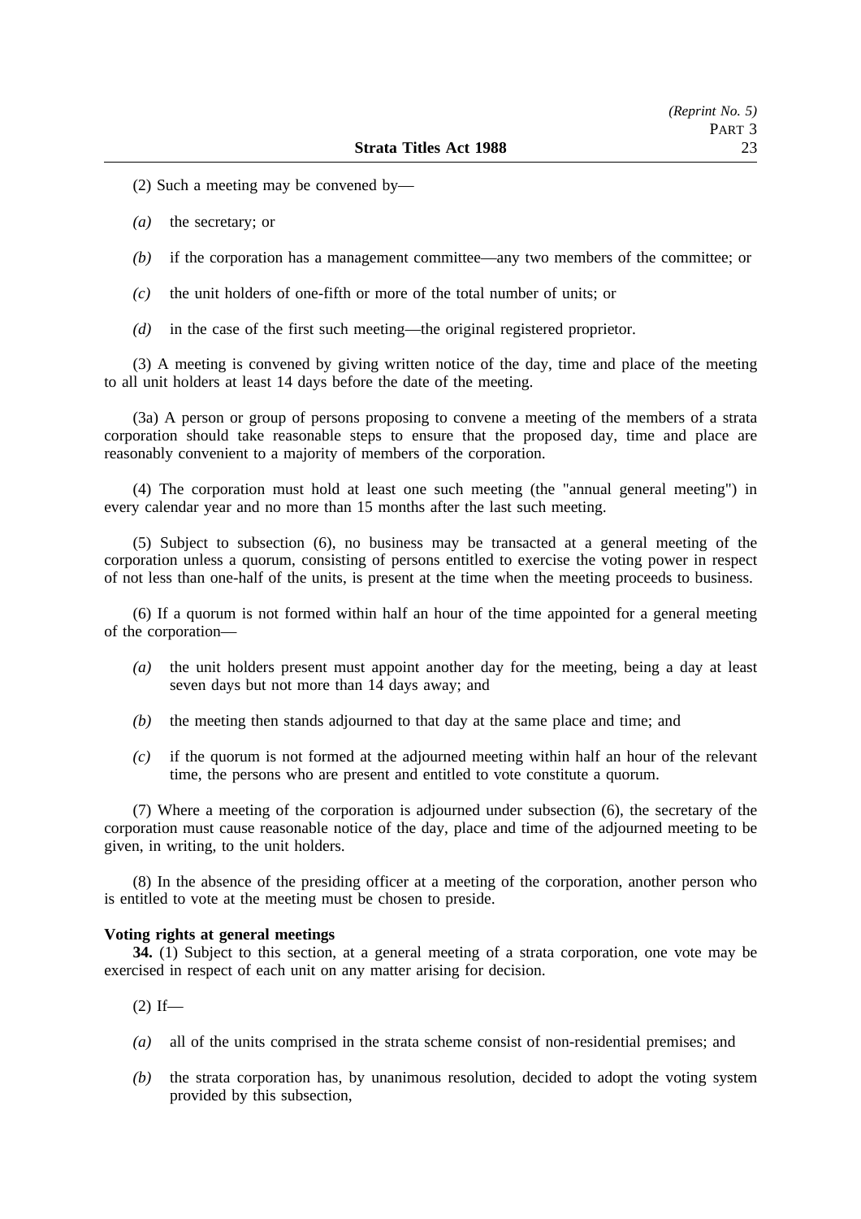(2) Such a meeting may be convened by—

*(a)* the secretary; or

*(b)* if the corporation has a management committee—any two members of the committee; or

*(c)* the unit holders of one-fifth or more of the total number of units; or

*(d)* in the case of the first such meeting—the original registered proprietor.

(3) A meeting is convened by giving written notice of the day, time and place of the meeting to all unit holders at least 14 days before the date of the meeting.

(3a) A person or group of persons proposing to convene a meeting of the members of a strata corporation should take reasonable steps to ensure that the proposed day, time and place are reasonably convenient to a majority of members of the corporation.

(4) The corporation must hold at least one such meeting (the "annual general meeting") in every calendar year and no more than 15 months after the last such meeting.

(5) Subject to subsection (6), no business may be transacted at a general meeting of the corporation unless a quorum, consisting of persons entitled to exercise the voting power in respect of not less than one-half of the units, is present at the time when the meeting proceeds to business.

(6) If a quorum is not formed within half an hour of the time appointed for a general meeting of the corporation—

*(a)* the unit holders present must appoint another day for the meeting, being a day at least seven days but not more than 14 days away; and

*(b)* the meeting then stands adjourned to that day at the same place and time; and

*(c)* if the quorum is not formed at the adjourned meeting within half an hour of the relevant time, the persons who are present and entitled to vote constitute a quorum.

(7) Where a meeting of the corporation is adjourned under subsection (6), the secretary of the corporation must cause reasonable notice of the day, place and time of the adjourned meeting to be given, in writing, to the unit holders.

(8) In the absence of the presiding officer at a meeting of the corporation, another person who is entitled to vote at the meeting must be chosen to preside.

**Voting rights at general meetings**

**34.** (1) Subject to this section, at a general meeting of a strata corporation, one vote may be exercised in respect of each unit on any matter arising for decision.

(2) If—

*(a)* all of the units comprised in the strata scheme consist of non-residential premises; and

*(b)* the strata corporation has, by unanimous resolution, decided to adopt the voting system provided by this subsection,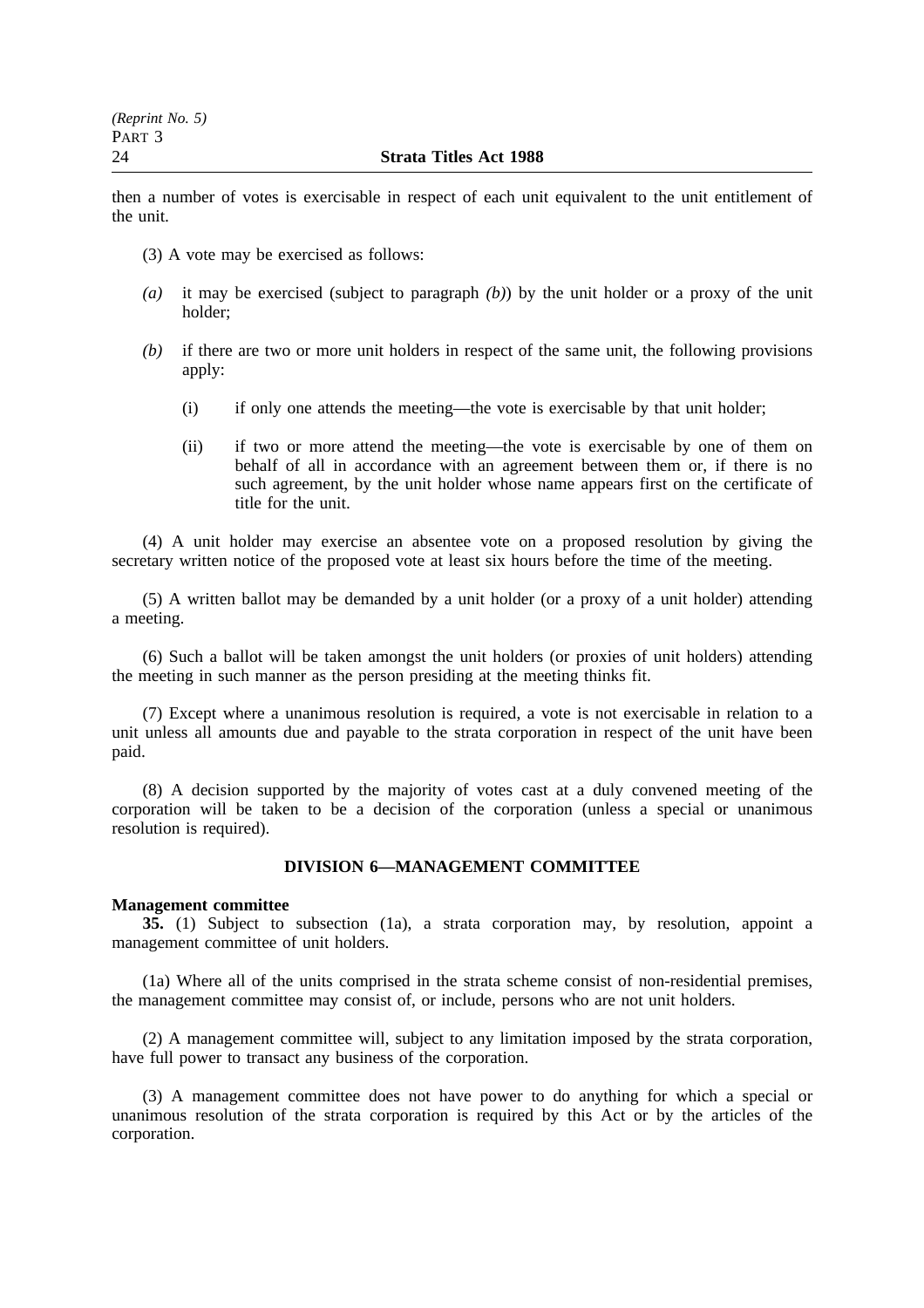then a number of votes is exercisable in respect of each unit equivalent to the unit entitlement of the unit.

(3) A vote may be exercised as follows:

*(a)* it may be exercised (subject to paragraph *(b)*) by the unit holder or a proxy of the unit holder;

*(b)* if there are two or more unit holders in respect of the same unit, the following provisions apply:

(i) if only one attends the meeting—the vote is exercisable by that unit holder;

(ii) if two or more attend the meeting—the vote is exercisable by one of them on behalf of all in accordance with an agreement between them or, if there is no such agreement, by the unit holder whose name appears first on the certificate of title for the unit.

(4) A unit holder may exercise an absentee vote on a proposed resolution by giving the secretary written notice of the proposed vote at least six hours before the time of the meeting.

(5) A written ballot may be demanded by a unit holder (or a proxy of a unit holder) attending a meeting.

(6) Such a ballot will be taken amongst the unit holders (or proxies of unit holders) attending the meeting in such manner as the person presiding at the meeting thinks fit.

(7) Except where a unanimous resolution is required, a vote is not exercisable in relation to a unit unless all amounts due and payable to the strata corporation in respect of the unit have been paid.

(8) A decision supported by the majority of votes cast at a duly convened meeting of the corporation will be taken to be a decision of the corporation (unless a special or unanimous resolution is required).

## DIVISION 6—MANAGEMENT COMMITTEE

**Management committee**

**35.** (1) Subject to subsection (1a), a strata corporation may, by resolution, appoint a management committee of unit holders.

(1a) Where all of the units comprised in the strata scheme consist of non-residential premises, the management committee may consist of, or include, persons who are not unit holders.

(2) A management committee will, subject to any limitation imposed by the strata corporation, have full power to transact any business of the corporation.

(3) A management committee does not have power to do anything for which a special or unanimous resolution of the strata corporation is required by this Act or by the articles of the corporation.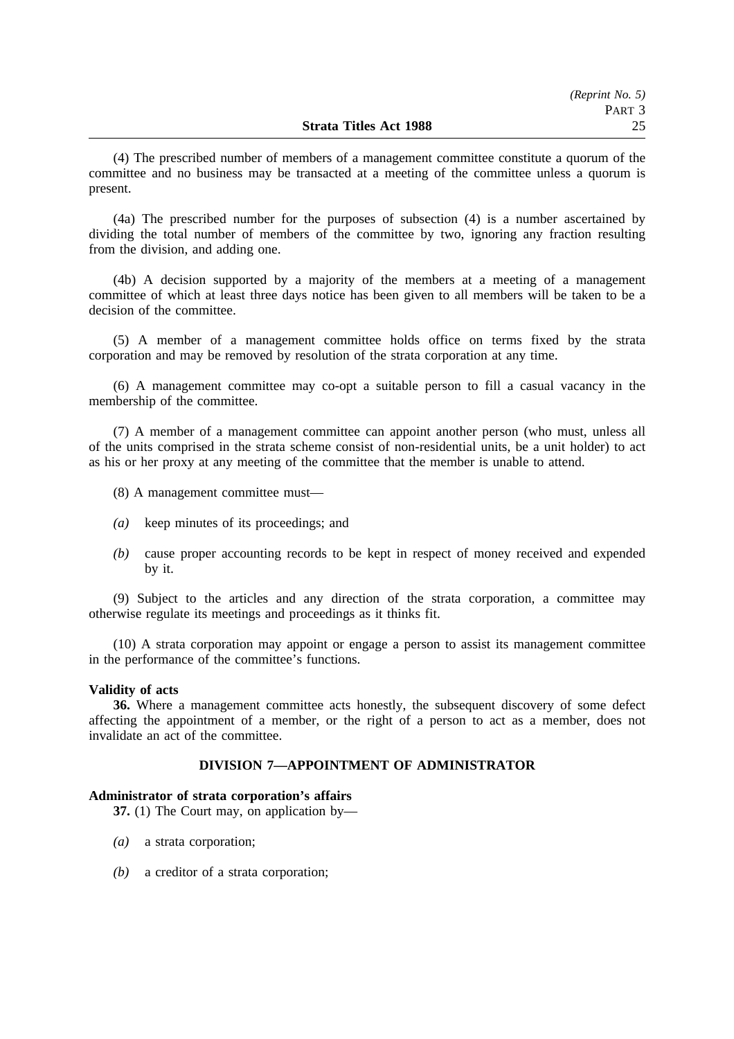(4) The prescribed number of members of a management committee constitute a quorum of the committee and no business may be transacted at a meeting of the committee unless a quorum is present.

(4a) The prescribed number for the purposes of subsection (4) is a number ascertained by dividing the total number of members of the committee by two, ignoring any fraction resulting from the division, and adding one.

(4b) A decision supported by a majority of the members at a meeting of a management committee of which at least three days notice has been given to all members will be taken to be a decision of the committee.

(5) A member of a management committee holds office on terms fixed by the strata corporation and may be removed by resolution of the strata corporation at any time.

(6) A management committee may co-opt a suitable person to fill a casual vacancy in the membership of the committee.

(7) A member of a management committee can appoint another person (who must, unless all of the units comprised in the strata scheme consist of non-residential units, be a unit holder) to act as his or her proxy at any meeting of the committee that the member is unable to attend.

(8) A management committee must—

*(a)* keep minutes of its proceedings; and

*(b)* cause proper accounting records to be kept in respect of money received and expended by it.

(9) Subject to the articles and any direction of the strata corporation, a committee may otherwise regulate its meetings and proceedings as it thinks fit.

(10) A strata corporation may appoint or engage a person to assist its management committee in the performance of the committee's functions.

**Validity of acts**

**36.** Where a management committee acts honestly, the subsequent discovery of some defect affecting the appointment of a member, or the right of a person to act as a member, does not invalidate an act of the committee.

## DIVISION 7—APPOINTMENT OF ADMINISTRATOR

**Administrator of strata corporation's affairs**

**37.** (1) The Court may, on application by—

*(a)* a strata corporation;

*(b)* a creditor of a strata corporation;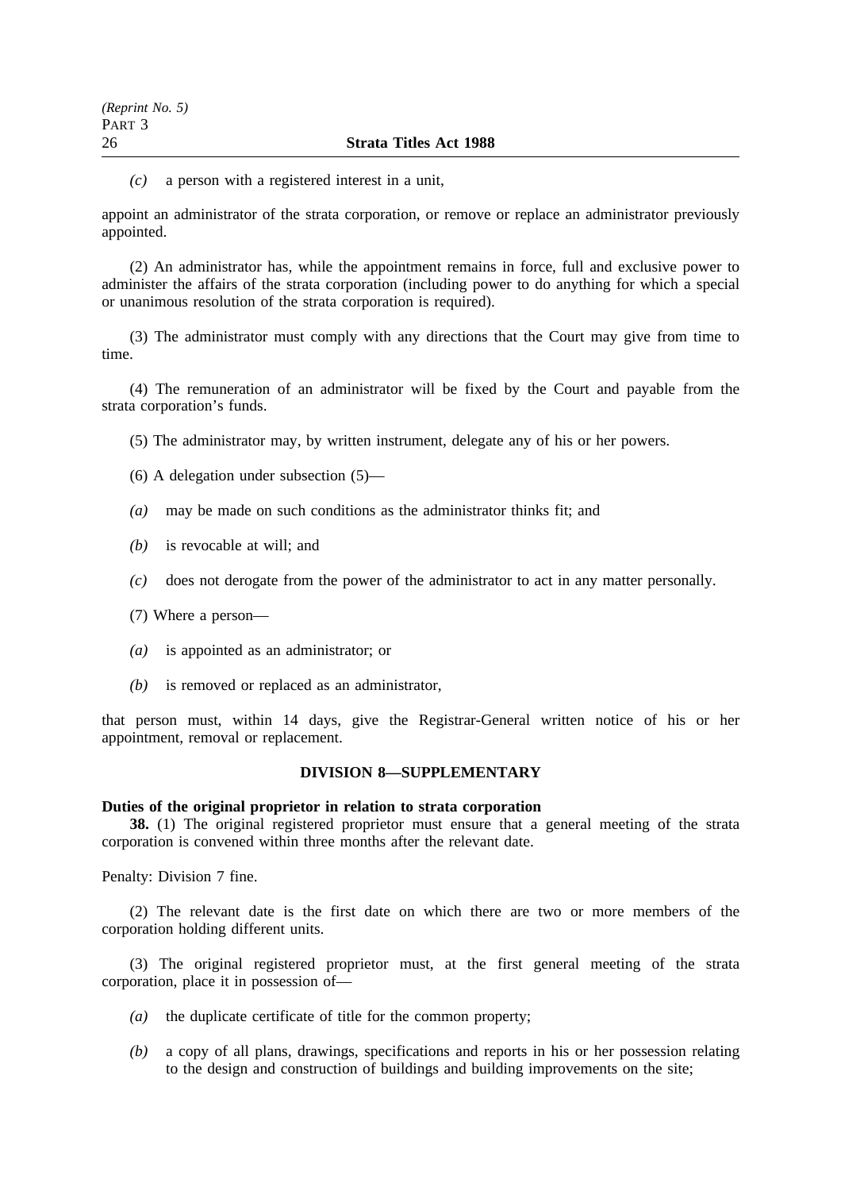*(c)* a person with a registered interest in a unit,

appoint an administrator of the strata corporation, or remove or replace an administrator previously appointed.

(2) An administrator has, while the appointment remains in force, full and exclusive power to administer the affairs of the strata corporation (including power to do anything for which a special or unanimous resolution of the strata corporation is required).

(3) The administrator must comply with any directions that the Court may give from time to time.

(4) The remuneration of an administrator will be fixed by the Court and payable from the strata corporation's funds.

(5) The administrator may, by written instrument, delegate any of his or her powers.

(6) A delegation under subsection (5)—

*(a)* may be made on such conditions as the administrator thinks fit; and

*(b)* is revocable at will; and

*(c)* does not derogate from the power of the administrator to act in any matter personally.

(7) Where a person—

*(a)* is appointed as an administrator; or

*(b)* is removed or replaced as an administrator,

that person must, within 14 days, give the Registrar-General written notice of his or her appointment, removal or replacement.

## DIVISION 8—SUPPLEMENTARY

**Duties of the original proprietor in relation to strata corporation**

**38.** (1) The original registered proprietor must ensure that a general meeting of the strata corporation is convened within three months after the relevant date.

Penalty: Division 7 fine.

(2) The relevant date is the first date on which there are two or more members of the corporation holding different units.

(3) The original registered proprietor must, at the first general meeting of the strata corporation, place it in possession of—

*(a)* the duplicate certificate of title for the common property;

*(b)* a copy of all plans, drawings, specifications and reports in his or her possession relating to the design and construction of buildings and building improvements on the site;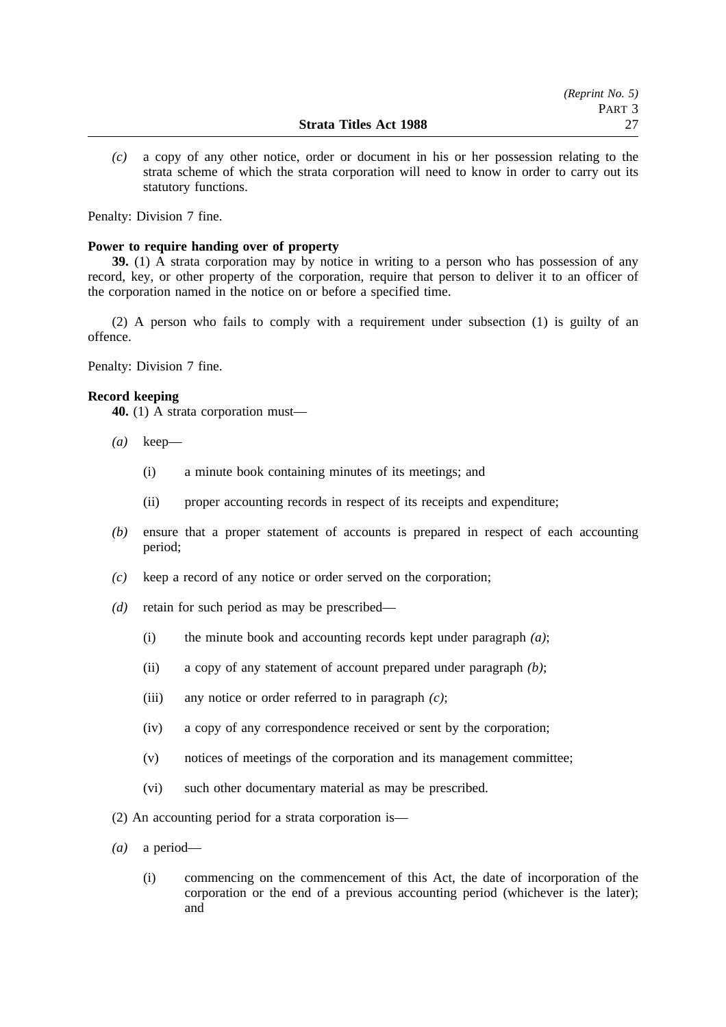*(c)* a copy of any other notice, order or document in his or her possession relating to the strata scheme of which the strata corporation will need to know in order to carry out its statutory functions.

Penalty: Division 7 fine.

**Power to require handing over of property**

**39.** (1) A strata corporation may by notice in writing to a person who has possession of any record, key, or other property of the corporation, require that person to deliver it to an officer of the corporation named in the notice on or before a specified time.

(2) A person who fails to comply with a requirement under subsection (1) is guilty of an offence.

Penalty: Division 7 fine.

**Record keeping**

**40.** (1) A strata corporation must—

*(a)* keep—

(i) a minute book containing minutes of its meetings; and

(ii) proper accounting records in respect of its receipts and expenditure;

*(b)* ensure that a proper statement of accounts is prepared in respect of each accounting period;

*(c)* keep a record of any notice or order served on the corporation;

*(d)* retain for such period as may be prescribed—

(i) the minute book and accounting records kept under paragraph *(a)*;

(ii) a copy of any statement of account prepared under paragraph *(b)*;

(iii) any notice or order referred to in paragraph *(c)*;

(iv) a copy of any correspondence received or sent by the corporation;

(v) notices of meetings of the corporation and its management committee;

(vi) such other documentary material as may be prescribed.

(2) An accounting period for a strata corporation is—

*(a)* a period—

(i) commencing on the commencement of this Act, the date of incorporation of the corporation or the end of a previous accounting period (whichever is the later); and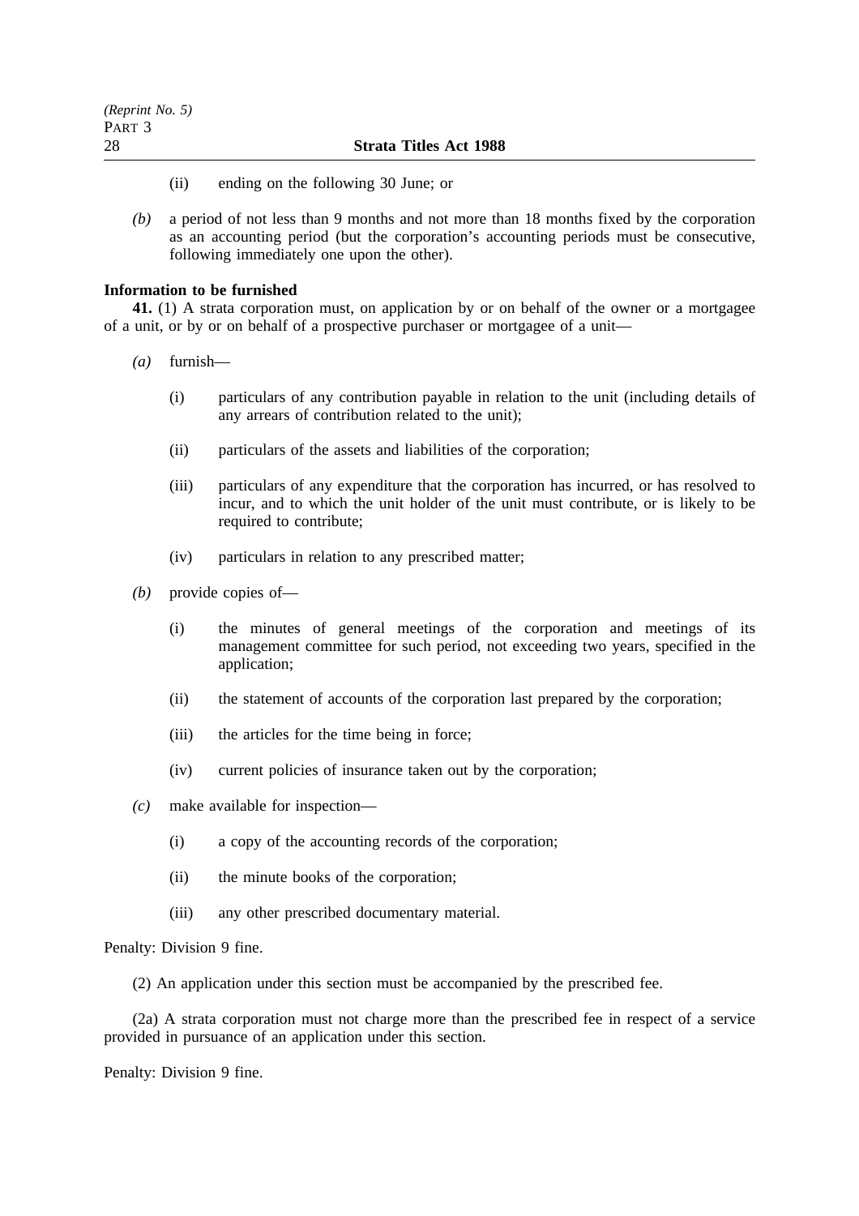(ii) ending on the following 30 June; or

*(b)* a period of not less than 9 months and not more than 18 months fixed by the corporation as an accounting period (but the corporation's accounting periods must be consecutive, following immediately one upon the other).

**Information to be furnished**

**41.** (1) A strata corporation must, on application by or on behalf of the owner or a mortgagee of a unit, or by or on behalf of a prospective purchaser or mortgagee of a unit—

*(a)* furnish—

(i) particulars of any contribution payable in relation to the unit (including details of any arrears of contribution related to the unit);

(ii) particulars of the assets and liabilities of the corporation;

(iii) particulars of any expenditure that the corporation has incurred, or has resolved to incur, and to which the unit holder of the unit must contribute, or is likely to be required to contribute;

(iv) particulars in relation to any prescribed matter;

*(b)* provide copies of—

(i) the minutes of general meetings of the corporation and meetings of its management committee for such period, not exceeding two years, specified in the application;

(ii) the statement of accounts of the corporation last prepared by the corporation;

(iii) the articles for the time being in force;

(iv) current policies of insurance taken out by the corporation;

*(c)* make available for inspection—

(i) a copy of the accounting records of the corporation;

(ii) the minute books of the corporation;

(iii) any other prescribed documentary material.

Penalty: Division 9 fine.

(2) An application under this section must be accompanied by the prescribed fee.

(2a) A strata corporation must not charge more than the prescribed fee in respect of a service provided in pursuance of an application under this section.

Penalty: Division 9 fine.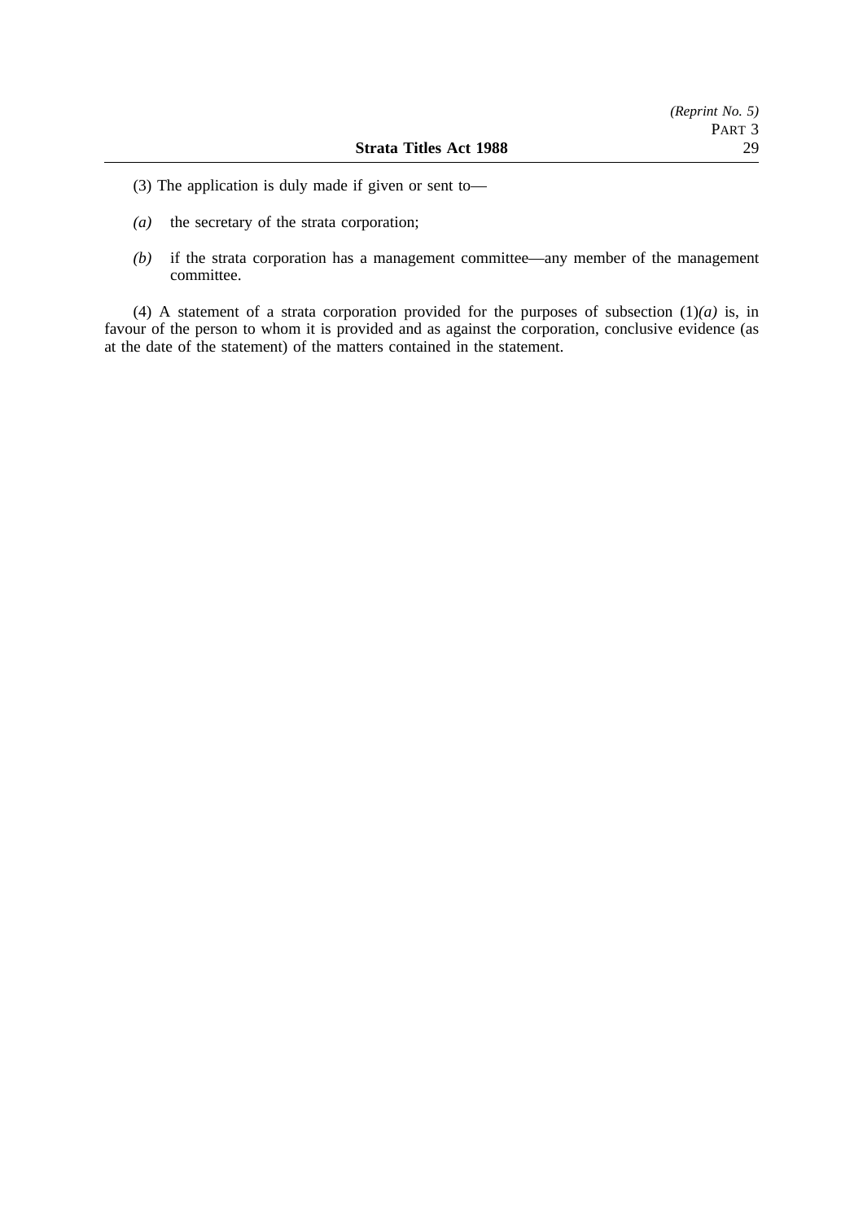(3) The application is duly made if given or sent to—

*(a)* the secretary of the strata corporation;

*(b)* if the strata corporation has a management committee—any member of the management committee.

(4) A statement of a strata corporation provided for the purposes of subsection (1)*(a)* is, in favour of the person to whom it is provided and as against the corporation, conclusive evidence (as at the date of the statement) of the matters contained in the statement.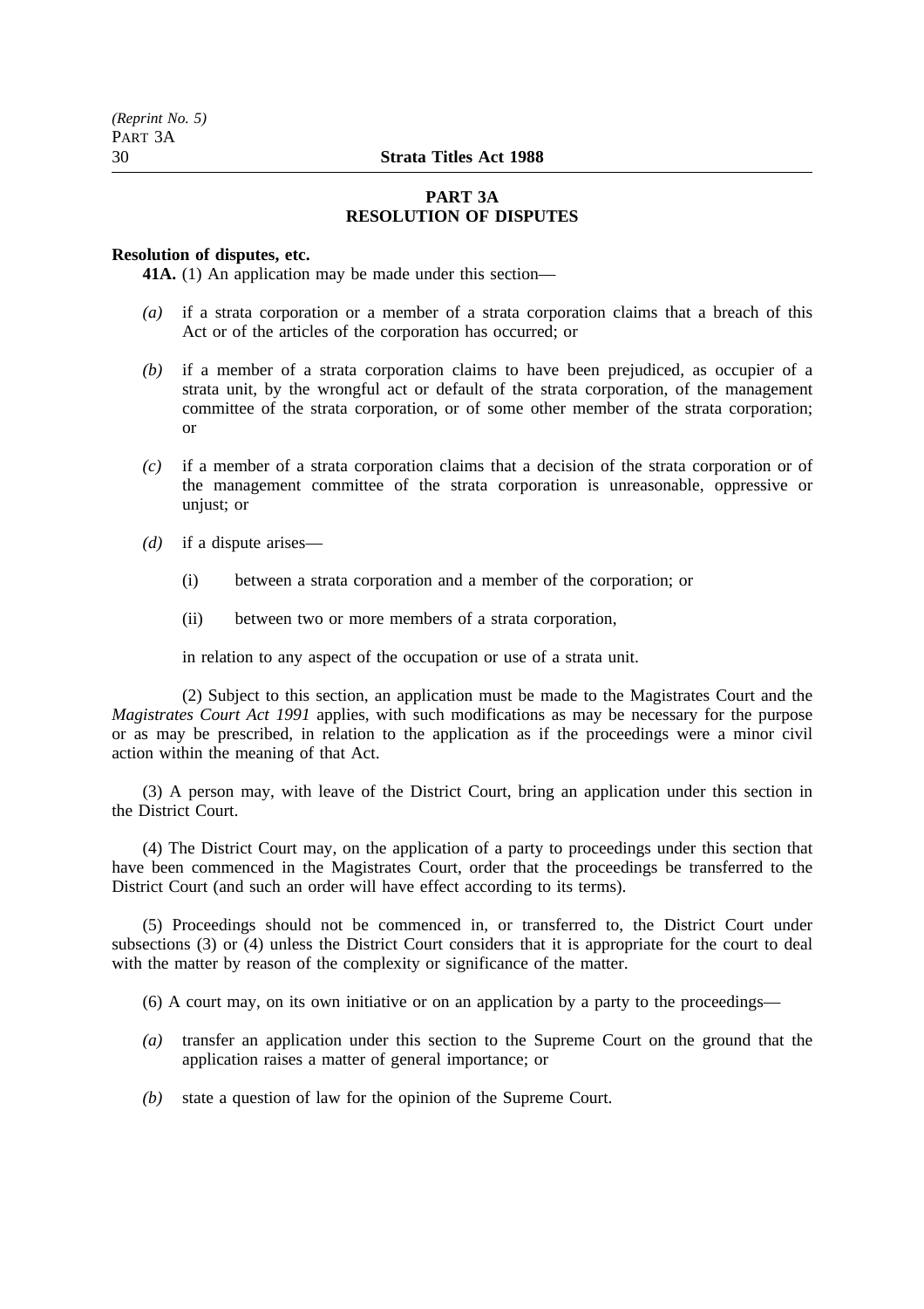## PART 3A
## RESOLUTION OF DISPUTES

**Resolution of disputes, etc.**

**41A.** (1) An application may be made under this section—

*(a)* if a strata corporation or a member of a strata corporation claims that a breach of this Act or of the articles of the corporation has occurred; or

*(b)* if a member of a strata corporation claims to have been prejudiced, as occupier of a strata unit, by the wrongful act or default of the strata corporation, of the management committee of the strata corporation, or of some other member of the strata corporation; or

*(c)* if a member of a strata corporation claims that a decision of the strata corporation or of the management committee of the strata corporation is unreasonable, oppressive or unjust; or

*(d)* if a dispute arises—

(i) between a strata corporation and a member of the corporation; or

(ii) between two or more members of a strata corporation,

in relation to any aspect of the occupation or use of a strata unit.

(2) Subject to this section, an application must be made to the Magistrates Court and the *Magistrates Court Act 1991* applies, with such modifications as may be necessary for the purpose or as may be prescribed, in relation to the application as if the proceedings were a minor civil action within the meaning of that Act.

(3) A person may, with leave of the District Court, bring an application under this section in the District Court.

(4) The District Court may, on the application of a party to proceedings under this section that have been commenced in the Magistrates Court, order that the proceedings be transferred to the District Court (and such an order will have effect according to its terms).

(5) Proceedings should not be commenced in, or transferred to, the District Court under subsections (3) or (4) unless the District Court considers that it is appropriate for the court to deal with the matter by reason of the complexity or significance of the matter.

(6) A court may, on its own initiative or on an application by a party to the proceedings—

*(a)* transfer an application under this section to the Supreme Court on the ground that the application raises a matter of general importance; or

*(b)* state a question of law for the opinion of the Supreme Court.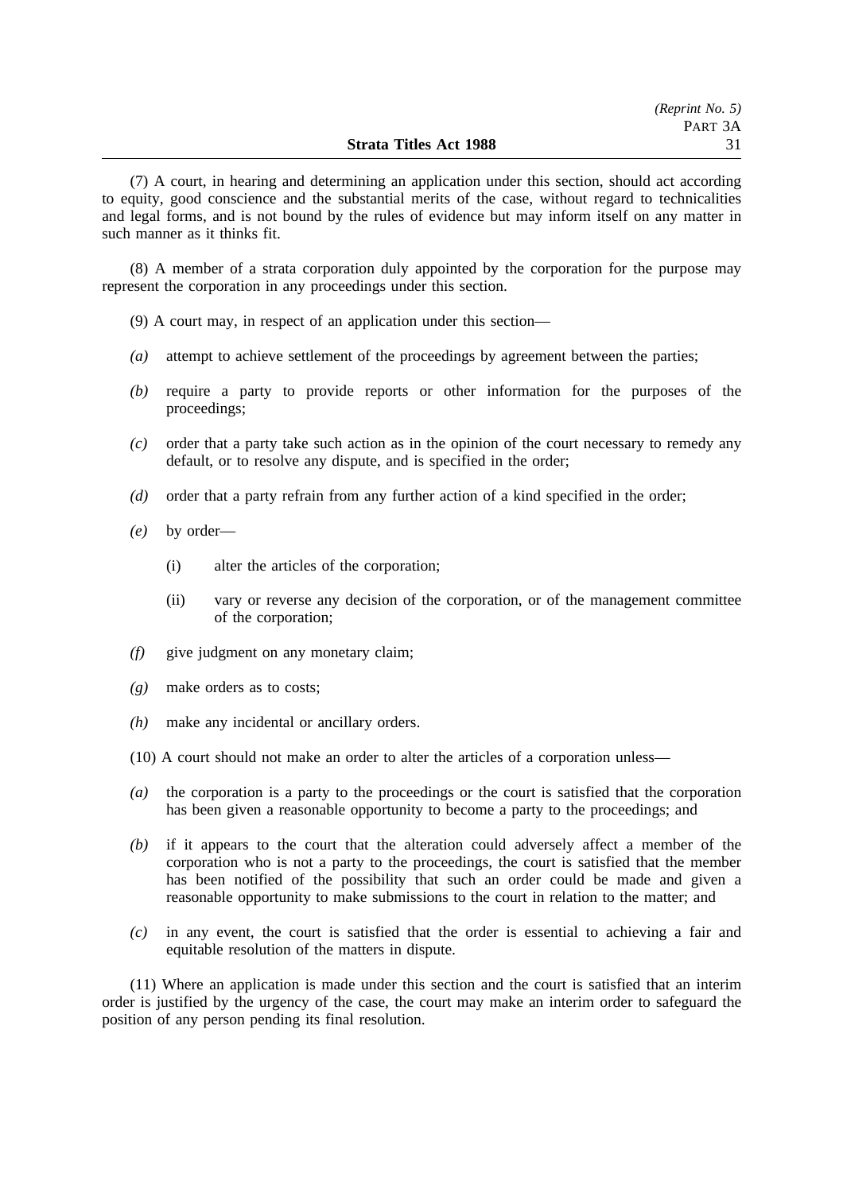(7) A court, in hearing and determining an application under this section, should act according to equity, good conscience and the substantial merits of the case, without regard to technicalities and legal forms, and is not bound by the rules of evidence but may inform itself on any matter in such manner as it thinks fit.

(8) A member of a strata corporation duly appointed by the corporation for the purpose may represent the corporation in any proceedings under this section.

(9) A court may, in respect of an application under this section—

*(a)* attempt to achieve settlement of the proceedings by agreement between the parties;

*(b)* require a party to provide reports or other information for the purposes of the proceedings;

*(c)* order that a party take such action as in the opinion of the court necessary to remedy any default, or to resolve any dispute, and is specified in the order;

*(d)* order that a party refrain from any further action of a kind specified in the order;

*(e)* by order—

   (i) alter the articles of the corporation;

   (ii) vary or reverse any decision of the corporation, or of the management committee of the corporation;

*(f)* give judgment on any monetary claim;

*(g)* make orders as to costs;

*(h)* make any incidental or ancillary orders.

(10) A court should not make an order to alter the articles of a corporation unless—

*(a)* the corporation is a party to the proceedings or the court is satisfied that the corporation has been given a reasonable opportunity to become a party to the proceedings; and

*(b)* if it appears to the court that the alteration could adversely affect a member of the corporation who is not a party to the proceedings, the court is satisfied that the member has been notified of the possibility that such an order could be made and given a reasonable opportunity to make submissions to the court in relation to the matter; and

*(c)* in any event, the court is satisfied that the order is essential to achieving a fair and equitable resolution of the matters in dispute.

(11) Where an application is made under this section and the court is satisfied that an interim order is justified by the urgency of the case, the court may make an interim order to safeguard the position of any person pending its final resolution.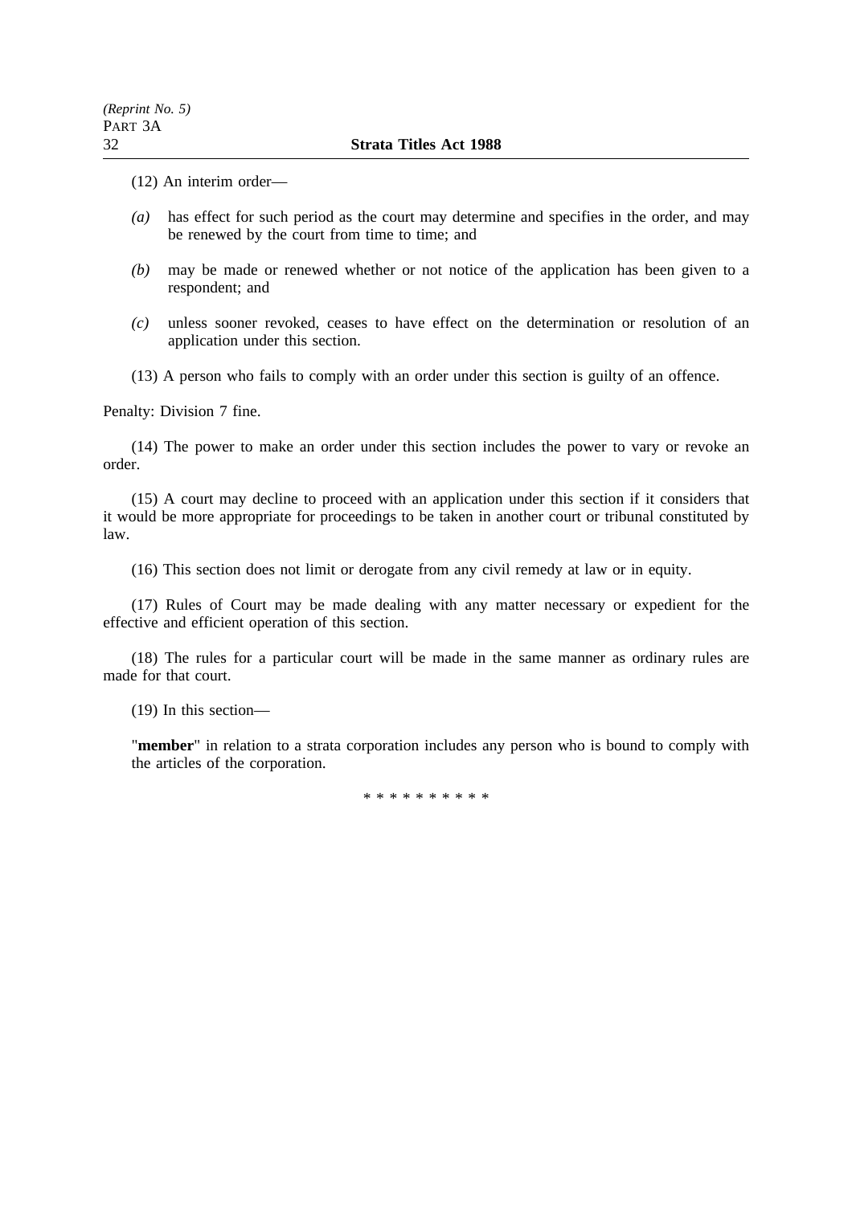(12) An interim order—

*(a)* has effect for such period as the court may determine and specifies in the order, and may be renewed by the court from time to time; and

*(b)* may be made or renewed whether or not notice of the application has been given to a respondent; and

*(c)* unless sooner revoked, ceases to have effect on the determination or resolution of an application under this section.

(13) A person who fails to comply with an order under this section is guilty of an offence.

Penalty: Division 7 fine.

(14) The power to make an order under this section includes the power to vary or revoke an order.

(15) A court may decline to proceed with an application under this section if it considers that it would be more appropriate for proceedings to be taken in another court or tribunal constituted by law.

(16) This section does not limit or derogate from any civil remedy at law or in equity.

(17) Rules of Court may be made dealing with any matter necessary or expedient for the effective and efficient operation of this section.

(18) The rules for a particular court will be made in the same manner as ordinary rules are made for that court.

(19) In this section—

"**member**" in relation to a strata corporation includes any person who is bound to comply with the articles of the corporation.

* * * * * * * * * *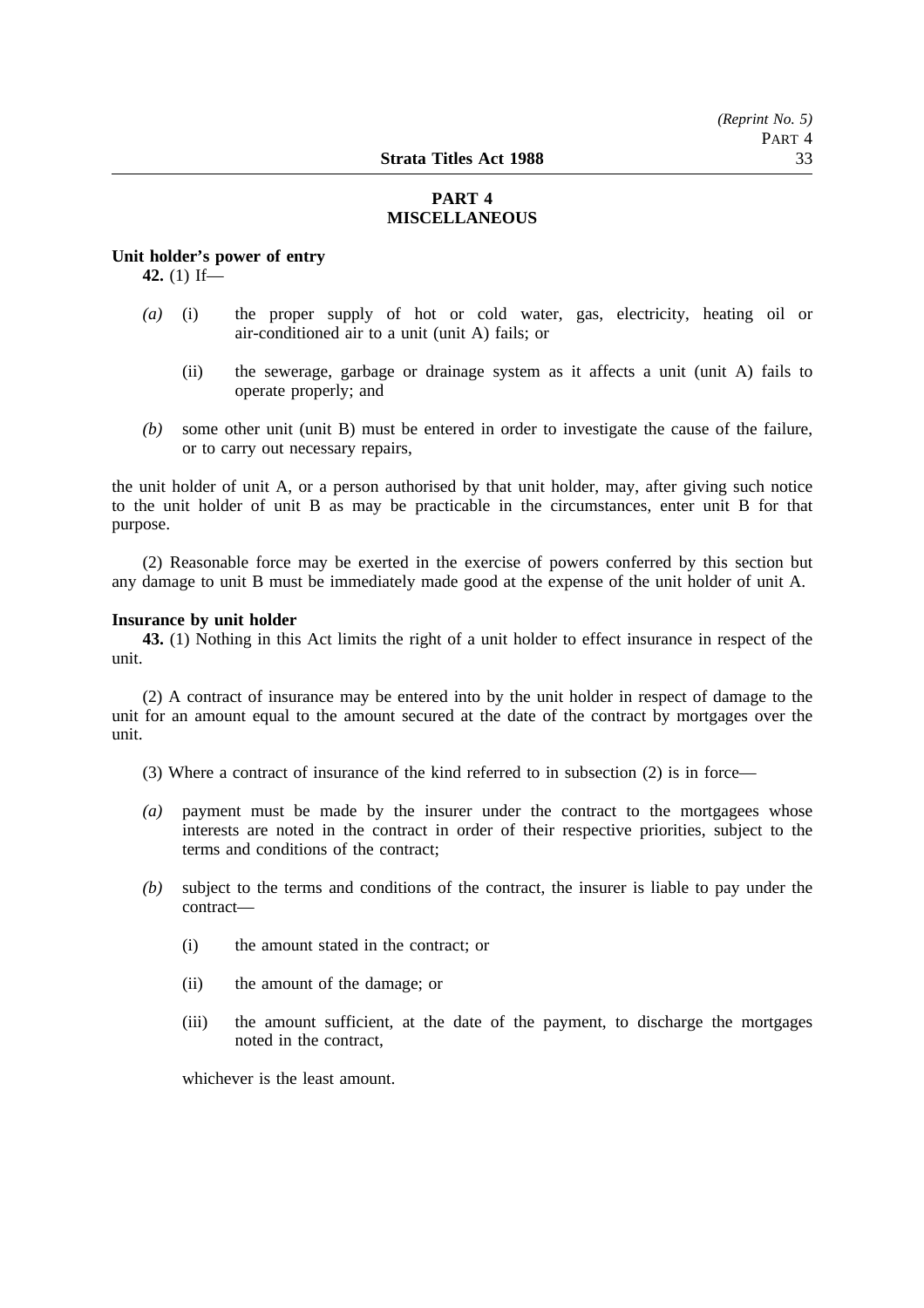## PART 4
## MISCELLANEOUS

**Unit holder's power of entry**

**42.** (1) If—

*(a)* (i) the proper supply of hot or cold water, gas, electricity, heating oil or air-conditioned air to a unit (unit A) fails; or

(ii) the sewerage, garbage or drainage system as it affects a unit (unit A) fails to operate properly; and

*(b)* some other unit (unit B) must be entered in order to investigate the cause of the failure, or to carry out necessary repairs,

the unit holder of unit A, or a person authorised by that unit holder, may, after giving such notice to the unit holder of unit B as may be practicable in the circumstances, enter unit B for that purpose.

(2) Reasonable force may be exerted in the exercise of powers conferred by this section but any damage to unit B must be immediately made good at the expense of the unit holder of unit A.

**Insurance by unit holder**

**43.** (1) Nothing in this Act limits the right of a unit holder to effect insurance in respect of the unit.

(2) A contract of insurance may be entered into by the unit holder in respect of damage to the unit for an amount equal to the amount secured at the date of the contract by mortgages over the unit.

(3) Where a contract of insurance of the kind referred to in subsection (2) is in force—

*(a)* payment must be made by the insurer under the contract to the mortgagees whose interests are noted in the contract in order of their respective priorities, subject to the terms and conditions of the contract;

*(b)* subject to the terms and conditions of the contract, the insurer is liable to pay under the contract—

(i) the amount stated in the contract; or

(ii) the amount of the damage; or

(iii) the amount sufficient, at the date of the payment, to discharge the mortgages noted in the contract,

whichever is the least amount.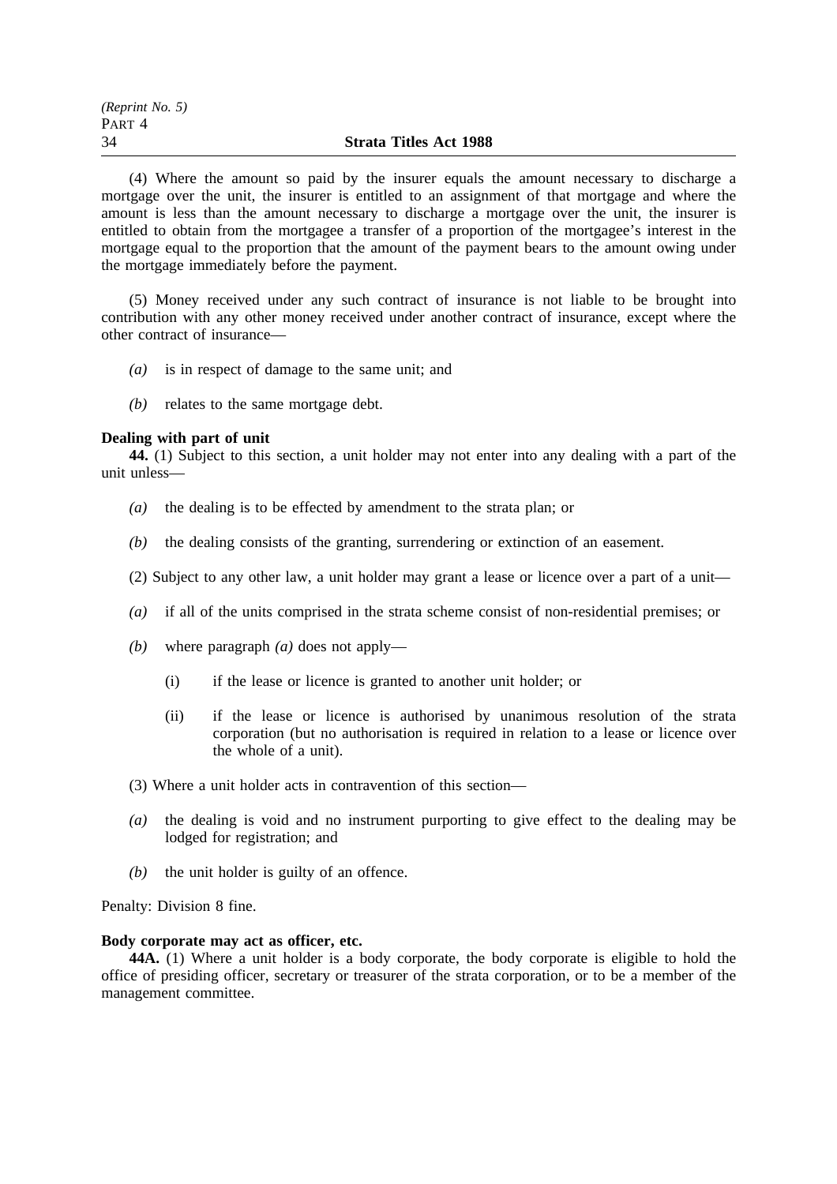(4) Where the amount so paid by the insurer equals the amount necessary to discharge a mortgage over the unit, the insurer is entitled to an assignment of that mortgage and where the amount is less than the amount necessary to discharge a mortgage over the unit, the insurer is entitled to obtain from the mortgagee a transfer of a proportion of the mortgagee's interest in the mortgage equal to the proportion that the amount of the payment bears to the amount owing under the mortgage immediately before the payment.

(5) Money received under any such contract of insurance is not liable to be brought into contribution with any other money received under another contract of insurance, except where the other contract of insurance—

*(a)* is in respect of damage to the same unit; and

*(b)* relates to the same mortgage debt.

**Dealing with part of unit**

**44.** (1) Subject to this section, a unit holder may not enter into any dealing with a part of the unit unless—

*(a)* the dealing is to be effected by amendment to the strata plan; or

*(b)* the dealing consists of the granting, surrendering or extinction of an easement.

(2) Subject to any other law, a unit holder may grant a lease or licence over a part of a unit—

*(a)* if all of the units comprised in the strata scheme consist of non-residential premises; or

*(b)* where paragraph *(a)* does not apply—

- (i) if the lease or licence is granted to another unit holder; or
- (ii) if the lease or licence is authorised by unanimous resolution of the strata corporation (but no authorisation is required in relation to a lease or licence over the whole of a unit).

(3) Where a unit holder acts in contravention of this section—

*(a)* the dealing is void and no instrument purporting to give effect to the dealing may be lodged for registration; and

*(b)* the unit holder is guilty of an offence.

Penalty: Division 8 fine.

**Body corporate may act as officer, etc.**

**44A.** (1) Where a unit holder is a body corporate, the body corporate is eligible to hold the office of presiding officer, secretary or treasurer of the strata corporation, or to be a member of the management committee.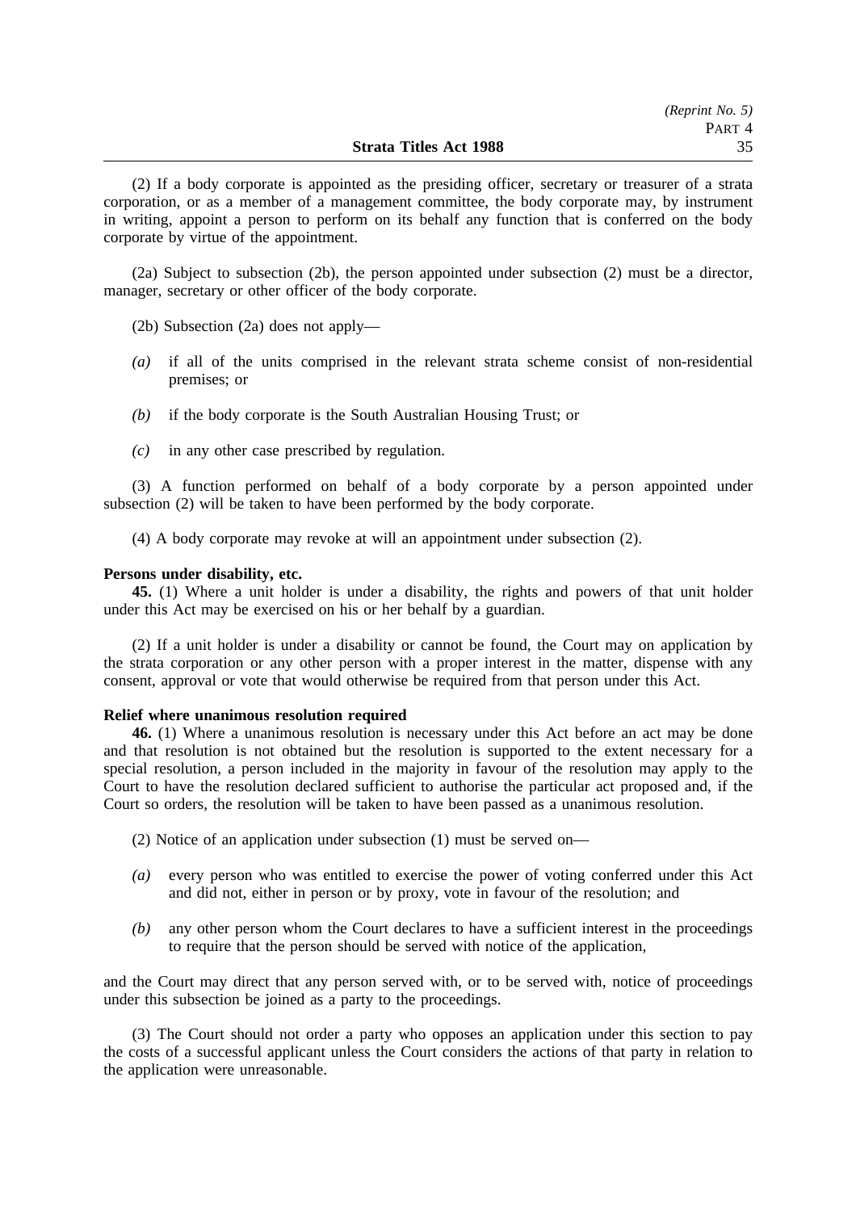(2) If a body corporate is appointed as the presiding officer, secretary or treasurer of a strata corporation, or as a member of a management committee, the body corporate may, by instrument in writing, appoint a person to perform on its behalf any function that is conferred on the body corporate by virtue of the appointment.

(2a) Subject to subsection (2b), the person appointed under subsection (2) must be a director, manager, secretary or other officer of the body corporate.

(2b) Subsection (2a) does not apply—

*(a)* if all of the units comprised in the relevant strata scheme consist of non-residential premises; or

*(b)* if the body corporate is the South Australian Housing Trust; or

*(c)* in any other case prescribed by regulation.

(3) A function performed on behalf of a body corporate by a person appointed under subsection (2) will be taken to have been performed by the body corporate.

(4) A body corporate may revoke at will an appointment under subsection (2).

**Persons under disability, etc.**

**45.** (1) Where a unit holder is under a disability, the rights and powers of that unit holder under this Act may be exercised on his or her behalf by a guardian.

(2) If a unit holder is under a disability or cannot be found, the Court may on application by the strata corporation or any other person with a proper interest in the matter, dispense with any consent, approval or vote that would otherwise be required from that person under this Act.

**Relief where unanimous resolution required**

**46.** (1) Where a unanimous resolution is necessary under this Act before an act may be done and that resolution is not obtained but the resolution is supported to the extent necessary for a special resolution, a person included in the majority in favour of the resolution may apply to the Court to have the resolution declared sufficient to authorise the particular act proposed and, if the Court so orders, the resolution will be taken to have been passed as a unanimous resolution.

(2) Notice of an application under subsection (1) must be served on—

*(a)* every person who was entitled to exercise the power of voting conferred under this Act and did not, either in person or by proxy, vote in favour of the resolution; and

*(b)* any other person whom the Court declares to have a sufficient interest in the proceedings to require that the person should be served with notice of the application,

and the Court may direct that any person served with, or to be served with, notice of proceedings under this subsection be joined as a party to the proceedings.

(3) The Court should not order a party who opposes an application under this section to pay the costs of a successful applicant unless the Court considers the actions of that party in relation to the application were unreasonable.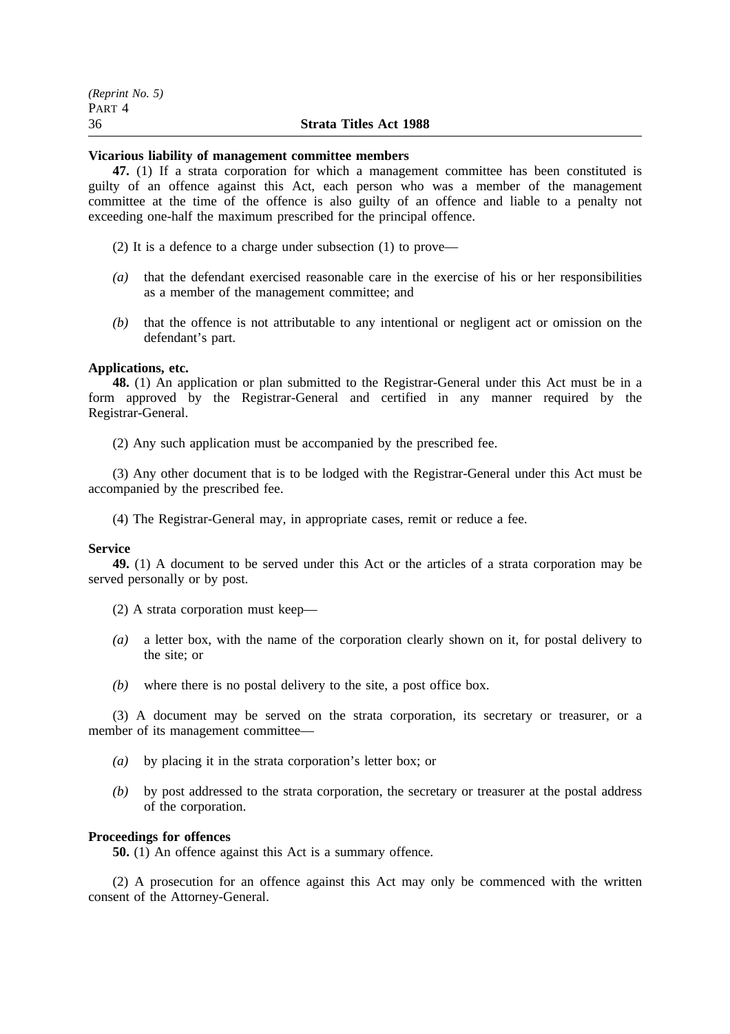**Vicarious liability of management committee members**

**47.** (1) If a strata corporation for which a management committee has been constituted is guilty of an offence against this Act, each person who was a member of the management committee at the time of the offence is also guilty of an offence and liable to a penalty not exceeding one-half the maximum prescribed for the principal offence.

(2) It is a defence to a charge under subsection (1) to prove—

*(a)* that the defendant exercised reasonable care in the exercise of his or her responsibilities as a member of the management committee; and

*(b)* that the offence is not attributable to any intentional or negligent act or omission on the defendant's part.

**Applications, etc.**

**48.** (1) An application or plan submitted to the Registrar-General under this Act must be in a form approved by the Registrar-General and certified in any manner required by the Registrar-General.

(2) Any such application must be accompanied by the prescribed fee.

(3) Any other document that is to be lodged with the Registrar-General under this Act must be accompanied by the prescribed fee.

(4) The Registrar-General may, in appropriate cases, remit or reduce a fee.

**Service**

**49.** (1) A document to be served under this Act or the articles of a strata corporation may be served personally or by post.

(2) A strata corporation must keep—

*(a)* a letter box, with the name of the corporation clearly shown on it, for postal delivery to the site; or

*(b)* where there is no postal delivery to the site, a post office box.

(3) A document may be served on the strata corporation, its secretary or treasurer, or a member of its management committee—

*(a)* by placing it in the strata corporation's letter box; or

*(b)* by post addressed to the strata corporation, the secretary or treasurer at the postal address of the corporation.

**Proceedings for offences**

**50.** (1) An offence against this Act is a summary offence.

(2) A prosecution for an offence against this Act may only be commenced with the written consent of the Attorney-General.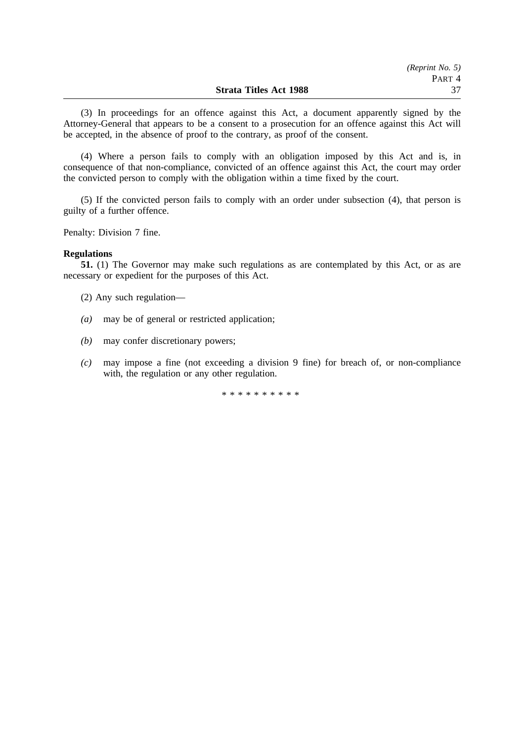(3) In proceedings for an offence against this Act, a document apparently signed by the Attorney-General that appears to be a consent to a prosecution for an offence against this Act will be accepted, in the absence of proof to the contrary, as proof of the consent.

(4) Where a person fails to comply with an obligation imposed by this Act and is, in consequence of that non-compliance, convicted of an offence against this Act, the court may order the convicted person to comply with the obligation within a time fixed by the court.

(5) If the convicted person fails to comply with an order under subsection (4), that person is guilty of a further offence.

Penalty: Division 7 fine.

**Regulations**

**51.** (1) The Governor may make such regulations as are contemplated by this Act, or as are necessary or expedient for the purposes of this Act.

(2) Any such regulation—

*(a)* may be of general or restricted application;

*(b)* may confer discretionary powers;

*(c)* may impose a fine (not exceeding a division 9 fine) for breach of, or non-compliance with, the regulation or any other regulation.

* * * * * * * * * *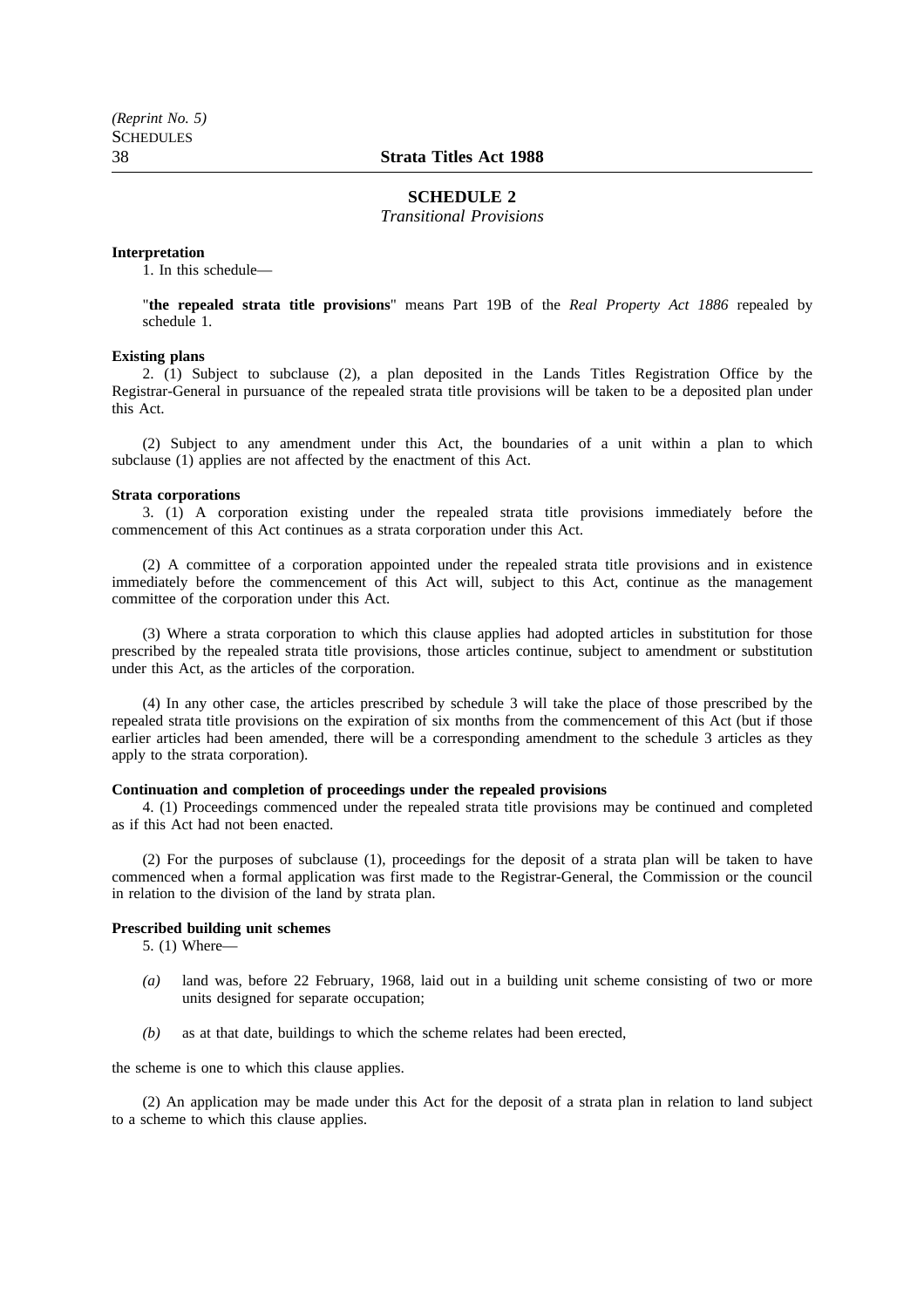## SCHEDULE 2

*Transitional Provisions*

**Interpretation**

1. In this schedule—

"**the repealed strata title provisions**" means Part 19B of the *Real Property Act 1886* repealed by schedule 1.

**Existing plans**

2. (1) Subject to subclause (2), a plan deposited in the Lands Titles Registration Office by the Registrar-General in pursuance of the repealed strata title provisions will be taken to be a deposited plan under this Act.

(2) Subject to any amendment under this Act, the boundaries of a unit within a plan to which subclause (1) applies are not affected by the enactment of this Act.

**Strata corporations**

3. (1) A corporation existing under the repealed strata title provisions immediately before the commencement of this Act continues as a strata corporation under this Act.

(2) A committee of a corporation appointed under the repealed strata title provisions and in existence immediately before the commencement of this Act will, subject to this Act, continue as the management committee of the corporation under this Act.

(3) Where a strata corporation to which this clause applies had adopted articles in substitution for those prescribed by the repealed strata title provisions, those articles continue, subject to amendment or substitution under this Act, as the articles of the corporation.

(4) In any other case, the articles prescribed by schedule 3 will take the place of those prescribed by the repealed strata title provisions on the expiration of six months from the commencement of this Act (but if those earlier articles had been amended, there will be a corresponding amendment to the schedule 3 articles as they apply to the strata corporation).

**Continuation and completion of proceedings under the repealed provisions**

4. (1) Proceedings commenced under the repealed strata title provisions may be continued and completed as if this Act had not been enacted.

(2) For the purposes of subclause (1), proceedings for the deposit of a strata plan will be taken to have commenced when a formal application was first made to the Registrar-General, the Commission or the council in relation to the division of the land by strata plan.

**Prescribed building unit schemes**

5. (1) Where—

*(a)* land was, before 22 February, 1968, laid out in a building unit scheme consisting of two or more units designed for separate occupation;

*(b)* as at that date, buildings to which the scheme relates had been erected,

the scheme is one to which this clause applies.

(2) An application may be made under this Act for the deposit of a strata plan in relation to land subject to a scheme to which this clause applies.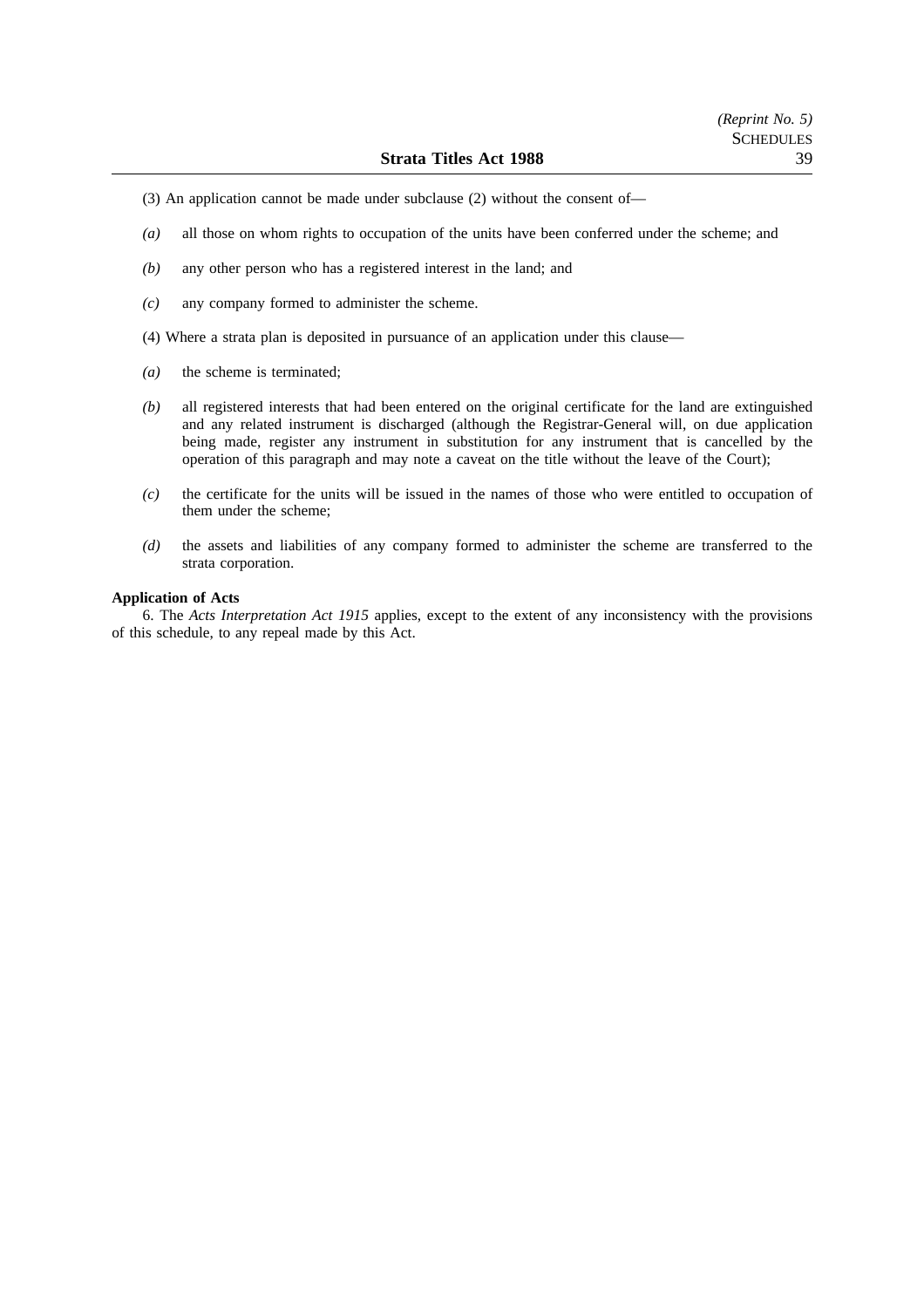(3) An application cannot be made under subclause (2) without the consent of—

*(a)* all those on whom rights to occupation of the units have been conferred under the scheme; and

*(b)* any other person who has a registered interest in the land; and

*(c)* any company formed to administer the scheme.

(4) Where a strata plan is deposited in pursuance of an application under this clause—

*(a)* the scheme is terminated;

*(b)* all registered interests that had been entered on the original certificate for the land are extinguished and any related instrument is discharged (although the Registrar-General will, on due application being made, register any instrument in substitution for any instrument that is cancelled by the operation of this paragraph and may note a caveat on the title without the leave of the Court);

*(c)* the certificate for the units will be issued in the names of those who were entitled to occupation of them under the scheme;

*(d)* the assets and liabilities of any company formed to administer the scheme are transferred to the strata corporation.

**Application of Acts**

6. The *Acts Interpretation Act 1915* applies, except to the extent of any inconsistency with the provisions of this schedule, to any repeal made by this Act.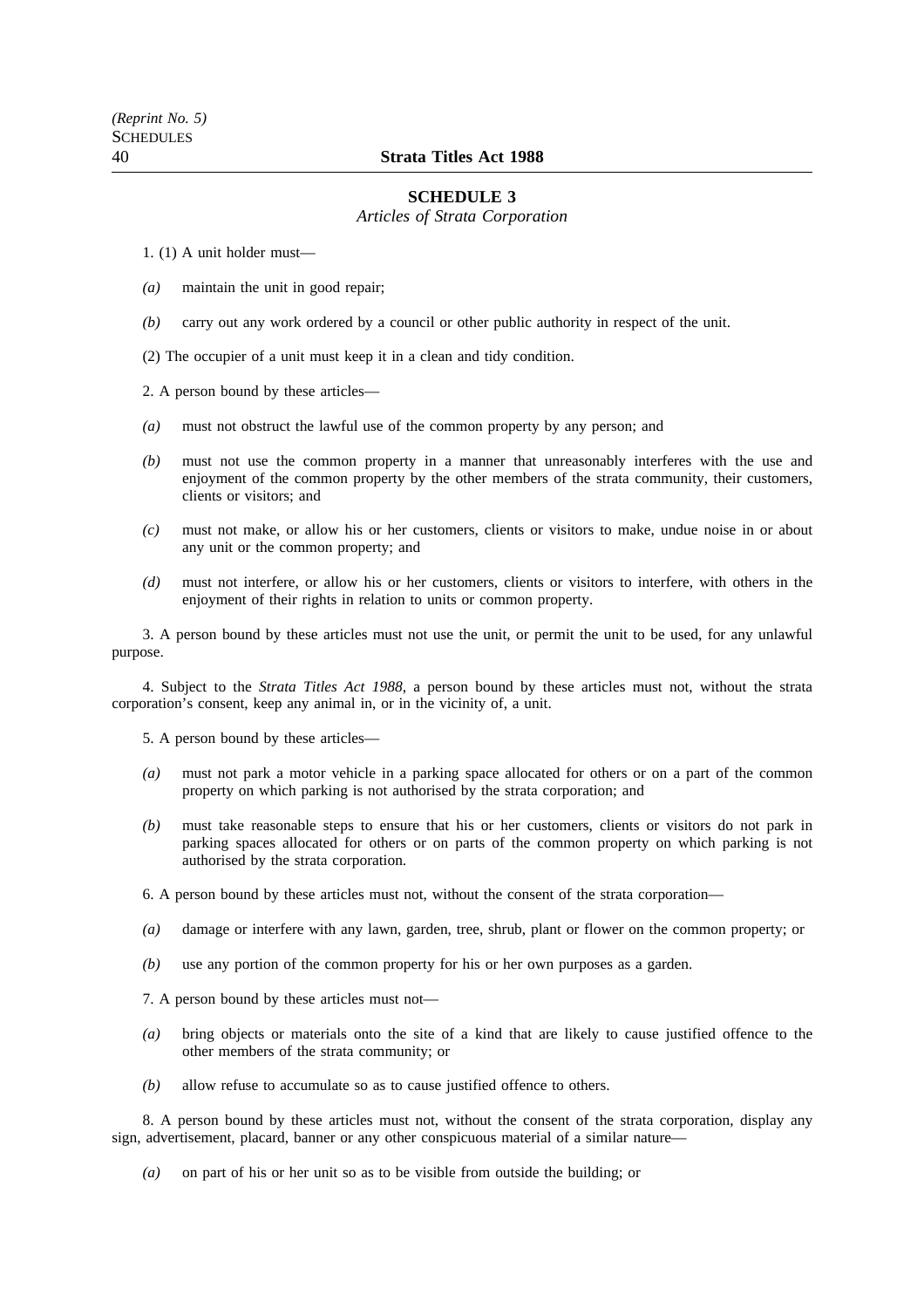## SCHEDULE 3

*Articles of Strata Corporation*

1. (1) A unit holder must—

*(a)* maintain the unit in good repair;

*(b)* carry out any work ordered by a council or other public authority in respect of the unit.

(2) The occupier of a unit must keep it in a clean and tidy condition.

2. A person bound by these articles—

*(a)* must not obstruct the lawful use of the common property by any person; and

*(b)* must not use the common property in a manner that unreasonably interferes with the use and enjoyment of the common property by the other members of the strata community, their customers, clients or visitors; and

*(c)* must not make, or allow his or her customers, clients or visitors to make, undue noise in or about any unit or the common property; and

*(d)* must not interfere, or allow his or her customers, clients or visitors to interfere, with others in the enjoyment of their rights in relation to units or common property.

3. A person bound by these articles must not use the unit, or permit the unit to be used, for any unlawful purpose.

4. Subject to the *Strata Titles Act 1988*, a person bound by these articles must not, without the strata corporation's consent, keep any animal in, or in the vicinity of, a unit.

5. A person bound by these articles—

*(a)* must not park a motor vehicle in a parking space allocated for others or on a part of the common property on which parking is not authorised by the strata corporation; and

*(b)* must take reasonable steps to ensure that his or her customers, clients or visitors do not park in parking spaces allocated for others or on parts of the common property on which parking is not authorised by the strata corporation.

6. A person bound by these articles must not, without the consent of the strata corporation—

*(a)* damage or interfere with any lawn, garden, tree, shrub, plant or flower on the common property; or

*(b)* use any portion of the common property for his or her own purposes as a garden.

7. A person bound by these articles must not—

*(a)* bring objects or materials onto the site of a kind that are likely to cause justified offence to the other members of the strata community; or

*(b)* allow refuse to accumulate so as to cause justified offence to others.

8. A person bound by these articles must not, without the consent of the strata corporation, display any sign, advertisement, placard, banner or any other conspicuous material of a similar nature—

*(a)* on part of his or her unit so as to be visible from outside the building; or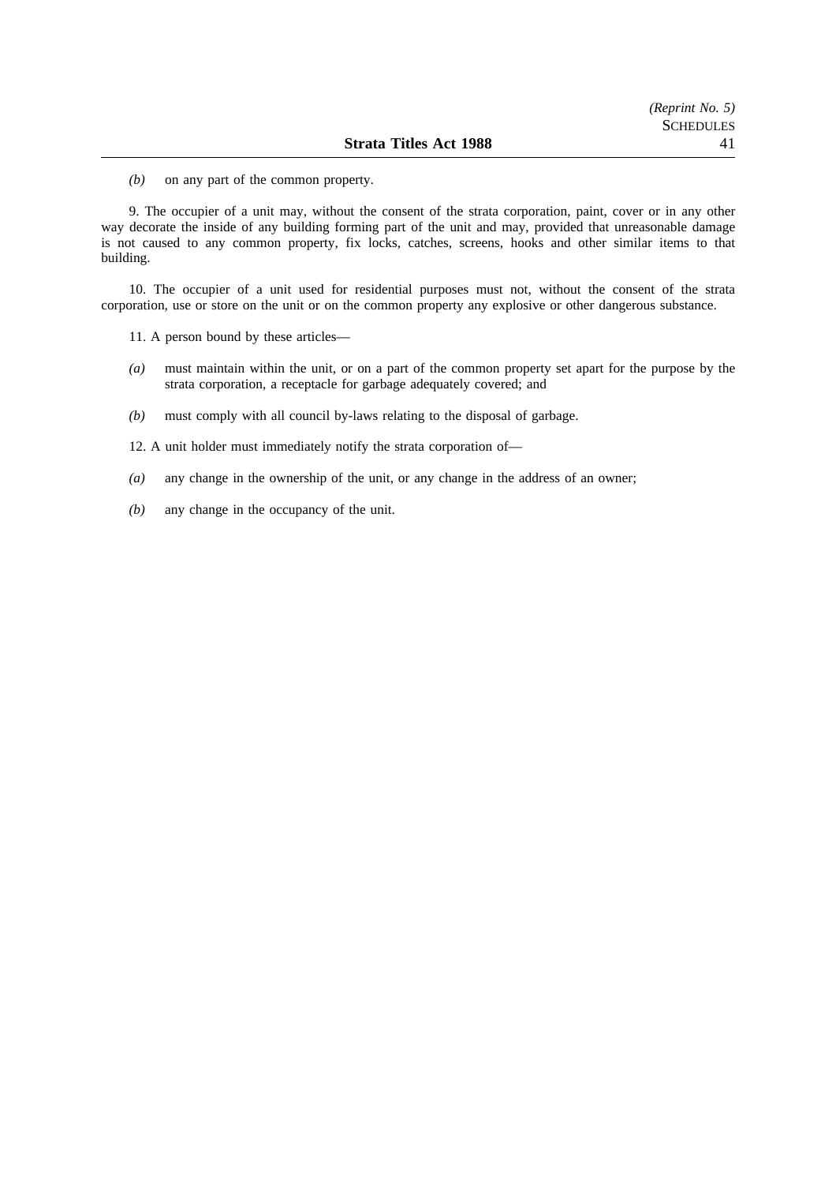*(b)* on any part of the common property.

9. The occupier of a unit may, without the consent of the strata corporation, paint, cover or in any other way decorate the inside of any building forming part of the unit and may, provided that unreasonable damage is not caused to any common property, fix locks, catches, screens, hooks and other similar items to that building.

10. The occupier of a unit used for residential purposes must not, without the consent of the strata corporation, use or store on the unit or on the common property any explosive or other dangerous substance.

11. A person bound by these articles—

*(a)* must maintain within the unit, or on a part of the common property set apart for the purpose by the strata corporation, a receptacle for garbage adequately covered; and

*(b)* must comply with all council by-laws relating to the disposal of garbage.

12. A unit holder must immediately notify the strata corporation of—

*(a)* any change in the ownership of the unit, or any change in the address of an owner;

*(b)* any change in the occupancy of the unit.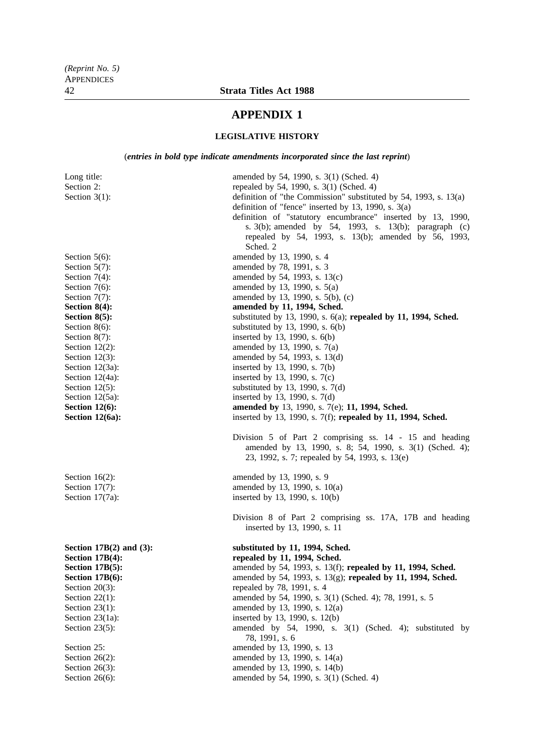# APPENDIX 1

## LEGISLATIVE HISTORY

(*entries in bold type indicate amendments incorporated since the last reprint*)

| | |
|---|---|
| Long title: | amended by 54, 1990, s. 3(1) (Sched. 4) |
| Section 2: | repealed by 54, 1990, s. 3(1) (Sched. 4) |
| Section 3(1): | definition of "the Commission" substituted by 54, 1993, s. 13(a)<br>definition of "fence" inserted by 13, 1990, s. 3(a)<br>definition of "statutory encumbrance" inserted by 13, 1990, s. 3(b); amended by 54, 1993, s. 13(b); paragraph (c) repealed by 54, 1993, s. 13(b); amended by 56, 1993, Sched. 2 |
| Section 5(6): | amended by 13, 1990, s. 4 |
| Section 5(7): | amended by 78, 1991, s. 3 |
| Section 7(4): | amended by 54, 1993, s. 13(c) |
| Section 7(6): | amended by 13, 1990, s. 5(a) |
| Section 7(7): | amended by 13, 1990, s. 5(b), (c) |
| **Section 8(4):** | **amended by 11, 1994, Sched.** |
| **Section 8(5):** | substituted by 13, 1990, s. 6(a); **repealed by 11, 1994, Sched.** |
| Section 8(6): | substituted by 13, 1990, s. 6(b) |
| Section 8(7): | inserted by 13, 1990, s. 6(b) |
| Section 12(2): | amended by 13, 1990, s. 7(a) |
| Section 12(3): | amended by 54, 1993, s. 13(d) |
| Section 12(3a): | inserted by 13, 1990, s. 7(b) |
| Section 12(4a): | inserted by 13, 1990, s. 7(c) |
| Section 12(5): | substituted by 13, 1990, s. 7(d) |
| Section 12(5a): | inserted by 13, 1990, s. 7(d) |
| **Section 12(6):** | **amended by** 13, 1990, s. 7(e); **11, 1994, Sched.** |
| **Section 12(6a):** | inserted by 13, 1990, s. 7(f); **repealed by 11, 1994, Sched.** |
| | Division 5 of Part 2 comprising ss. 14 - 15 and heading amended by 13, 1990, s. 8; 54, 1990, s. 3(1) (Sched. 4); 23, 1992, s. 7; repealed by 54, 1993, s. 13(e) |
| Section 16(2): | amended by 13, 1990, s. 9 |
| Section 17(7): | amended by 13, 1990, s. 10(a) |
| Section 17(7a): | inserted by 13, 1990, s. 10(b) |
| | Division 8 of Part 2 comprising ss. 17A, 17B and heading inserted by 13, 1990, s. 11 |
| **Section 17B(2) and (3):** | **substituted by 11, 1994, Sched.** |
| **Section 17B(4):** | **repealed by 11, 1994, Sched.** |
| **Section 17B(5):** | amended by 54, 1993, s. 13(f); **repealed by 11, 1994, Sched.** |
| **Section 17B(6):** | amended by 54, 1993, s. 13(g); **repealed by 11, 1994, Sched.** |
| Section 20(3): | repealed by 78, 1991, s. 4 |
| Section 22(1): | amended by 54, 1990, s. 3(1) (Sched. 4); 78, 1991, s. 5 |
| Section 23(1): | amended by 13, 1990, s. 12(a) |
| Section 23(1a): | inserted by 13, 1990, s. 12(b) |
| Section 23(5): | amended by 54, 1990, s. 3(1) (Sched. 4); substituted by 78, 1991, s. 6 |
| Section 25: | amended by 13, 1990, s. 13 |
| Section 26(2): | amended by 13, 1990, s. 14(a) |
| Section 26(3): | amended by 13, 1990, s. 14(b) |
| Section 26(6): | amended by 54, 1990, s. 3(1) (Sched. 4) |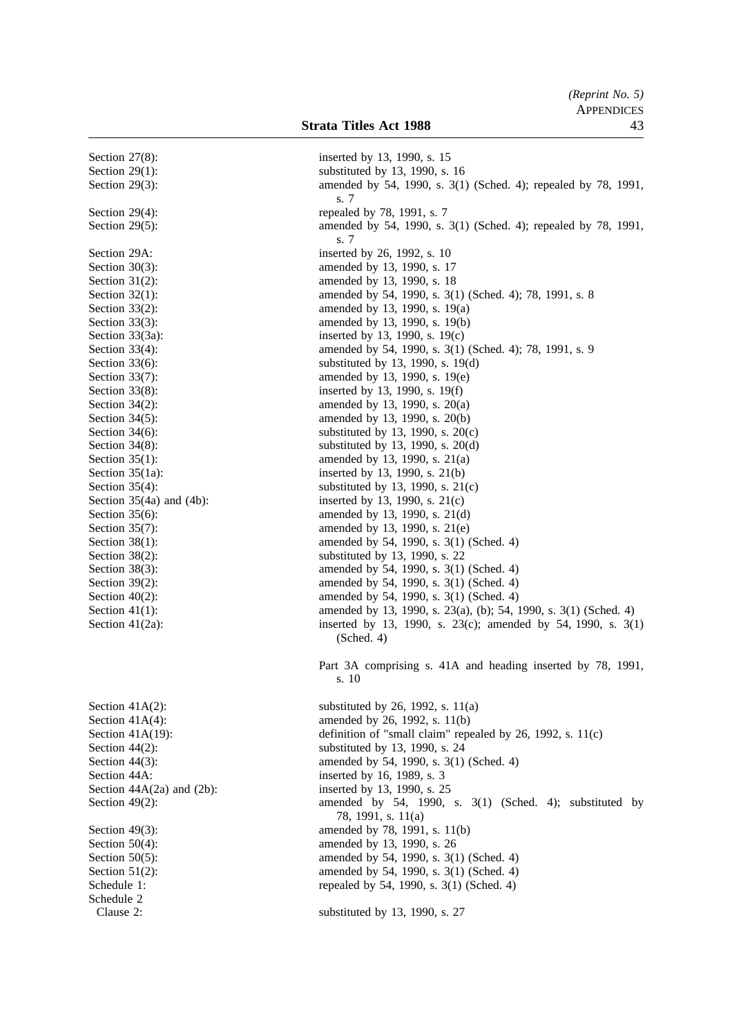| | |
|---|---|
| Section 27(8): | inserted by 13, 1990, s. 15 |
| Section 29(1): | substituted by 13, 1990, s. 16 |
| Section 29(3): | amended by 54, 1990, s. 3(1) (Sched. 4); repealed by 78, 1991, s. 7 |
| Section 29(4): | repealed by 78, 1991, s. 7 |
| Section 29(5): | amended by 54, 1990, s. 3(1) (Sched. 4); repealed by 78, 1991, s. 7 |
| Section 29A: | inserted by 26, 1992, s. 10 |
| Section 30(3): | amended by 13, 1990, s. 17 |
| Section 31(2): | amended by 13, 1990, s. 18 |
| Section 32(1): | amended by 54, 1990, s. 3(1) (Sched. 4); 78, 1991, s. 8 |
| Section 33(2): | amended by 13, 1990, s. 19(a) |
| Section 33(3): | amended by 13, 1990, s. 19(b) |
| Section 33(3a): | inserted by 13, 1990, s. 19(c) |
| Section 33(4): | amended by 54, 1990, s. 3(1) (Sched. 4); 78, 1991, s. 9 |
| Section 33(6): | substituted by 13, 1990, s. 19(d) |
| Section 33(7): | amended by 13, 1990, s. 19(e) |
| Section 33(8): | inserted by 13, 1990, s. 19(f) |
| Section 34(2): | amended by 13, 1990, s. 20(a) |
| Section 34(5): | amended by 13, 1990, s. 20(b) |
| Section 34(6): | substituted by 13, 1990, s. 20(c) |
| Section 34(8): | substituted by 13, 1990, s. 20(d) |
| Section 35(1): | amended by 13, 1990, s. 21(a) |
| Section 35(1a): | inserted by 13, 1990, s. 21(b) |
| Section 35(4): | substituted by 13, 1990, s. 21(c) |
| Section 35(4a) and (4b): | inserted by 13, 1990, s. 21(c) |
| Section 35(6): | amended by 13, 1990, s. 21(d) |
| Section 35(7): | amended by 13, 1990, s. 21(e) |
| Section 38(1): | amended by 54, 1990, s. 3(1) (Sched. 4) |
| Section 38(2): | substituted by 13, 1990, s. 22 |
| Section 38(3): | amended by 54, 1990, s. 3(1) (Sched. 4) |
| Section 39(2): | amended by 54, 1990, s. 3(1) (Sched. 4) |
| Section 40(2): | amended by 54, 1990, s. 3(1) (Sched. 4) |
| Section 41(1): | amended by 13, 1990, s. 23(a), (b); 54, 1990, s. 3(1) (Sched. 4) |
| Section 41(2a): | inserted by 13, 1990, s. 23(c); amended by 54, 1990, s. 3(1) (Sched. 4) |
| | Part 3A comprising s. 41A and heading inserted by 78, 1991, s. 10 |
| Section 41A(2): | substituted by 26, 1992, s. 11(a) |
| Section 41A(4): | amended by 26, 1992, s. 11(b) |
| Section 41A(19): | definition of "small claim" repealed by 26, 1992, s. 11(c) |
| Section 44(2): | substituted by 13, 1990, s. 24 |
| Section 44(3): | amended by 54, 1990, s. 3(1) (Sched. 4) |
| Section 44A: | inserted by 16, 1989, s. 3 |
| Section 44A(2a) and (2b): | inserted by 13, 1990, s. 25 |
| Section 49(2): | amended by 54, 1990, s. 3(1) (Sched. 4); substituted by 78, 1991, s. 11(a) |
| Section 49(3): | amended by 78, 1991, s. 11(b) |
| Section 50(4): | amended by 13, 1990, s. 26 |
| Section 50(5): | amended by 54, 1990, s. 3(1) (Sched. 4) |
| Section 51(2): | amended by 54, 1990, s. 3(1) (Sched. 4) |
| Schedule 1: | repealed by 54, 1990, s. 3(1) (Sched. 4) |
| Schedule 2 | |
| Clause 2: | substituted by 13, 1990, s. 27 |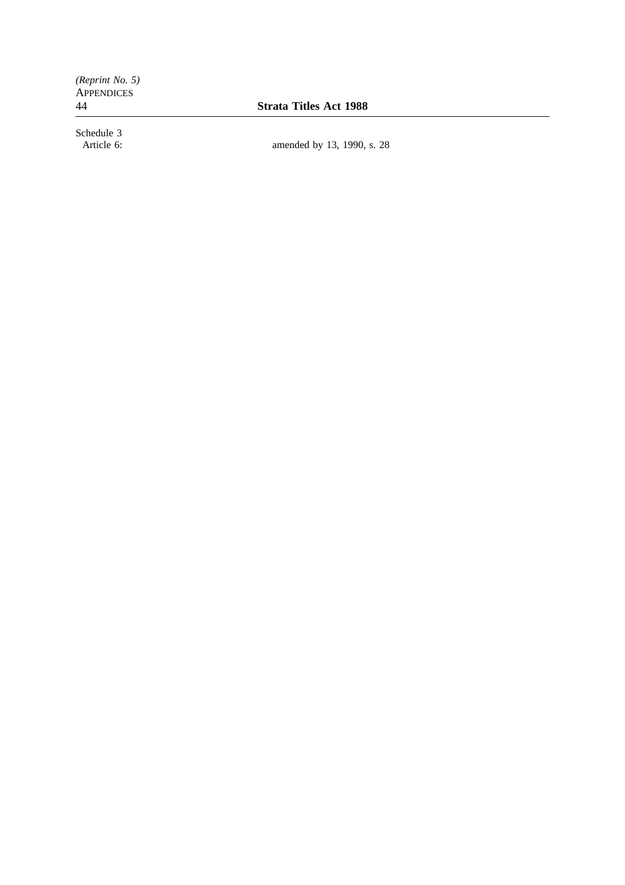Schedule 3

Article 6: amended by 13, 1990, s. 28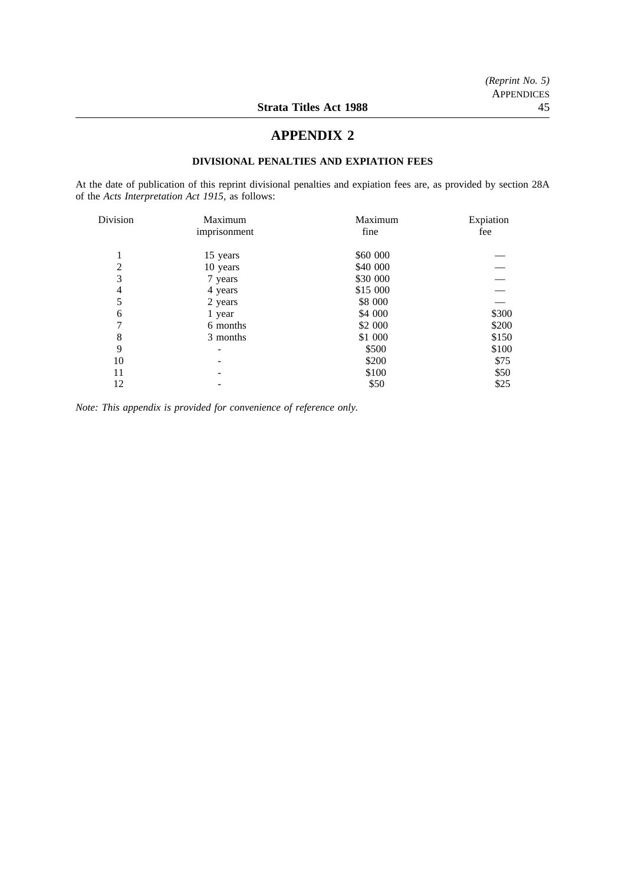# APPENDIX 2

### DIVISIONAL PENALTIES AND EXPIATION FEES

At the date of publication of this reprint divisional penalties and expiation fees are, as provided by section 28A of the *Acts Interpretation Act 1915*, as follows:

| Division | Maximum imprisonment | Maximum fine | Expiation fee |
|---|---|---|---|
| 1 | 15 years | $60 000 | — |
| 2 | 10 years | $40 000 | — |
| 3 | 7 years | $30 000 | — |
| 4 | 4 years | $15 000 | — |
| 5 | 2 years | $8 000 | — |
| 6 | 1 year | $4 000 | $300 |
| 7 | 6 months | $2 000 | $200 |
| 8 | 3 months | $1 000 | $150 |
| 9 | - | $500 | $100 |
| 10 | - | $200 | $75 |
| 11 | - | $100 | $50 |
| 12 | - | $50 | $25 |

*Note: This appendix is provided for convenience of reference only.*